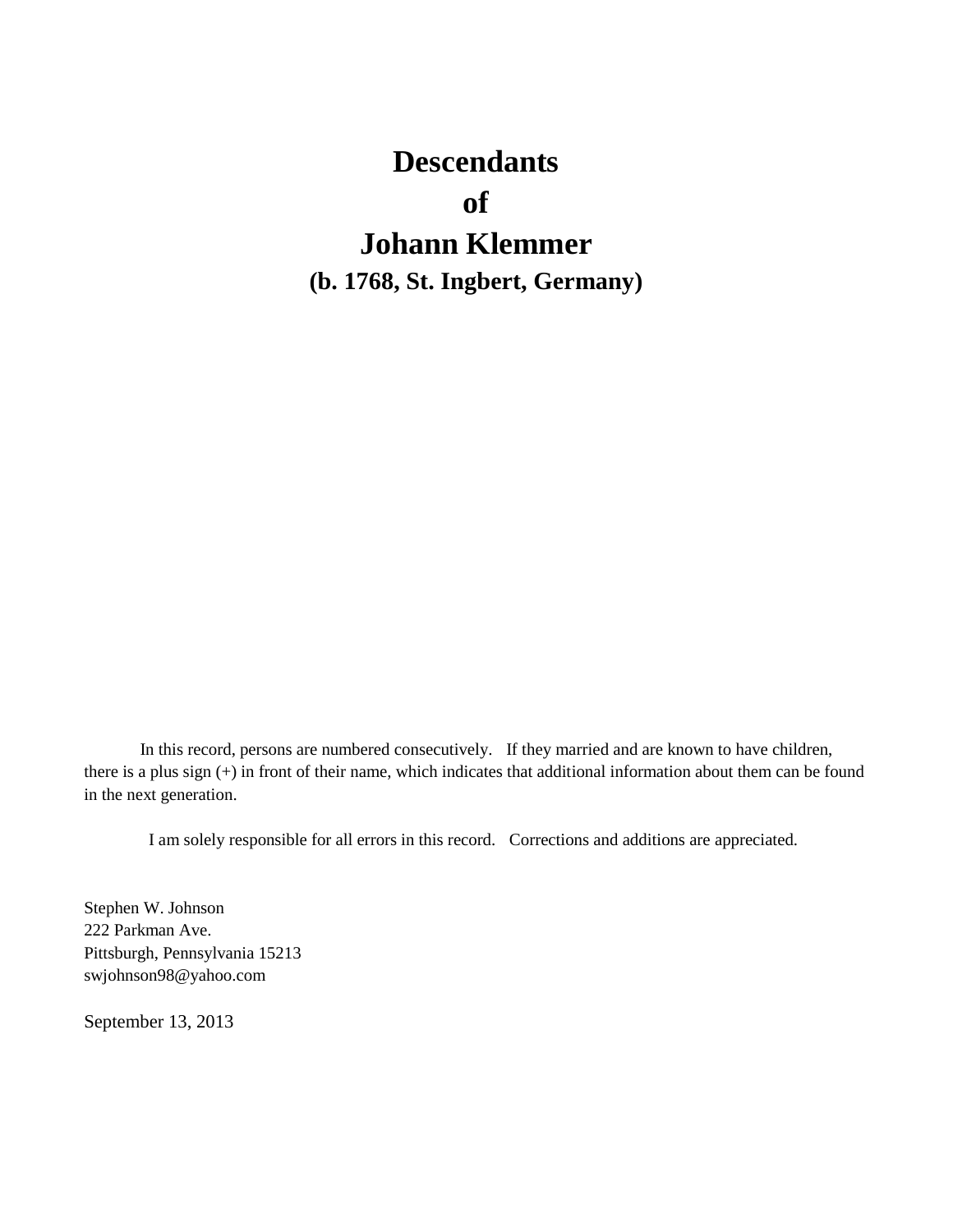# Descendants
# of
# Johann Klemmer

**(b. 1768, St. Ingbert, Germany)**

In this record, persons are numbered consecutively. If they married and are known to have children, there is a plus sign (+) in front of their name, which indicates that additional information about them can be found in the next generation.

I am solely responsible for all errors in this record. Corrections and additions are appreciated.

Stephen W. Johnson
222 Parkman Ave.
Pittsburgh, Pennsylvania 15213
swjohnson98@yahoo.com

September 13, 2013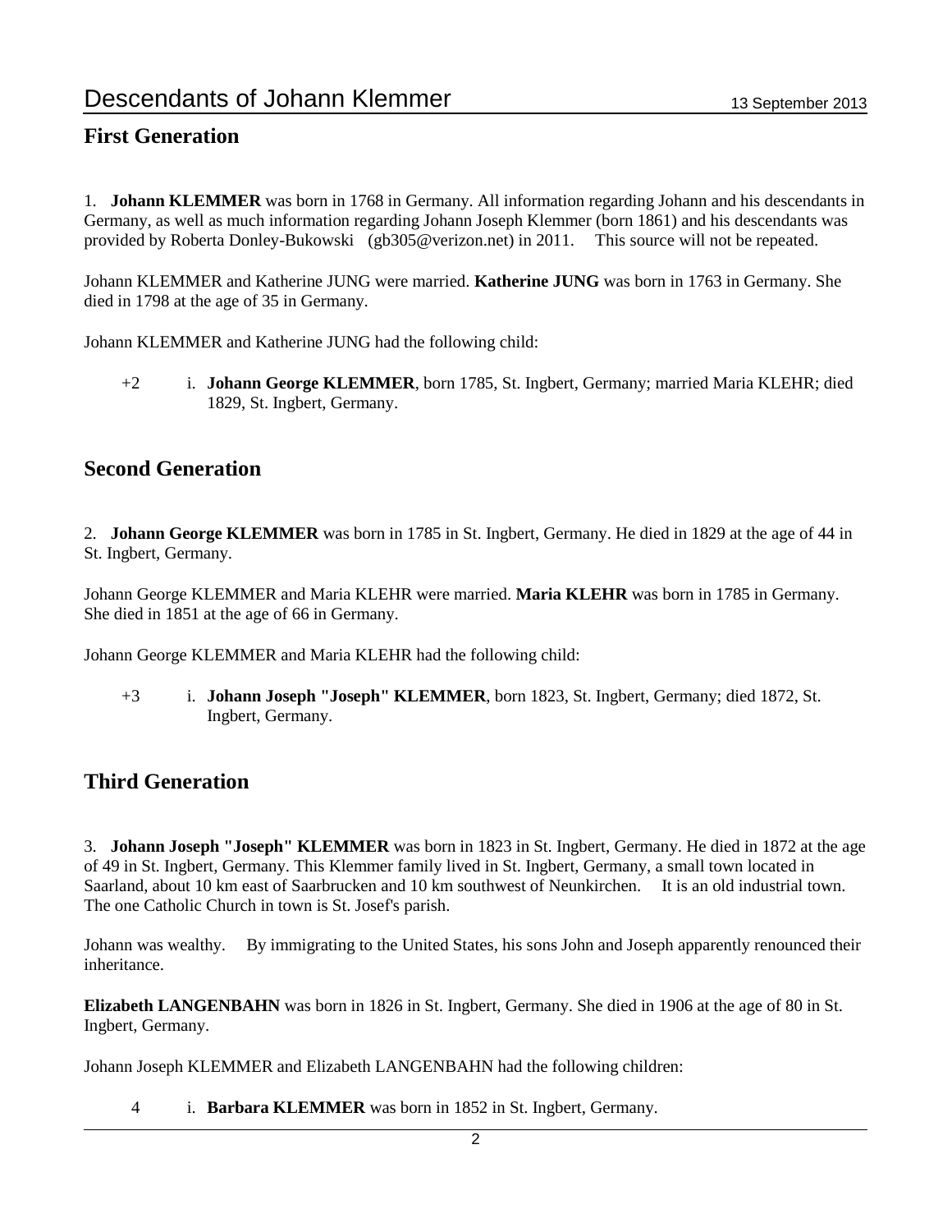# Descendants of Johann Klemmer

13 September 2013

## First Generation

1. **Johann KLEMMER** was born in 1768 in Germany. All information regarding Johann and his descendants in Germany, as well as much information regarding Johann Joseph Klemmer (born 1861) and his descendants was provided by Roberta Donley-Bukowski (gb305@verizon.net) in 2011. This source will not be repeated.

Johann KLEMMER and Katherine JUNG were married. **Katherine JUNG** was born in 1763 in Germany. She died in 1798 at the age of 35 in Germany.

Johann KLEMMER and Katherine JUNG had the following child:

+2 i. **Johann George KLEMMER**, born 1785, St. Ingbert, Germany; married Maria KLEHR; died 1829, St. Ingbert, Germany.

## Second Generation

2. **Johann George KLEMMER** was born in 1785 in St. Ingbert, Germany. He died in 1829 at the age of 44 in St. Ingbert, Germany.

Johann George KLEMMER and Maria KLEHR were married. **Maria KLEHR** was born in 1785 in Germany. She died in 1851 at the age of 66 in Germany.

Johann George KLEMMER and Maria KLEHR had the following child:

+3 i. **Johann Joseph "Joseph" KLEMMER**, born 1823, St. Ingbert, Germany; died 1872, St. Ingbert, Germany.

## Third Generation

3. **Johann Joseph "Joseph" KLEMMER** was born in 1823 in St. Ingbert, Germany. He died in 1872 at the age of 49 in St. Ingbert, Germany. This Klemmer family lived in St. Ingbert, Germany, a small town located in Saarland, about 10 km east of Saarbrucken and 10 km southwest of Neunkirchen. It is an old industrial town. The one Catholic Church in town is St. Josef's parish.

Johann was wealthy. By immigrating to the United States, his sons John and Joseph apparently renounced their inheritance.

**Elizabeth LANGENBAHN** was born in 1826 in St. Ingbert, Germany. She died in 1906 at the age of 80 in St. Ingbert, Germany.

Johann Joseph KLEMMER and Elizabeth LANGENBAHN had the following children:

4 i. **Barbara KLEMMER** was born in 1852 in St. Ingbert, Germany.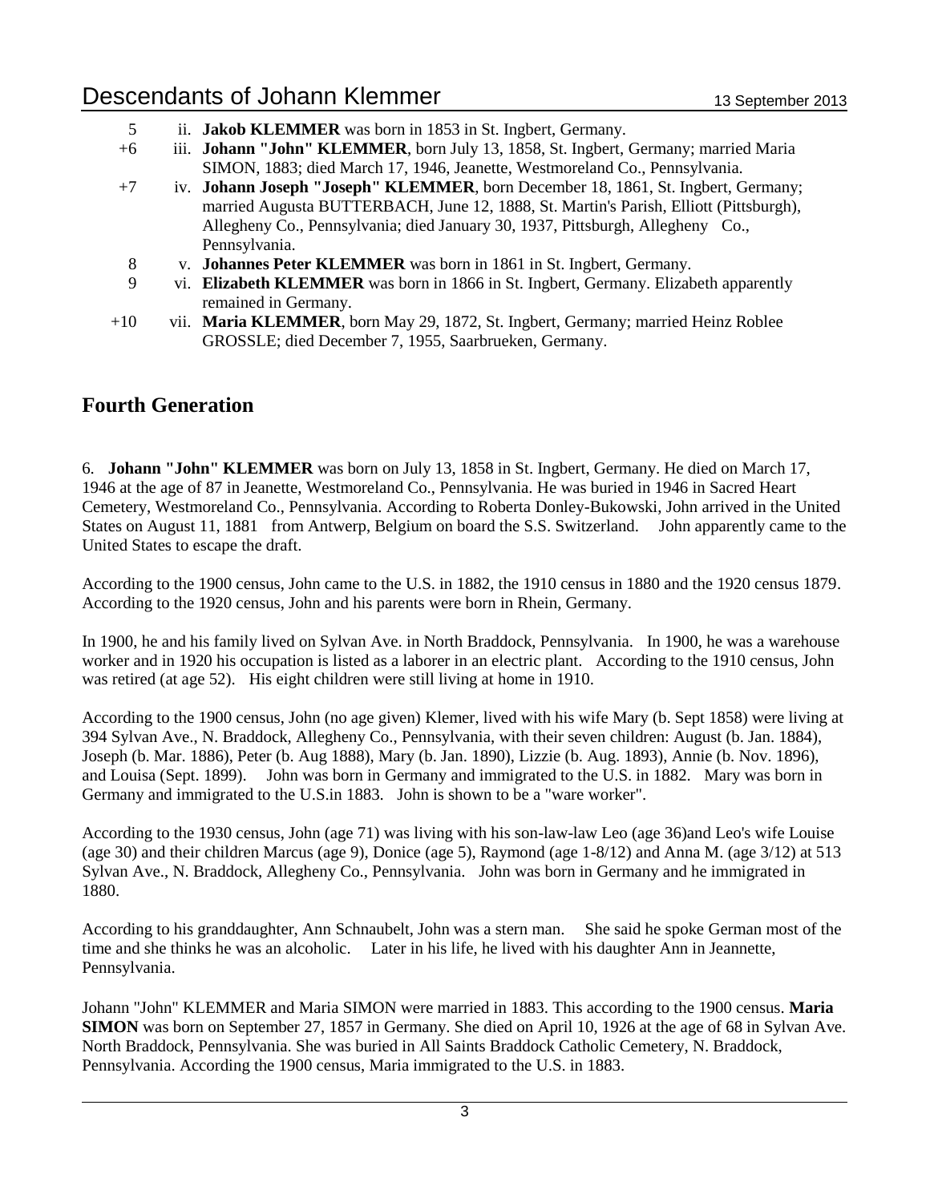5 ii. **Jakob KLEMMER** was born in 1853 in St. Ingbert, Germany.

+6 iii. **Johann "John" KLEMMER**, born July 13, 1858, St. Ingbert, Germany; married Maria SIMON, 1883; died March 17, 1946, Jeanette, Westmoreland Co., Pennsylvania.

+7 iv. **Johann Joseph "Joseph" KLEMMER**, born December 18, 1861, St. Ingbert, Germany; married Augusta BUTTERBACH, June 12, 1888, St. Martin's Parish, Elliott (Pittsburgh), Allegheny Co., Pennsylvania; died January 30, 1937, Pittsburgh, Allegheny Co., Pennsylvania.

8 v. **Johannes Peter KLEMMER** was born in 1861 in St. Ingbert, Germany.

9 vi. **Elizabeth KLEMMER** was born in 1866 in St. Ingbert, Germany. Elizabeth apparently remained in Germany.

+10 vii. **Maria KLEMMER**, born May 29, 1872, St. Ingbert, Germany; married Heinz Roblee GROSSLE; died December 7, 1955, Saarbrueken, Germany.

## Fourth Generation

6. **Johann "John" KLEMMER** was born on July 13, 1858 in St. Ingbert, Germany. He died on March 17, 1946 at the age of 87 in Jeanette, Westmoreland Co., Pennsylvania. He was buried in 1946 in Sacred Heart Cemetery, Westmoreland Co., Pennsylvania. According to Roberta Donley-Bukowski, John arrived in the United States on August 11, 1881 from Antwerp, Belgium on board the S.S. Switzerland. John apparently came to the United States to escape the draft.

According to the 1900 census, John came to the U.S. in 1882, the 1910 census in 1880 and the 1920 census 1879. According to the 1920 census, John and his parents were born in Rhein, Germany.

In 1900, he and his family lived on Sylvan Ave. in North Braddock, Pennsylvania. In 1900, he was a warehouse worker and in 1920 his occupation is listed as a laborer in an electric plant. According to the 1910 census, John was retired (at age 52). His eight children were still living at home in 1910.

According to the 1900 census, John (no age given) Klemer, lived with his wife Mary (b. Sept 1858) were living at 394 Sylvan Ave., N. Braddock, Allegheny Co., Pennsylvania, with their seven children: August (b. Jan. 1884), Joseph (b. Mar. 1886), Peter (b. Aug 1888), Mary (b. Jan. 1890), Lizzie (b. Aug. 1893), Annie (b. Nov. 1896), and Louisa (Sept. 1899). John was born in Germany and immigrated to the U.S. in 1882. Mary was born in Germany and immigrated to the U.S.in 1883. John is shown to be a "ware worker".

According to the 1930 census, John (age 71) was living with his son-law-law Leo (age 36)and Leo's wife Louise (age 30) and their children Marcus (age 9), Donice (age 5), Raymond (age 1-8/12) and Anna M. (age 3/12) at 513 Sylvan Ave., N. Braddock, Allegheny Co., Pennsylvania. John was born in Germany and he immigrated in 1880.

According to his granddaughter, Ann Schnaubelt, John was a stern man. She said he spoke German most of the time and she thinks he was an alcoholic. Later in his life, he lived with his daughter Ann in Jeannette, Pennsylvania.

Johann "John" KLEMMER and Maria SIMON were married in 1883. This according to the 1900 census. **Maria SIMON** was born on September 27, 1857 in Germany. She died on April 10, 1926 at the age of 68 in Sylvan Ave. North Braddock, Pennsylvania. She was buried in All Saints Braddock Catholic Cemetery, N. Braddock, Pennsylvania. According the 1900 census, Maria immigrated to the U.S. in 1883.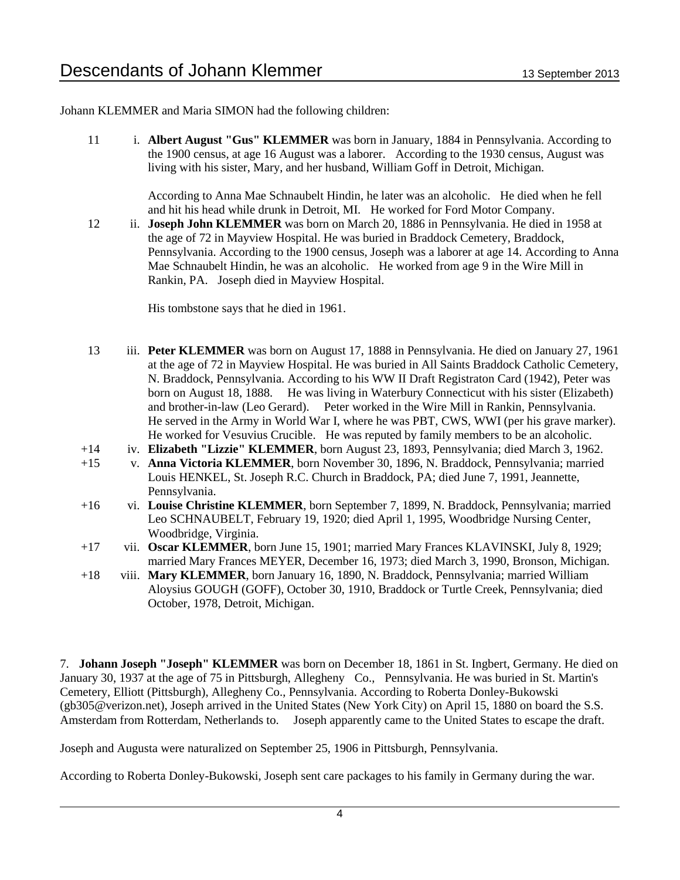Johann KLEMMER and Maria SIMON had the following children:

11 i. **Albert August "Gus" KLEMMER** was born in January, 1884 in Pennsylvania. According to the 1900 census, at age 16 August was a laborer. According to the 1930 census, August was living with his sister, Mary, and her husband, William Goff in Detroit, Michigan.

According to Anna Mae Schnaubelt Hindin, he later was an alcoholic. He died when he fell and hit his head while drunk in Detroit, MI. He worked for Ford Motor Company.

12 ii. **Joseph John KLEMMER** was born on March 20, 1886 in Pennsylvania. He died in 1958 at the age of 72 in Mayview Hospital. He was buried in Braddock Cemetery, Braddock, Pennsylvania. According to the 1900 census, Joseph was a laborer at age 14. According to Anna Mae Schnaubelt Hindin, he was an alcoholic. He worked from age 9 in the Wire Mill in Rankin, PA. Joseph died in Mayview Hospital.

His tombstone says that he died in 1961.

13 iii. **Peter KLEMMER** was born on August 17, 1888 in Pennsylvania. He died on January 27, 1961 at the age of 72 in Mayview Hospital. He was buried in All Saints Braddock Catholic Cemetery, N. Braddock, Pennsylvania. According to his WW II Draft Registraton Card (1942), Peter was born on August 18, 1888. He was living in Waterbury Connecticut with his sister (Elizabeth) and brother-in-law (Leo Gerard). Peter worked in the Wire Mill in Rankin, Pennsylvania. He served in the Army in World War I, where he was PBT, CWS, WWI (per his grave marker). He worked for Vesuvius Crucible. He was reputed by family members to be an alcoholic.

+14 iv. **Elizabeth "Lizzie" KLEMMER**, born August 23, 1893, Pennsylvania; died March 3, 1962.

+15 v. **Anna Victoria KLEMMER**, born November 30, 1896, N. Braddock, Pennsylvania; married Louis HENKEL, St. Joseph R.C. Church in Braddock, PA; died June 7, 1991, Jeannette, Pennsylvania.

+16 vi. **Louise Christine KLEMMER**, born September 7, 1899, N. Braddock, Pennsylvania; married Leo SCHNAUBELT, February 19, 1920; died April 1, 1995, Woodbridge Nursing Center, Woodbridge, Virginia.

+17 vii. **Oscar KLEMMER**, born June 15, 1901; married Mary Frances KLAVINSKI, July 8, 1929; married Mary Frances MEYER, December 16, 1973; died March 3, 1990, Bronson, Michigan.

+18 viii. **Mary KLEMMER**, born January 16, 1890, N. Braddock, Pennsylvania; married William Aloysius GOUGH (GOFF), October 30, 1910, Braddock or Turtle Creek, Pennsylvania; died October, 1978, Detroit, Michigan.

7. **Johann Joseph "Joseph" KLEMMER** was born on December 18, 1861 in St. Ingbert, Germany. He died on January 30, 1937 at the age of 75 in Pittsburgh, Allegheny Co., Pennsylvania. He was buried in St. Martin's Cemetery, Elliott (Pittsburgh), Allegheny Co., Pennsylvania. According to Roberta Donley-Bukowski (gb305@verizon.net), Joseph arrived in the United States (New York City) on April 15, 1880 on board the S.S. Amsterdam from Rotterdam, Netherlands to. Joseph apparently came to the United States to escape the draft.

Joseph and Augusta were naturalized on September 25, 1906 in Pittsburgh, Pennsylvania.

According to Roberta Donley-Bukowski, Joseph sent care packages to his family in Germany during the war.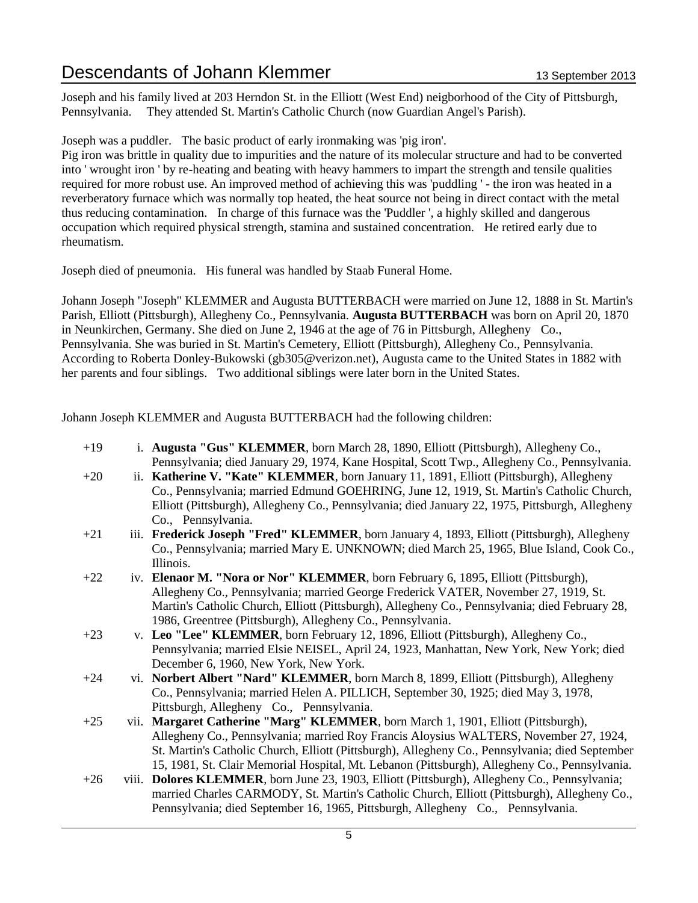Joseph and his family lived at 203 Herndon St. in the Elliott (West End) neigborhood of the City of Pittsburgh, Pennsylvania. They attended St. Martin's Catholic Church (now Guardian Angel's Parish).

Joseph was a puddler. The basic product of early ironmaking was 'pig iron'.
Pig iron was brittle in quality due to impurities and the nature of its molecular structure and had to be converted into ' wrought iron ' by re-heating and beating with heavy hammers to impart the strength and tensile qualities required for more robust use. An improved method of achieving this was 'puddling ' - the iron was heated in a reverberatory furnace which was normally top heated, the heat source not being in direct contact with the metal thus reducing contamination. In charge of this furnace was the 'Puddler ', a highly skilled and dangerous occupation which required physical strength, stamina and sustained concentration. He retired early due to rheumatism.

Joseph died of pneumonia. His funeral was handled by Staab Funeral Home.

Johann Joseph "Joseph" KLEMMER and Augusta BUTTERBACH were married on June 12, 1888 in St. Martin's Parish, Elliott (Pittsburgh), Allegheny Co., Pennsylvania. **Augusta BUTTERBACH** was born on April 20, 1870 in Neunkirchen, Germany. She died on June 2, 1946 at the age of 76 in Pittsburgh, Allegheny Co., Pennsylvania. She was buried in St. Martin's Cemetery, Elliott (Pittsburgh), Allegheny Co., Pennsylvania. According to Roberta Donley-Bukowski (gb305@verizon.net), Augusta came to the United States in 1882 with her parents and four siblings. Two additional siblings were later born in the United States.

Johann Joseph KLEMMER and Augusta BUTTERBACH had the following children:

+19 i. **Augusta "Gus" KLEMMER**, born March 28, 1890, Elliott (Pittsburgh), Allegheny Co., Pennsylvania; died January 29, 1974, Kane Hospital, Scott Twp., Allegheny Co., Pennsylvania.

+20 ii. **Katherine V. "Kate" KLEMMER**, born January 11, 1891, Elliott (Pittsburgh), Allegheny Co., Pennsylvania; married Edmund GOEHRING, June 12, 1919, St. Martin's Catholic Church, Elliott (Pittsburgh), Allegheny Co., Pennsylvania; died January 22, 1975, Pittsburgh, Allegheny Co., Pennsylvania.

+21 iii. **Frederick Joseph "Fred" KLEMMER**, born January 4, 1893, Elliott (Pittsburgh), Allegheny Co., Pennsylvania; married Mary E. UNKNOWN; died March 25, 1965, Blue Island, Cook Co., Illinois.

+22 iv. **Elenaor M. "Nora or Nor" KLEMMER**, born February 6, 1895, Elliott (Pittsburgh), Allegheny Co., Pennsylvania; married George Frederick VATER, November 27, 1919, St. Martin's Catholic Church, Elliott (Pittsburgh), Allegheny Co., Pennsylvania; died February 28, 1986, Greentree (Pittsburgh), Allegheny Co., Pennsylvania.

+23 v. **Leo "Lee" KLEMMER**, born February 12, 1896, Elliott (Pittsburgh), Allegheny Co., Pennsylvania; married Elsie NEISEL, April 24, 1923, Manhattan, New York, New York; died December 6, 1960, New York, New York.

+24 vi. **Norbert Albert "Nard" KLEMMER**, born March 8, 1899, Elliott (Pittsburgh), Allegheny Co., Pennsylvania; married Helen A. PILLICH, September 30, 1925; died May 3, 1978, Pittsburgh, Allegheny Co., Pennsylvania.

+25 vii. **Margaret Catherine "Marg" KLEMMER**, born March 1, 1901, Elliott (Pittsburgh), Allegheny Co., Pennsylvania; married Roy Francis Aloysius WALTERS, November 27, 1924, St. Martin's Catholic Church, Elliott (Pittsburgh), Allegheny Co., Pennsylvania; died September 15, 1981, St. Clair Memorial Hospital, Mt. Lebanon (Pittsburgh), Allegheny Co., Pennsylvania.

+26 viii. **Dolores KLEMMER**, born June 23, 1903, Elliott (Pittsburgh), Allegheny Co., Pennsylvania; married Charles CARMODY, St. Martin's Catholic Church, Elliott (Pittsburgh), Allegheny Co., Pennsylvania; died September 16, 1965, Pittsburgh, Allegheny Co., Pennsylvania.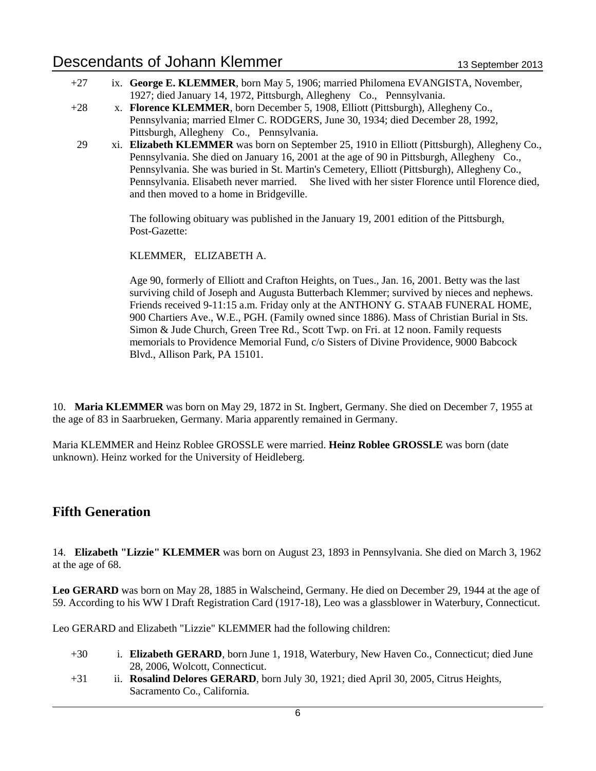+27 ix. **George E. KLEMMER**, born May 5, 1906; married Philomena EVANGISTA, November, 1927; died January 14, 1972, Pittsburgh, Allegheny Co., Pennsylvania.

+28 x. **Florence KLEMMER**, born December 5, 1908, Elliott (Pittsburgh), Allegheny Co., Pennsylvania; married Elmer C. RODGERS, June 30, 1934; died December 28, 1992, Pittsburgh, Allegheny Co., Pennsylvania.

29 xi. **Elizabeth KLEMMER** was born on September 25, 1910 in Elliott (Pittsburgh), Allegheny Co., Pennsylvania. She died on January 16, 2001 at the age of 90 in Pittsburgh, Allegheny Co., Pennsylvania. She was buried in St. Martin's Cemetery, Elliott (Pittsburgh), Allegheny Co., Pennsylvania. Elisabeth never married. She lived with her sister Florence until Florence died, and then moved to a home in Bridgeville.

The following obituary was published in the January 19, 2001 edition of the Pittsburgh, Post-Gazette:

KLEMMER, ELIZABETH A.

Age 90, formerly of Elliott and Crafton Heights, on Tues., Jan. 16, 2001. Betty was the last surviving child of Joseph and Augusta Butterbach Klemmer; survived by nieces and nephews. Friends received 9-11:15 a.m. Friday only at the ANTHONY G. STAAB FUNERAL HOME, 900 Chartiers Ave., W.E., PGH. (Family owned since 1886). Mass of Christian Burial in Sts. Simon & Jude Church, Green Tree Rd., Scott Twp. on Fri. at 12 noon. Family requests memorials to Providence Memorial Fund, c/o Sisters of Divine Providence, 9000 Babcock Blvd., Allison Park, PA 15101.

10. **Maria KLEMMER** was born on May 29, 1872 in St. Ingbert, Germany. She died on December 7, 1955 at the age of 83 in Saarbrueken, Germany. Maria apparently remained in Germany.

Maria KLEMMER and Heinz Roblee GROSSLE were married. **Heinz Roblee GROSSLE** was born (date unknown). Heinz worked for the University of Heidleberg.

## Fifth Generation

14. **Elizabeth "Lizzie" KLEMMER** was born on August 23, 1893 in Pennsylvania. She died on March 3, 1962 at the age of 68.

**Leo GERARD** was born on May 28, 1885 in Walscheind, Germany. He died on December 29, 1944 at the age of 59. According to his WW I Draft Registration Card (1917-18), Leo was a glassblower in Waterbury, Connecticut.

Leo GERARD and Elizabeth "Lizzie" KLEMMER had the following children:

+30 i. **Elizabeth GERARD**, born June 1, 1918, Waterbury, New Haven Co., Connecticut; died June 28, 2006, Wolcott, Connecticut.

+31 ii. **Rosalind Delores GERARD**, born July 30, 1921; died April 30, 2005, Citrus Heights, Sacramento Co., California.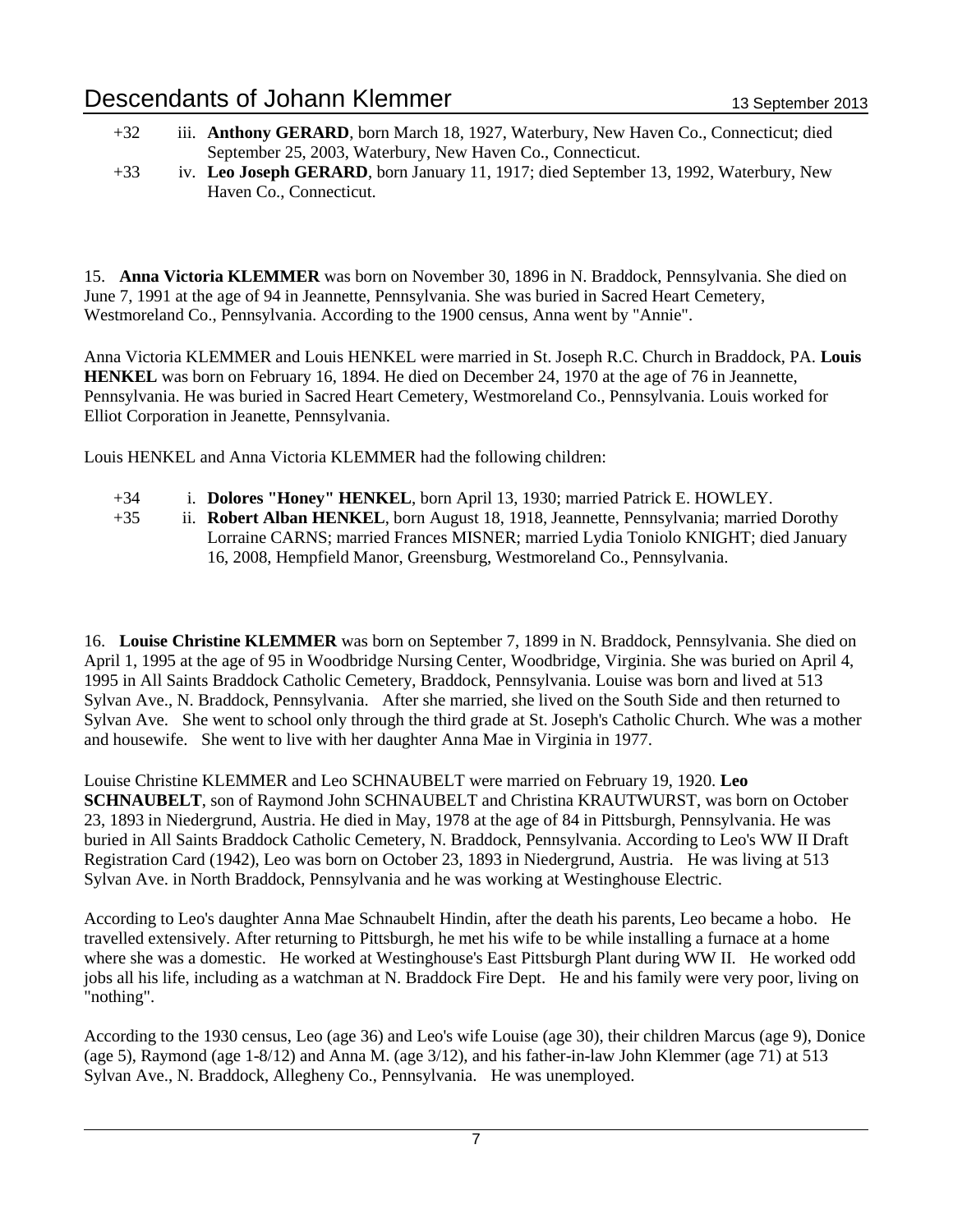+32 iii. **Anthony GERARD**, born March 18, 1927, Waterbury, New Haven Co., Connecticut; died September 25, 2003, Waterbury, New Haven Co., Connecticut.

+33 iv. **Leo Joseph GERARD**, born January 11, 1917; died September 13, 1992, Waterbury, New Haven Co., Connecticut.

15. **Anna Victoria KLEMMER** was born on November 30, 1896 in N. Braddock, Pennsylvania. She died on June 7, 1991 at the age of 94 in Jeannette, Pennsylvania. She was buried in Sacred Heart Cemetery, Westmoreland Co., Pennsylvania. According to the 1900 census, Anna went by "Annie".

Anna Victoria KLEMMER and Louis HENKEL were married in St. Joseph R.C. Church in Braddock, PA. **Louis HENKEL** was born on February 16, 1894. He died on December 24, 1970 at the age of 76 in Jeannette, Pennsylvania. He was buried in Sacred Heart Cemetery, Westmoreland Co., Pennsylvania. Louis worked for Elliot Corporation in Jeanette, Pennsylvania.

Louis HENKEL and Anna Victoria KLEMMER had the following children:

+34 i. **Dolores "Honey" HENKEL**, born April 13, 1930; married Patrick E. HOWLEY.

+35 ii. **Robert Alban HENKEL**, born August 18, 1918, Jeannette, Pennsylvania; married Dorothy Lorraine CARNS; married Frances MISNER; married Lydia Toniolo KNIGHT; died January 16, 2008, Hempfield Manor, Greensburg, Westmoreland Co., Pennsylvania.

16. **Louise Christine KLEMMER** was born on September 7, 1899 in N. Braddock, Pennsylvania. She died on April 1, 1995 at the age of 95 in Woodbridge Nursing Center, Woodbridge, Virginia. She was buried on April 4, 1995 in All Saints Braddock Catholic Cemetery, Braddock, Pennsylvania. Louise was born and lived at 513 Sylvan Ave., N. Braddock, Pennsylvania. After she married, she lived on the South Side and then returned to Sylvan Ave. She went to school only through the third grade at St. Joseph's Catholic Church. Whe was a mother and housewife. She went to live with her daughter Anna Mae in Virginia in 1977.

Louise Christine KLEMMER and Leo SCHNAUBELT were married on February 19, 1920. **Leo SCHNAUBELT**, son of Raymond John SCHNAUBELT and Christina KRAUTWURST, was born on October 23, 1893 in Niedergrund, Austria. He died in May, 1978 at the age of 84 in Pittsburgh, Pennsylvania. He was buried in All Saints Braddock Catholic Cemetery, N. Braddock, Pennsylvania. According to Leo's WW II Draft Registration Card (1942), Leo was born on October 23, 1893 in Niedergrund, Austria. He was living at 513 Sylvan Ave. in North Braddock, Pennsylvania and he was working at Westinghouse Electric.

According to Leo's daughter Anna Mae Schnaubelt Hindin, after the death his parents, Leo became a hobo. He travelled extensively. After returning to Pittsburgh, he met his wife to be while installing a furnace at a home where she was a domestic. He worked at Westinghouse's East Pittsburgh Plant during WW II. He worked odd jobs all his life, including as a watchman at N. Braddock Fire Dept. He and his family were very poor, living on "nothing".

According to the 1930 census, Leo (age 36) and Leo's wife Louise (age 30), their children Marcus (age 9), Donice (age 5), Raymond (age 1-8/12) and Anna M. (age 3/12), and his father-in-law John Klemmer (age 71) at 513 Sylvan Ave., N. Braddock, Allegheny Co., Pennsylvania. He was unemployed.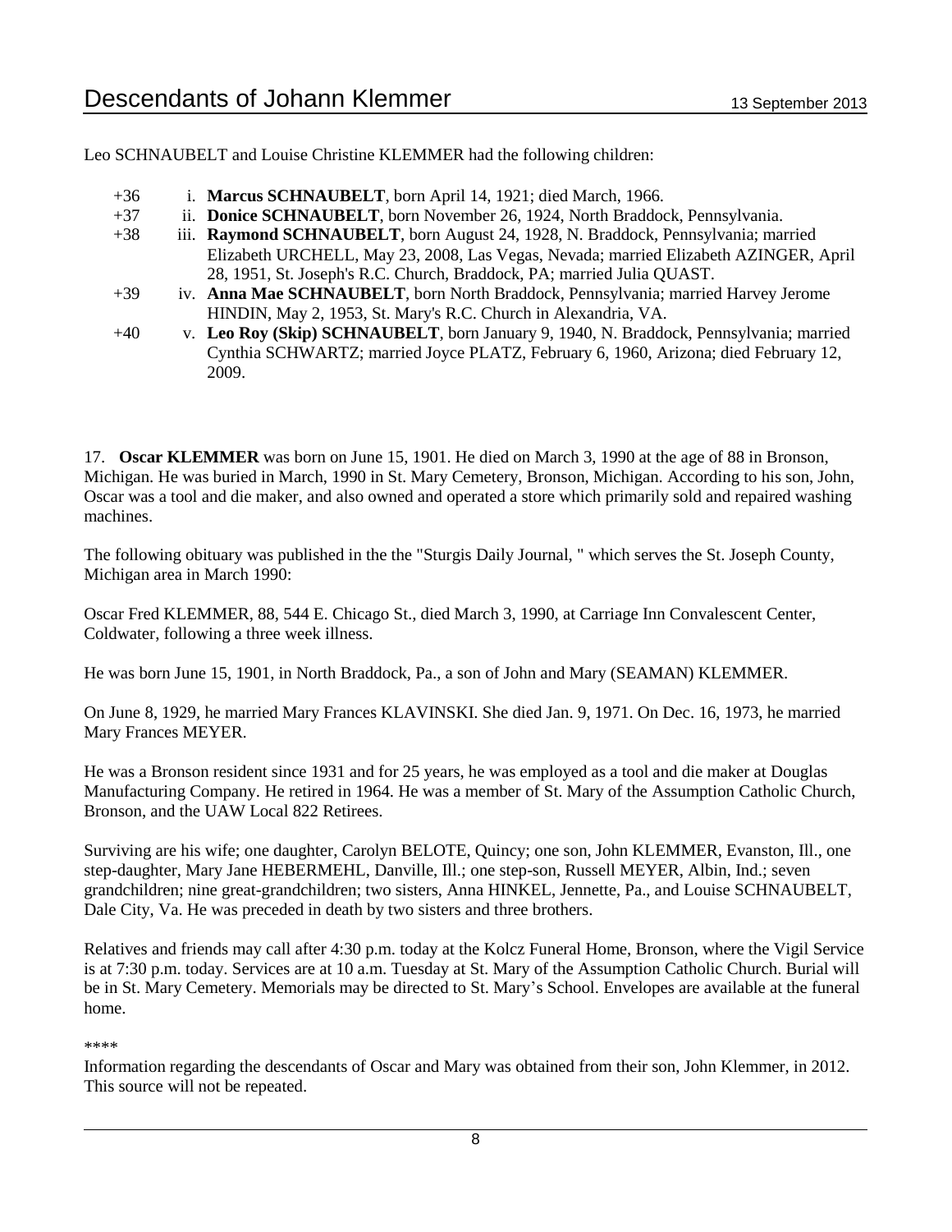Leo SCHNAUBELT and Louise Christine KLEMMER had the following children:

- +36 i. **Marcus SCHNAUBELT**, born April 14, 1921; died March, 1966.
- +37 ii. **Donice SCHNAUBELT**, born November 26, 1924, North Braddock, Pennsylvania.
- +38 iii. **Raymond SCHNAUBELT**, born August 24, 1928, N. Braddock, Pennsylvania; married Elizabeth URCHELL, May 23, 2008, Las Vegas, Nevada; married Elizabeth AZINGER, April 28, 1951, St. Joseph's R.C. Church, Braddock, PA; married Julia QUAST.
- +39 iv. **Anna Mae SCHNAUBELT**, born North Braddock, Pennsylvania; married Harvey Jerome HINDIN, May 2, 1953, St. Mary's R.C. Church in Alexandria, VA.
- +40 v. **Leo Roy (Skip) SCHNAUBELT**, born January 9, 1940, N. Braddock, Pennsylvania; married Cynthia SCHWARTZ; married Joyce PLATZ, February 6, 1960, Arizona; died February 12, 2009.

17. **Oscar KLEMMER** was born on June 15, 1901. He died on March 3, 1990 at the age of 88 in Bronson, Michigan. He was buried in March, 1990 in St. Mary Cemetery, Bronson, Michigan. According to his son, John, Oscar was a tool and die maker, and also owned and operated a store which primarily sold and repaired washing machines.

The following obituary was published in the the "Sturgis Daily Journal, " which serves the St. Joseph County, Michigan area in March 1990:

Oscar Fred KLEMMER, 88, 544 E. Chicago St., died March 3, 1990, at Carriage Inn Convalescent Center, Coldwater, following a three week illness.

He was born June 15, 1901, in North Braddock, Pa., a son of John and Mary (SEAMAN) KLEMMER.

On June 8, 1929, he married Mary Frances KLAVINSKI. She died Jan. 9, 1971. On Dec. 16, 1973, he married Mary Frances MEYER.

He was a Bronson resident since 1931 and for 25 years, he was employed as a tool and die maker at Douglas Manufacturing Company. He retired in 1964. He was a member of St. Mary of the Assumption Catholic Church, Bronson, and the UAW Local 822 Retirees.

Surviving are his wife; one daughter, Carolyn BELOTE, Quincy; one son, John KLEMMER, Evanston, Ill., one step-daughter, Mary Jane HEBERMEHL, Danville, Ill.; one step-son, Russell MEYER, Albin, Ind.; seven grandchildren; nine great-grandchildren; two sisters, Anna HINKEL, Jennette, Pa., and Louise SCHNAUBELT, Dale City, Va. He was preceded in death by two sisters and three brothers.

Relatives and friends may call after 4:30 p.m. today at the Kolcz Funeral Home, Bronson, where the Vigil Service is at 7:30 p.m. today. Services are at 10 a.m. Tuesday at St. Mary of the Assumption Catholic Church. Burial will be in St. Mary Cemetery. Memorials may be directed to St. Mary's School. Envelopes are available at the funeral home.

****

Information regarding the descendants of Oscar and Mary was obtained from their son, John Klemmer, in 2012. This source will not be repeated.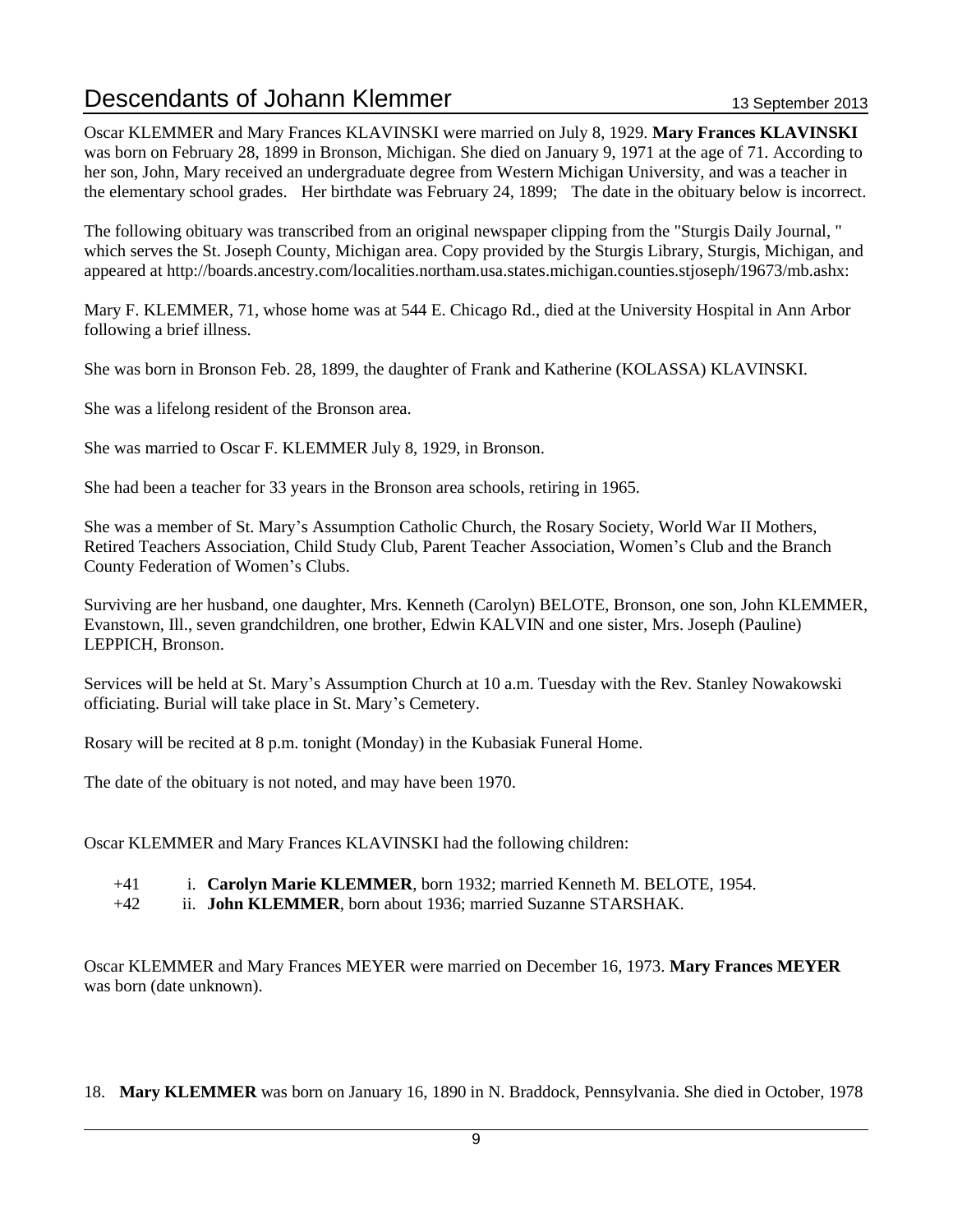Oscar KLEMMER and Mary Frances KLAVINSKI were married on July 8, 1929. **Mary Frances KLAVINSKI** was born on February 28, 1899 in Bronson, Michigan. She died on January 9, 1971 at the age of 71. According to her son, John, Mary received an undergraduate degree from Western Michigan University, and was a teacher in the elementary school grades. Her birthdate was February 24, 1899; The date in the obituary below is incorrect.

The following obituary was transcribed from an original newspaper clipping from the "Sturgis Daily Journal, " which serves the St. Joseph County, Michigan area. Copy provided by the Sturgis Library, Sturgis, Michigan, and appeared at http://boards.ancestry.com/localities.northam.usa.states.michigan.counties.stjoseph/19673/mb.ashx:

Mary F. KLEMMER, 71, whose home was at 544 E. Chicago Rd., died at the University Hospital in Ann Arbor following a brief illness.

She was born in Bronson Feb. 28, 1899, the daughter of Frank and Katherine (KOLASSA) KLAVINSKI.

She was a lifelong resident of the Bronson area.

She was married to Oscar F. KLEMMER July 8, 1929, in Bronson.

She had been a teacher for 33 years in the Bronson area schools, retiring in 1965.

She was a member of St. Mary's Assumption Catholic Church, the Rosary Society, World War II Mothers, Retired Teachers Association, Child Study Club, Parent Teacher Association, Women's Club and the Branch County Federation of Women's Clubs.

Surviving are her husband, one daughter, Mrs. Kenneth (Carolyn) BELOTE, Bronson, one son, John KLEMMER, Evanstown, Ill., seven grandchildren, one brother, Edwin KALVIN and one sister, Mrs. Joseph (Pauline) LEPPICH, Bronson.

Services will be held at St. Mary's Assumption Church at 10 a.m. Tuesday with the Rev. Stanley Nowakowski officiating. Burial will take place in St. Mary's Cemetery.

Rosary will be recited at 8 p.m. tonight (Monday) in the Kubasiak Funeral Home.

The date of the obituary is not noted, and may have been 1970.

Oscar KLEMMER and Mary Frances KLAVINSKI had the following children:

- +41 i. **Carolyn Marie KLEMMER**, born 1932; married Kenneth M. BELOTE, 1954.
- +42 ii. **John KLEMMER**, born about 1936; married Suzanne STARSHAK.

Oscar KLEMMER and Mary Frances MEYER were married on December 16, 1973. **Mary Frances MEYER** was born (date unknown).

18. **Mary KLEMMER** was born on January 16, 1890 in N. Braddock, Pennsylvania. She died in October, 1978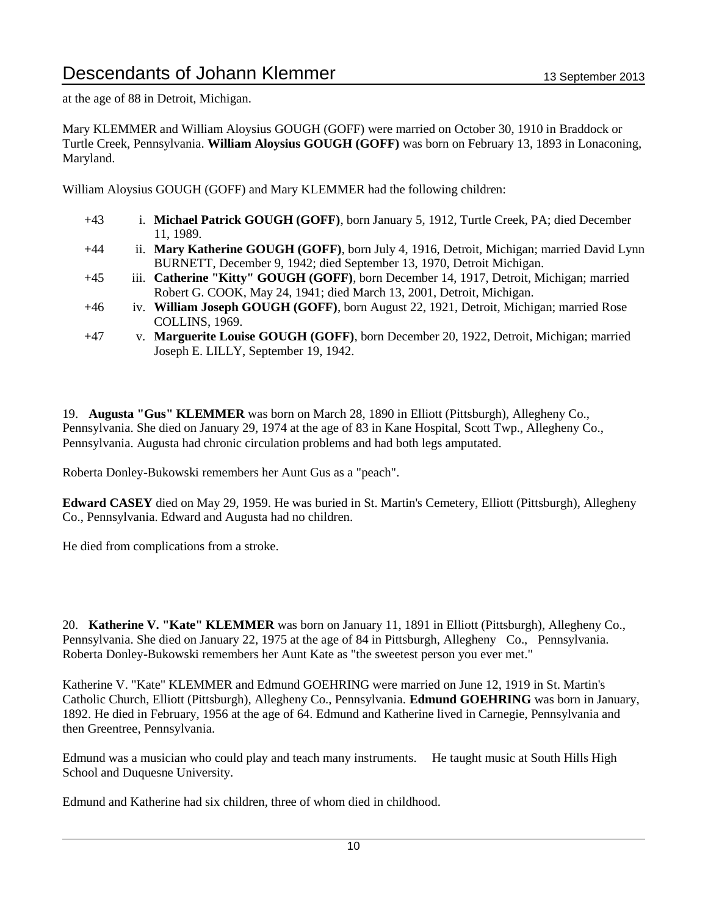at the age of 88 in Detroit, Michigan.

Mary KLEMMER and William Aloysius GOUGH (GOFF) were married on October 30, 1910 in Braddock or Turtle Creek, Pennsylvania. **William Aloysius GOUGH (GOFF)** was born on February 13, 1893 in Lonaconing, Maryland.

William Aloysius GOUGH (GOFF) and Mary KLEMMER had the following children:

- +43 i. **Michael Patrick GOUGH (GOFF)**, born January 5, 1912, Turtle Creek, PA; died December 11, 1989.
- +44 ii. **Mary Katherine GOUGH (GOFF)**, born July 4, 1916, Detroit, Michigan; married David Lynn BURNETT, December 9, 1942; died September 13, 1970, Detroit Michigan.
- +45 iii. **Catherine "Kitty" GOUGH (GOFF)**, born December 14, 1917, Detroit, Michigan; married Robert G. COOK, May 24, 1941; died March 13, 2001, Detroit, Michigan.
- +46 iv. **William Joseph GOUGH (GOFF)**, born August 22, 1921, Detroit, Michigan; married Rose COLLINS, 1969.
- +47 v. **Marguerite Louise GOUGH (GOFF)**, born December 20, 1922, Detroit, Michigan; married Joseph E. LILLY, September 19, 1942.

19. **Augusta "Gus" KLEMMER** was born on March 28, 1890 in Elliott (Pittsburgh), Allegheny Co., Pennsylvania. She died on January 29, 1974 at the age of 83 in Kane Hospital, Scott Twp., Allegheny Co., Pennsylvania. Augusta had chronic circulation problems and had both legs amputated.

Roberta Donley-Bukowski remembers her Aunt Gus as a "peach".

**Edward CASEY** died on May 29, 1959. He was buried in St. Martin's Cemetery, Elliott (Pittsburgh), Allegheny Co., Pennsylvania. Edward and Augusta had no children.

He died from complications from a stroke.

20. **Katherine V. "Kate" KLEMMER** was born on January 11, 1891 in Elliott (Pittsburgh), Allegheny Co., Pennsylvania. She died on January 22, 1975 at the age of 84 in Pittsburgh, Allegheny Co., Pennsylvania. Roberta Donley-Bukowski remembers her Aunt Kate as "the sweetest person you ever met."

Katherine V. "Kate" KLEMMER and Edmund GOEHRING were married on June 12, 1919 in St. Martin's Catholic Church, Elliott (Pittsburgh), Allegheny Co., Pennsylvania. **Edmund GOEHRING** was born in January, 1892. He died in February, 1956 at the age of 64. Edmund and Katherine lived in Carnegie, Pennsylvania and then Greentree, Pennsylvania.

Edmund was a musician who could play and teach many instruments. He taught music at South Hills High School and Duquesne University.

Edmund and Katherine had six children, three of whom died in childhood.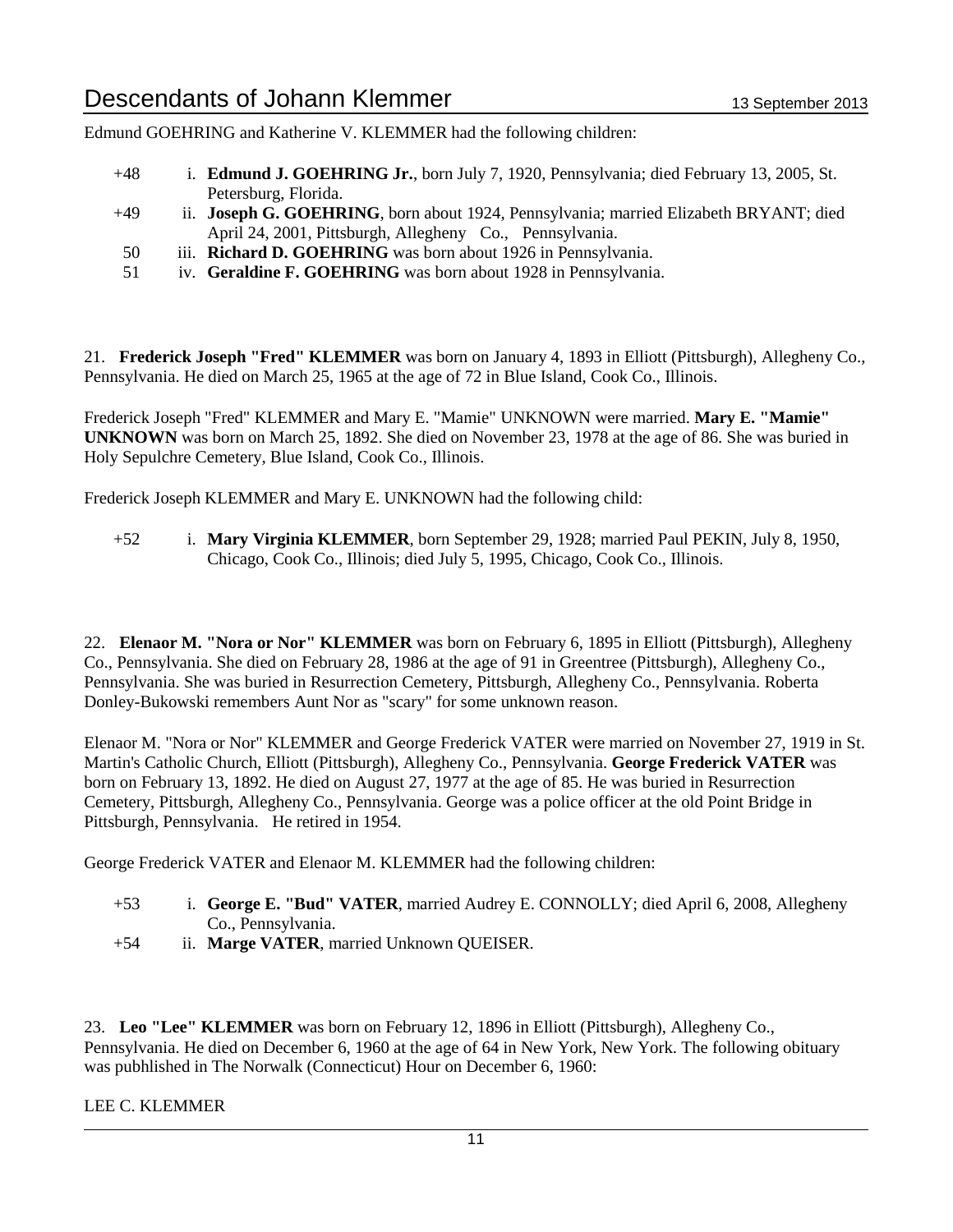Edmund GOEHRING and Katherine V. KLEMMER had the following children:

- +48 i. **Edmund J. GOEHRING Jr.**, born July 7, 1920, Pennsylvania; died February 13, 2005, St. Petersburg, Florida.
- +49 ii. **Joseph G. GOEHRING**, born about 1924, Pennsylvania; married Elizabeth BRYANT; died April 24, 2001, Pittsburgh, Allegheny Co., Pennsylvania.
- 50 iii. **Richard D. GOEHRING** was born about 1926 in Pennsylvania.
- 51 iv. **Geraldine F. GOEHRING** was born about 1928 in Pennsylvania.

21. **Frederick Joseph "Fred" KLEMMER** was born on January 4, 1893 in Elliott (Pittsburgh), Allegheny Co., Pennsylvania. He died on March 25, 1965 at the age of 72 in Blue Island, Cook Co., Illinois.

Frederick Joseph "Fred" KLEMMER and Mary E. "Mamie" UNKNOWN were married. **Mary E. "Mamie" UNKNOWN** was born on March 25, 1892. She died on November 23, 1978 at the age of 86. She was buried in Holy Sepulchre Cemetery, Blue Island, Cook Co., Illinois.

Frederick Joseph KLEMMER and Mary E. UNKNOWN had the following child:

- +52 i. **Mary Virginia KLEMMER**, born September 29, 1928; married Paul PEKIN, July 8, 1950, Chicago, Cook Co., Illinois; died July 5, 1995, Chicago, Cook Co., Illinois.

22. **Elenaor M. "Nora or Nor" KLEMMER** was born on February 6, 1895 in Elliott (Pittsburgh), Allegheny Co., Pennsylvania. She died on February 28, 1986 at the age of 91 in Greentree (Pittsburgh), Allegheny Co., Pennsylvania. She was buried in Resurrection Cemetery, Pittsburgh, Allegheny Co., Pennsylvania. Roberta Donley-Bukowski remembers Aunt Nor as "scary" for some unknown reason.

Elenaor M. "Nora or Nor" KLEMMER and George Frederick VATER were married on November 27, 1919 in St. Martin's Catholic Church, Elliott (Pittsburgh), Allegheny Co., Pennsylvania. **George Frederick VATER** was born on February 13, 1892. He died on August 27, 1977 at the age of 85. He was buried in Resurrection Cemetery, Pittsburgh, Allegheny Co., Pennsylvania. George was a police officer at the old Point Bridge in Pittsburgh, Pennsylvania. He retired in 1954.

George Frederick VATER and Elenaor M. KLEMMER had the following children:

- +53 i. **George E. "Bud" VATER**, married Audrey E. CONNOLLY; died April 6, 2008, Allegheny Co., Pennsylvania.
- +54 ii. **Marge VATER**, married Unknown QUEISER.

23. **Leo "Lee" KLEMMER** was born on February 12, 1896 in Elliott (Pittsburgh), Allegheny Co., Pennsylvania. He died on December 6, 1960 at the age of 64 in New York, New York. The following obituary was pubhlished in The Norwalk (Connecticut) Hour on December 6, 1960:

LEE C. KLEMMER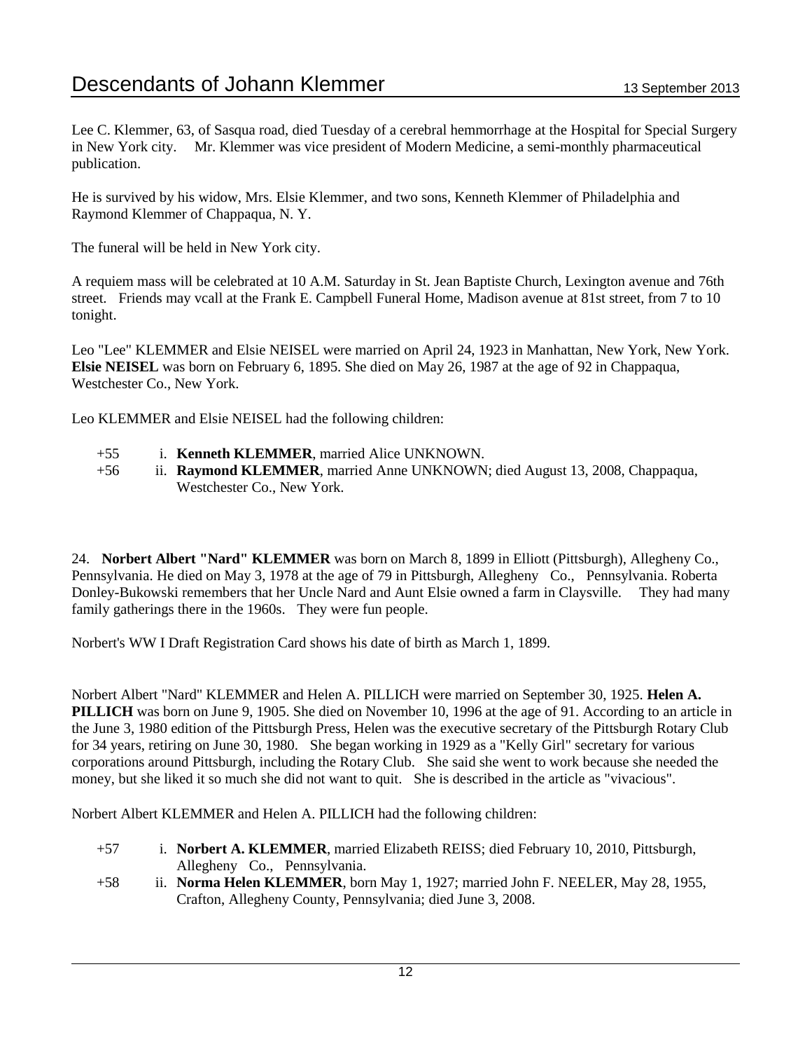Lee C. Klemmer, 63, of Sasqua road, died Tuesday of a cerebral hemmorrhage at the Hospital for Special Surgery in New York city. Mr. Klemmer was vice president of Modern Medicine, a semi-monthly pharmaceutical publication.

He is survived by his widow, Mrs. Elsie Klemmer, and two sons, Kenneth Klemmer of Philadelphia and Raymond Klemmer of Chappaqua, N. Y.

The funeral will be held in New York city.

A requiem mass will be celebrated at 10 A.M. Saturday in St. Jean Baptiste Church, Lexington avenue and 76th street. Friends may vcall at the Frank E. Campbell Funeral Home, Madison avenue at 81st street, from 7 to 10 tonight.

Leo "Lee" KLEMMER and Elsie NEISEL were married on April 24, 1923 in Manhattan, New York, New York. **Elsie NEISEL** was born on February 6, 1895. She died on May 26, 1987 at the age of 92 in Chappaqua, Westchester Co., New York.

Leo KLEMMER and Elsie NEISEL had the following children:

- +55 i. **Kenneth KLEMMER**, married Alice UNKNOWN.
- +56 ii. **Raymond KLEMMER**, married Anne UNKNOWN; died August 13, 2008, Chappaqua, Westchester Co., New York.

24. **Norbert Albert "Nard" KLEMMER** was born on March 8, 1899 in Elliott (Pittsburgh), Allegheny Co., Pennsylvania. He died on May 3, 1978 at the age of 79 in Pittsburgh, Allegheny Co., Pennsylvania. Roberta Donley-Bukowski remembers that her Uncle Nard and Aunt Elsie owned a farm in Claysville. They had many family gatherings there in the 1960s. They were fun people.

Norbert's WW I Draft Registration Card shows his date of birth as March 1, 1899.

Norbert Albert "Nard" KLEMMER and Helen A. PILLICH were married on September 30, 1925. **Helen A. PILLICH** was born on June 9, 1905. She died on November 10, 1996 at the age of 91. According to an article in the June 3, 1980 edition of the Pittsburgh Press, Helen was the executive secretary of the Pittsburgh Rotary Club for 34 years, retiring on June 30, 1980. She began working in 1929 as a "Kelly Girl" secretary for various corporations around Pittsburgh, including the Rotary Club. She said she went to work because she needed the money, but she liked it so much she did not want to quit. She is described in the article as "vivacious".

Norbert Albert KLEMMER and Helen A. PILLICH had the following children:

- +57 i. **Norbert A. KLEMMER**, married Elizabeth REISS; died February 10, 2010, Pittsburgh, Allegheny Co., Pennsylvania.
- +58 ii. **Norma Helen KLEMMER**, born May 1, 1927; married John F. NEELER, May 28, 1955, Crafton, Allegheny County, Pennsylvania; died June 3, 2008.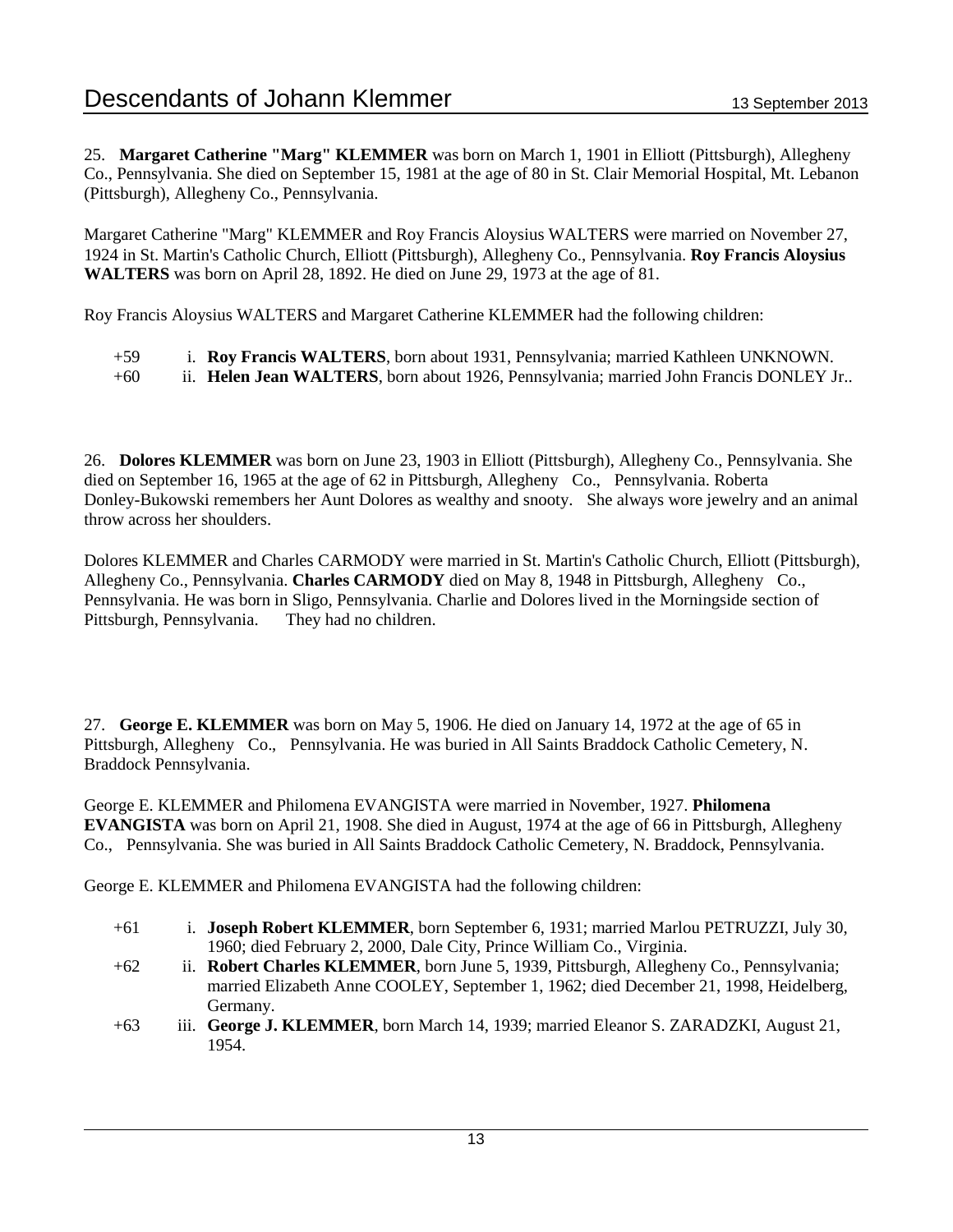25. **Margaret Catherine "Marg" KLEMMER** was born on March 1, 1901 in Elliott (Pittsburgh), Allegheny Co., Pennsylvania. She died on September 15, 1981 at the age of 80 in St. Clair Memorial Hospital, Mt. Lebanon (Pittsburgh), Allegheny Co., Pennsylvania.

Margaret Catherine "Marg" KLEMMER and Roy Francis Aloysius WALTERS were married on November 27, 1924 in St. Martin's Catholic Church, Elliott (Pittsburgh), Allegheny Co., Pennsylvania. **Roy Francis Aloysius WALTERS** was born on April 28, 1892. He died on June 29, 1973 at the age of 81.

Roy Francis Aloysius WALTERS and Margaret Catherine KLEMMER had the following children:

- +59 i. **Roy Francis WALTERS**, born about 1931, Pennsylvania; married Kathleen UNKNOWN.
- +60 ii. **Helen Jean WALTERS**, born about 1926, Pennsylvania; married John Francis DONLEY Jr..

26. **Dolores KLEMMER** was born on June 23, 1903 in Elliott (Pittsburgh), Allegheny Co., Pennsylvania. She died on September 16, 1965 at the age of 62 in Pittsburgh, Allegheny Co., Pennsylvania. Roberta Donley-Bukowski remembers her Aunt Dolores as wealthy and snooty. She always wore jewelry and an animal throw across her shoulders.

Dolores KLEMMER and Charles CARMODY were married in St. Martin's Catholic Church, Elliott (Pittsburgh), Allegheny Co., Pennsylvania. **Charles CARMODY** died on May 8, 1948 in Pittsburgh, Allegheny Co., Pennsylvania. He was born in Sligo, Pennsylvania. Charlie and Dolores lived in the Morningside section of Pittsburgh, Pennsylvania. They had no children.

27. **George E. KLEMMER** was born on May 5, 1906. He died on January 14, 1972 at the age of 65 in Pittsburgh, Allegheny Co., Pennsylvania. He was buried in All Saints Braddock Catholic Cemetery, N. Braddock Pennsylvania.

George E. KLEMMER and Philomena EVANGISTA were married in November, 1927. **Philomena EVANGISTA** was born on April 21, 1908. She died in August, 1974 at the age of 66 in Pittsburgh, Allegheny Co., Pennsylvania. She was buried in All Saints Braddock Catholic Cemetery, N. Braddock, Pennsylvania.

George E. KLEMMER and Philomena EVANGISTA had the following children:

- +61 i. **Joseph Robert KLEMMER**, born September 6, 1931; married Marlou PETRUZZI, July 30, 1960; died February 2, 2000, Dale City, Prince William Co., Virginia.
- +62 ii. **Robert Charles KLEMMER**, born June 5, 1939, Pittsburgh, Allegheny Co., Pennsylvania; married Elizabeth Anne COOLEY, September 1, 1962; died December 21, 1998, Heidelberg, Germany.
- +63 iii. **George J. KLEMMER**, born March 14, 1939; married Eleanor S. ZARADZKI, August 21, 1954.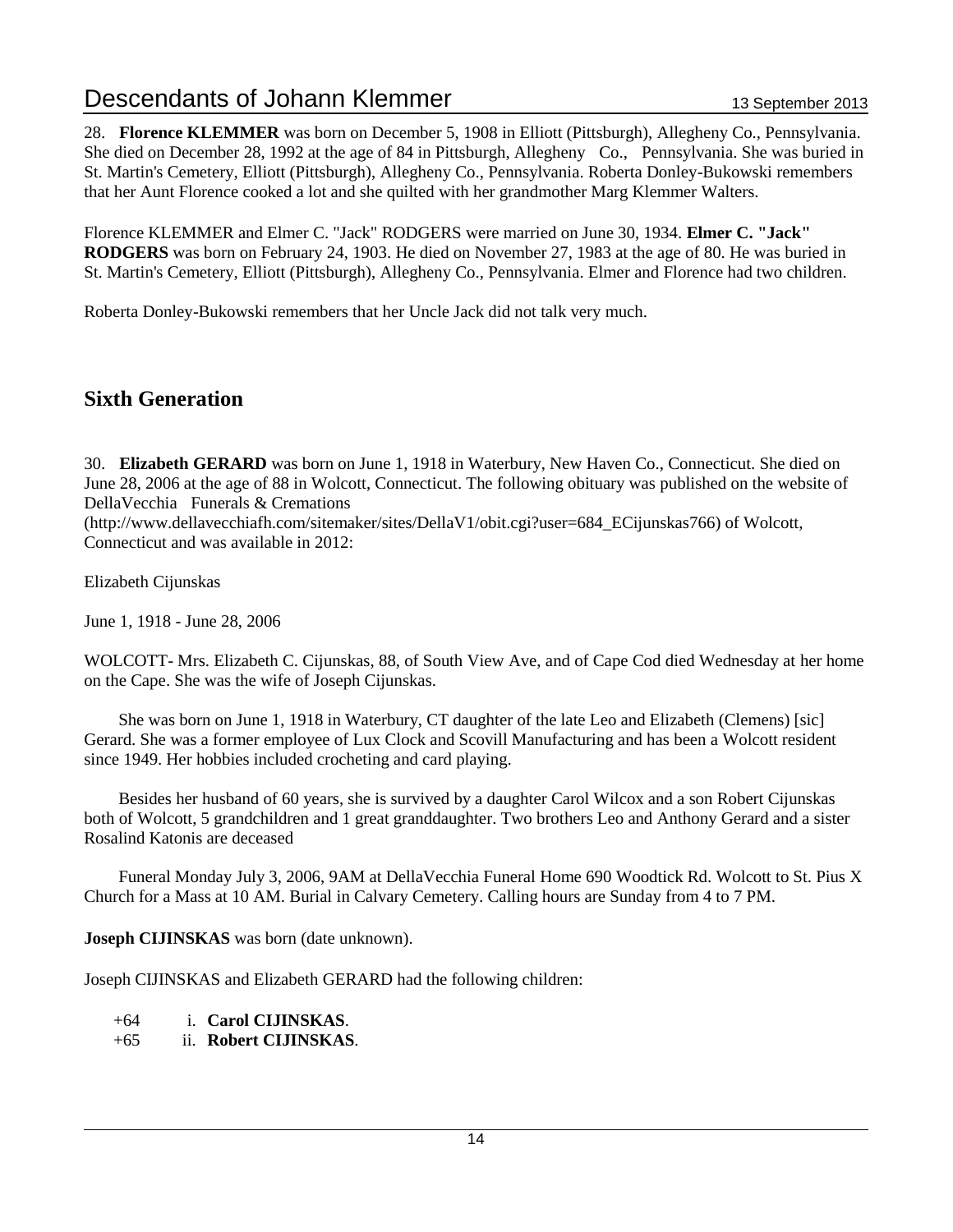28. **Florence KLEMMER** was born on December 5, 1908 in Elliott (Pittsburgh), Allegheny Co., Pennsylvania. She died on December 28, 1992 at the age of 84 in Pittsburgh, Allegheny Co., Pennsylvania. She was buried in St. Martin's Cemetery, Elliott (Pittsburgh), Allegheny Co., Pennsylvania. Roberta Donley-Bukowski remembers that her Aunt Florence cooked a lot and she quilted with her grandmother Marg Klemmer Walters.

Florence KLEMMER and Elmer C. "Jack" RODGERS were married on June 30, 1934. **Elmer C. "Jack" RODGERS** was born on February 24, 1903. He died on November 27, 1983 at the age of 80. He was buried in St. Martin's Cemetery, Elliott (Pittsburgh), Allegheny Co., Pennsylvania. Elmer and Florence had two children.

Roberta Donley-Bukowski remembers that her Uncle Jack did not talk very much.

## Sixth Generation

30. **Elizabeth GERARD** was born on June 1, 1918 in Waterbury, New Haven Co., Connecticut. She died on June 28, 2006 at the age of 88 in Wolcott, Connecticut. The following obituary was published on the website of DellaVecchia Funerals & Cremations (http://www.dellavecchiafh.com/sitemaker/sites/DellaV1/obit.cgi?user=684_ECijunskas766) of Wolcott, Connecticut and was available in 2012:

Elizabeth Cijunskas

June 1, 1918 - June 28, 2006

WOLCOTT- Mrs. Elizabeth C. Cijunskas, 88, of South View Ave, and of Cape Cod died Wednesday at her home on the Cape. She was the wife of Joseph Cijunskas.

She was born on June 1, 1918 in Waterbury, CT daughter of the late Leo and Elizabeth (Clemens) [sic] Gerard. She was a former employee of Lux Clock and Scovill Manufacturing and has been a Wolcott resident since 1949. Her hobbies included crocheting and card playing.

Besides her husband of 60 years, she is survived by a daughter Carol Wilcox and a son Robert Cijunskas both of Wolcott, 5 grandchildren and 1 great granddaughter. Two brothers Leo and Anthony Gerard and a sister Rosalind Katonis are deceased

Funeral Monday July 3, 2006, 9AM at DellaVecchia Funeral Home 690 Woodtick Rd. Wolcott to St. Pius X Church for a Mass at 10 AM. Burial in Calvary Cemetery. Calling hours are Sunday from 4 to 7 PM.

**Joseph CIJINSKAS** was born (date unknown).

Joseph CIJINSKAS and Elizabeth GERARD had the following children:

+64 i. **Carol CIJINSKAS**.
+65 ii. **Robert CIJINSKAS**.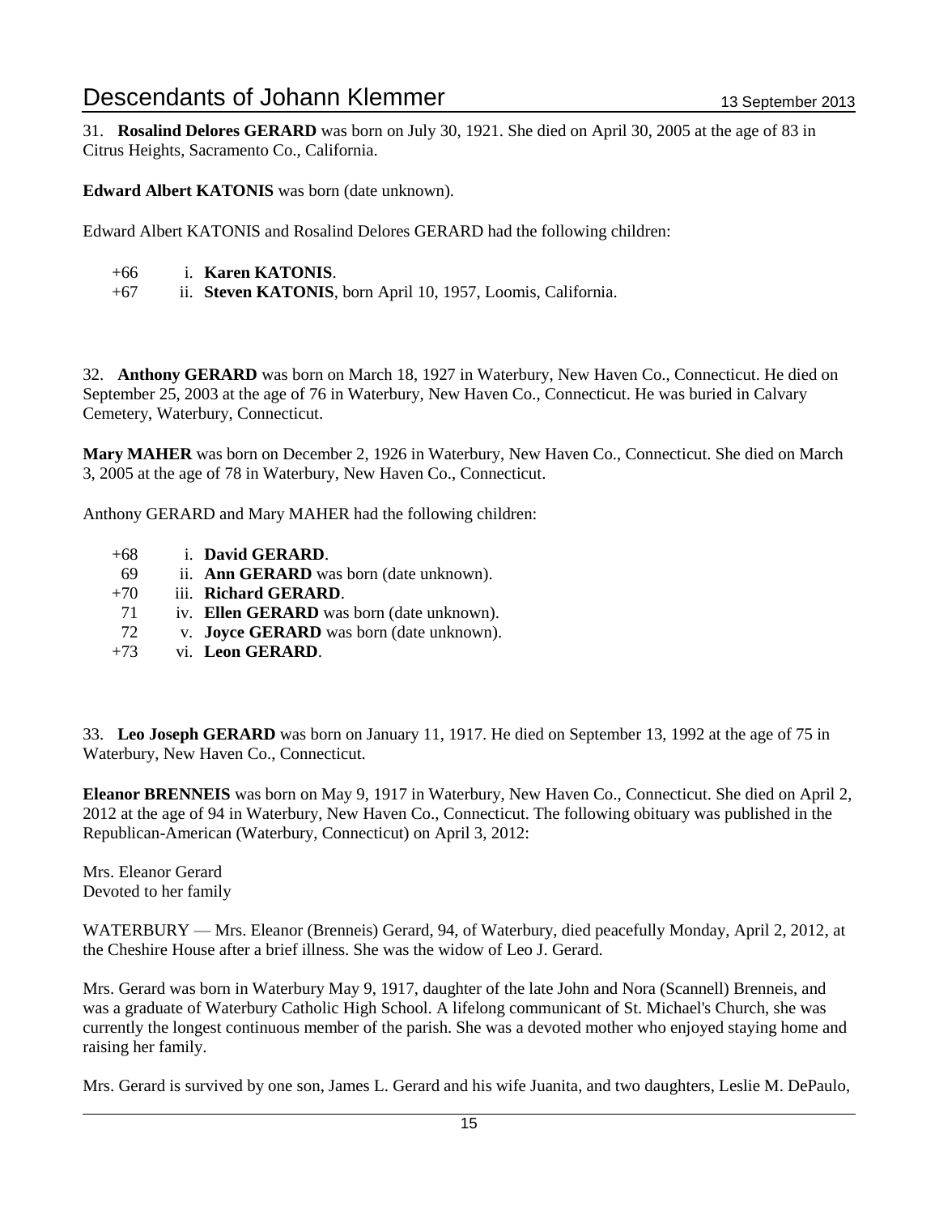31. **Rosalind Delores GERARD** was born on July 30, 1921. She died on April 30, 2005 at the age of 83 in Citrus Heights, Sacramento Co., California.

**Edward Albert KATONIS** was born (date unknown).

Edward Albert KATONIS and Rosalind Delores GERARD had the following children:

+66 i. **Karen KATONIS**.
+67 ii. **Steven KATONIS**, born April 10, 1957, Loomis, California.

32. **Anthony GERARD** was born on March 18, 1927 in Waterbury, New Haven Co., Connecticut. He died on September 25, 2003 at the age of 76 in Waterbury, New Haven Co., Connecticut. He was buried in Calvary Cemetery, Waterbury, Connecticut.

**Mary MAHER** was born on December 2, 1926 in Waterbury, New Haven Co., Connecticut. She died on March 3, 2005 at the age of 78 in Waterbury, New Haven Co., Connecticut.

Anthony GERARD and Mary MAHER had the following children:

+68 i. **David GERARD**.
69 ii. **Ann GERARD** was born (date unknown).
+70 iii. **Richard GERARD**.
71 iv. **Ellen GERARD** was born (date unknown).
72 v. **Joyce GERARD** was born (date unknown).
+73 vi. **Leon GERARD**.

33. **Leo Joseph GERARD** was born on January 11, 1917. He died on September 13, 1992 at the age of 75 in Waterbury, New Haven Co., Connecticut.

**Eleanor BRENNEIS** was born on May 9, 1917 in Waterbury, New Haven Co., Connecticut. She died on April 2, 2012 at the age of 94 in Waterbury, New Haven Co., Connecticut. The following obituary was published in the Republican-American (Waterbury, Connecticut) on April 3, 2012:

Mrs. Eleanor Gerard
Devoted to her family

WATERBURY — Mrs. Eleanor (Brenneis) Gerard, 94, of Waterbury, died peacefully Monday, April 2, 2012, at the Cheshire House after a brief illness. She was the widow of Leo J. Gerard.

Mrs. Gerard was born in Waterbury May 9, 1917, daughter of the late John and Nora (Scannell) Brenneis, and was a graduate of Waterbury Catholic High School. A lifelong communicant of St. Michael's Church, she was currently the longest continuous member of the parish. She was a devoted mother who enjoyed staying home and raising her family.

Mrs. Gerard is survived by one son, James L. Gerard and his wife Juanita, and two daughters, Leslie M. DePaulo,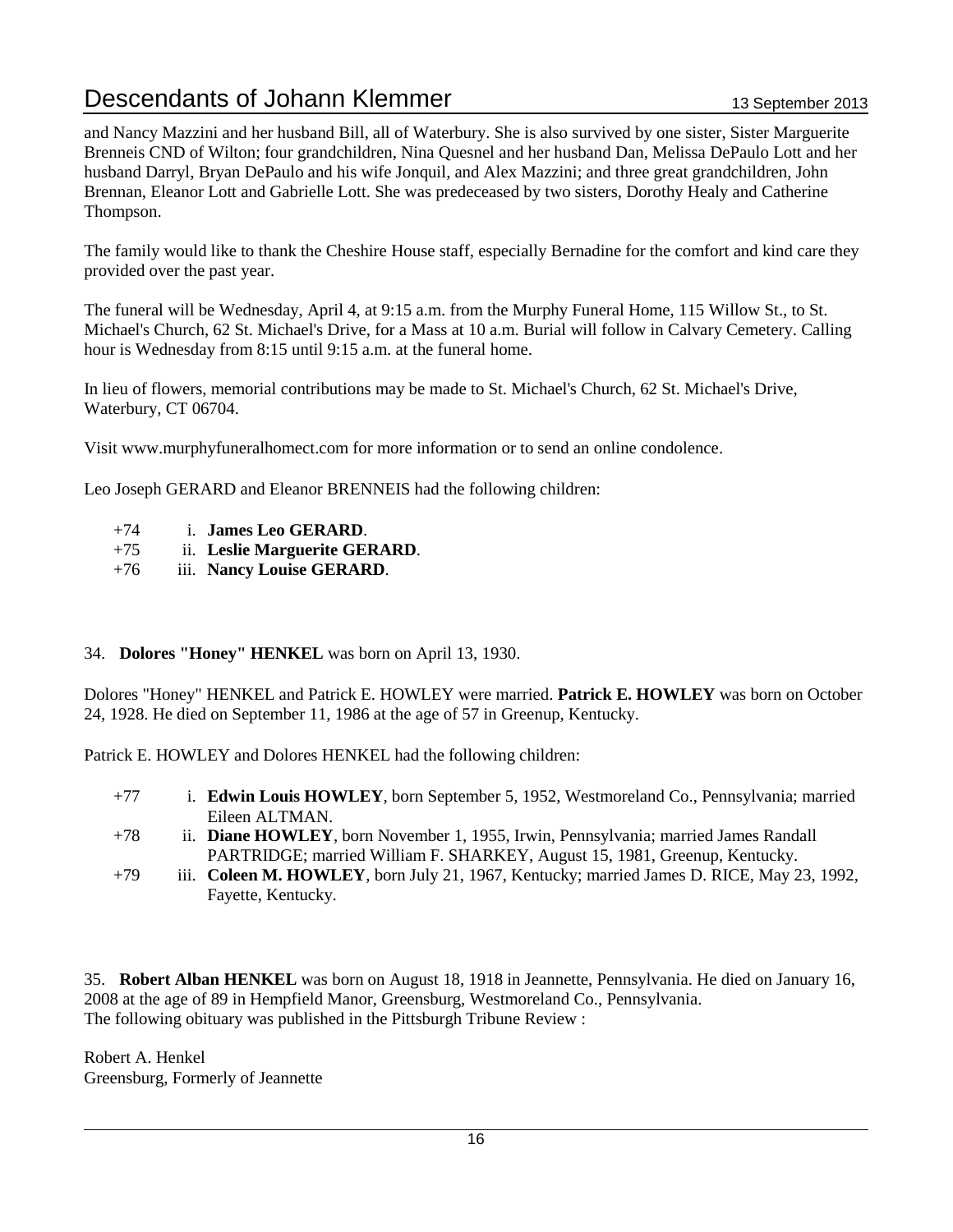and Nancy Mazzini and her husband Bill, all of Waterbury. She is also survived by one sister, Sister Marguerite Brenneis CND of Wilton; four grandchildren, Nina Quesnel and her husband Dan, Melissa DePaulo Lott and her husband Darryl, Bryan DePaulo and his wife Jonquil, and Alex Mazzini; and three great grandchildren, John Brennan, Eleanor Lott and Gabrielle Lott. She was predeceased by two sisters, Dorothy Healy and Catherine Thompson.

The family would like to thank the Cheshire House staff, especially Bernadine for the comfort and kind care they provided over the past year.

The funeral will be Wednesday, April 4, at 9:15 a.m. from the Murphy Funeral Home, 115 Willow St., to St. Michael's Church, 62 St. Michael's Drive, for a Mass at 10 a.m. Burial will follow in Calvary Cemetery. Calling hour is Wednesday from 8:15 until 9:15 a.m. at the funeral home.

In lieu of flowers, memorial contributions may be made to St. Michael's Church, 62 St. Michael's Drive, Waterbury, CT 06704.

Visit www.murphyfuneralhomect.com for more information or to send an online condolence.

Leo Joseph GERARD and Eleanor BRENNEIS had the following children:

- +74 i. **James Leo GERARD**.
- +75 ii. **Leslie Marguerite GERARD**.
- +76 iii. **Nancy Louise GERARD**.

34. **Dolores "Honey" HENKEL** was born on April 13, 1930.

Dolores "Honey" HENKEL and Patrick E. HOWLEY were married. **Patrick E. HOWLEY** was born on October 24, 1928. He died on September 11, 1986 at the age of 57 in Greenup, Kentucky.

Patrick E. HOWLEY and Dolores HENKEL had the following children:

- +77 i. **Edwin Louis HOWLEY**, born September 5, 1952, Westmoreland Co., Pennsylvania; married Eileen ALTMAN.
- +78 ii. **Diane HOWLEY**, born November 1, 1955, Irwin, Pennsylvania; married James Randall PARTRIDGE; married William F. SHARKEY, August 15, 1981, Greenup, Kentucky.
- +79 iii. **Coleen M. HOWLEY**, born July 21, 1967, Kentucky; married James D. RICE, May 23, 1992, Fayette, Kentucky.

35. **Robert Alban HENKEL** was born on August 18, 1918 in Jeannette, Pennsylvania. He died on January 16, 2008 at the age of 89 in Hempfield Manor, Greensburg, Westmoreland Co., Pennsylvania.
The following obituary was published in the Pittsburgh Tribune Review :

Robert A. Henkel
Greensburg, Formerly of Jeannette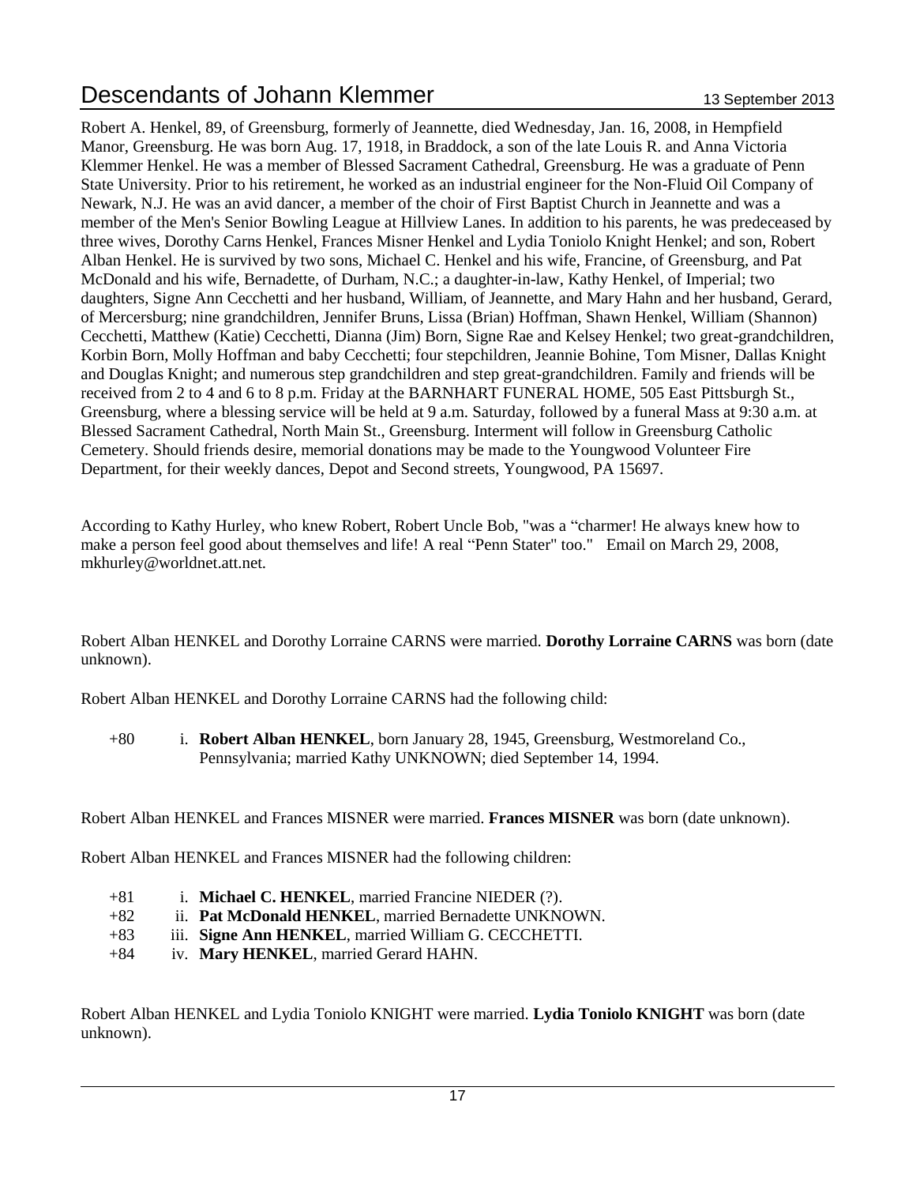Robert A. Henkel, 89, of Greensburg, formerly of Jeannette, died Wednesday, Jan. 16, 2008, in Hempfield Manor, Greensburg. He was born Aug. 17, 1918, in Braddock, a son of the late Louis R. and Anna Victoria Klemmer Henkel. He was a member of Blessed Sacrament Cathedral, Greensburg. He was a graduate of Penn State University. Prior to his retirement, he worked as an industrial engineer for the Non-Fluid Oil Company of Newark, N.J. He was an avid dancer, a member of the choir of First Baptist Church in Jeannette and was a member of the Men's Senior Bowling League at Hillview Lanes. In addition to his parents, he was predeceased by three wives, Dorothy Carns Henkel, Frances Misner Henkel and Lydia Toniolo Knight Henkel; and son, Robert Alban Henkel. He is survived by two sons, Michael C. Henkel and his wife, Francine, of Greensburg, and Pat McDonald and his wife, Bernadette, of Durham, N.C.; a daughter-in-law, Kathy Henkel, of Imperial; two daughters, Signe Ann Cecchetti and her husband, William, of Jeannette, and Mary Hahn and her husband, Gerard, of Mercersburg; nine grandchildren, Jennifer Bruns, Lissa (Brian) Hoffman, Shawn Henkel, William (Shannon) Cecchetti, Matthew (Katie) Cecchetti, Dianna (Jim) Born, Signe Rae and Kelsey Henkel; two great-grandchildren, Korbin Born, Molly Hoffman and baby Cecchetti; four stepchildren, Jeannie Bohine, Tom Misner, Dallas Knight and Douglas Knight; and numerous step grandchildren and step great-grandchildren. Family and friends will be received from 2 to 4 and 6 to 8 p.m. Friday at the BARNHART FUNERAL HOME, 505 East Pittsburgh St., Greensburg, where a blessing service will be held at 9 a.m. Saturday, followed by a funeral Mass at 9:30 a.m. at Blessed Sacrament Cathedral, North Main St., Greensburg. Interment will follow in Greensburg Catholic Cemetery. Should friends desire, memorial donations may be made to the Youngwood Volunteer Fire Department, for their weekly dances, Depot and Second streets, Youngwood, PA 15697.

According to Kathy Hurley, who knew Robert, Robert Uncle Bob, "was a "charmer! He always knew how to make a person feel good about themselves and life! A real "Penn Stater" too." Email on March 29, 2008, mkhurley@worldnet.att.net.

Robert Alban HENKEL and Dorothy Lorraine CARNS were married. **Dorothy Lorraine CARNS** was born (date unknown).

Robert Alban HENKEL and Dorothy Lorraine CARNS had the following child:

+80 i. **Robert Alban HENKEL**, born January 28, 1945, Greensburg, Westmoreland Co., Pennsylvania; married Kathy UNKNOWN; died September 14, 1994.

Robert Alban HENKEL and Frances MISNER were married. **Frances MISNER** was born (date unknown).

Robert Alban HENKEL and Frances MISNER had the following children:

+81 i. **Michael C. HENKEL**, married Francine NIEDER (?).
+82 ii. **Pat McDonald HENKEL**, married Bernadette UNKNOWN.
+83 iii. **Signe Ann HENKEL**, married William G. CECCHETTI.
+84 iv. **Mary HENKEL**, married Gerard HAHN.

Robert Alban HENKEL and Lydia Toniolo KNIGHT were married. **Lydia Toniolo KNIGHT** was born (date unknown).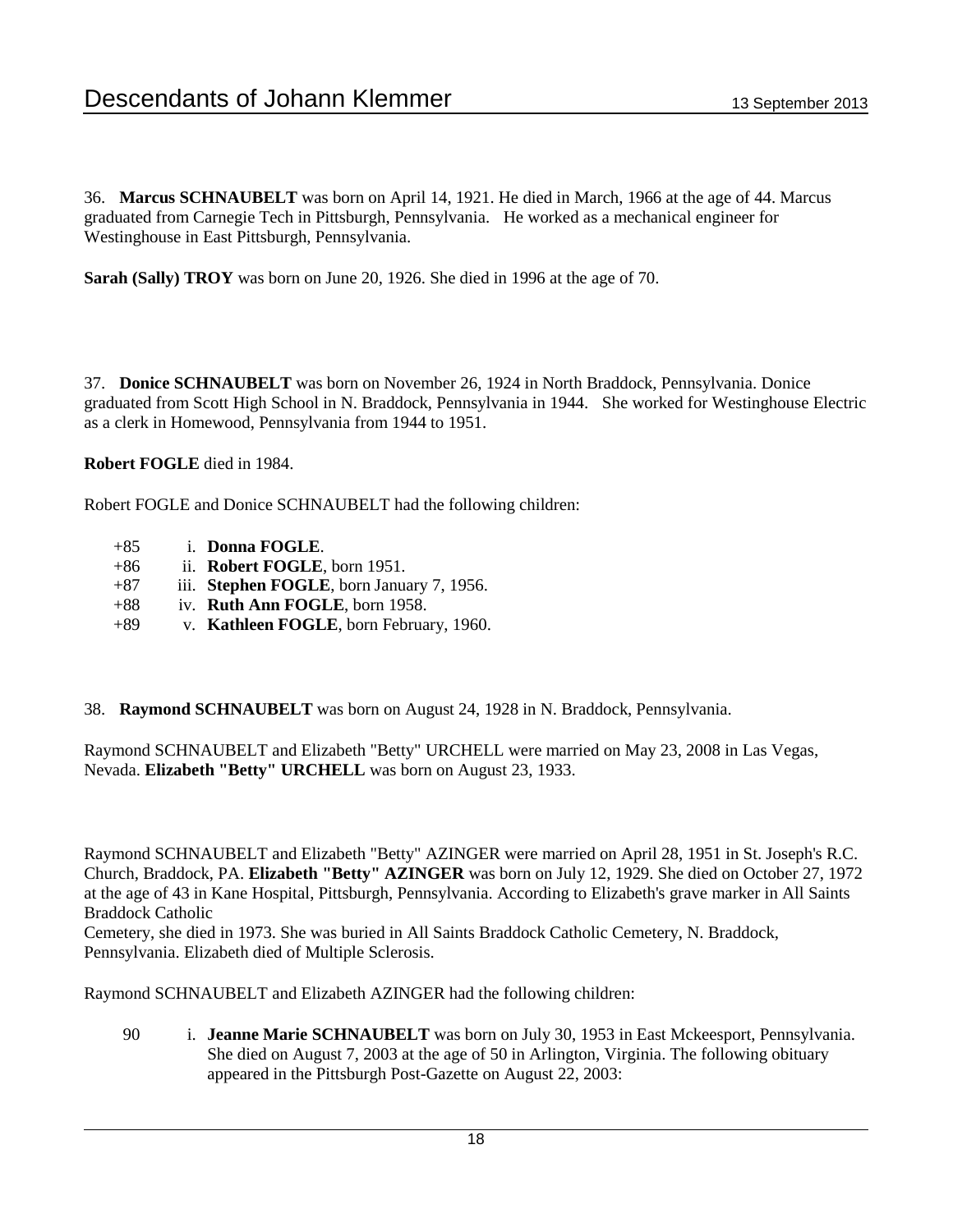36. **Marcus SCHNAUBELT** was born on April 14, 1921. He died in March, 1966 at the age of 44. Marcus graduated from Carnegie Tech in Pittsburgh, Pennsylvania. He worked as a mechanical engineer for Westinghouse in East Pittsburgh, Pennsylvania.

**Sarah (Sally) TROY** was born on June 20, 1926. She died in 1996 at the age of 70.

37. **Donice SCHNAUBELT** was born on November 26, 1924 in North Braddock, Pennsylvania. Donice graduated from Scott High School in N. Braddock, Pennsylvania in 1944. She worked for Westinghouse Electric as a clerk in Homewood, Pennsylvania from 1944 to 1951.

**Robert FOGLE** died in 1984.

Robert FOGLE and Donice SCHNAUBELT had the following children:

- +85 i. **Donna FOGLE**.
- +86 ii. **Robert FOGLE**, born 1951.
- +87 iii. **Stephen FOGLE**, born January 7, 1956.
- +88 iv. **Ruth Ann FOGLE**, born 1958.
- +89 v. **Kathleen FOGLE**, born February, 1960.

38. **Raymond SCHNAUBELT** was born on August 24, 1928 in N. Braddock, Pennsylvania.

Raymond SCHNAUBELT and Elizabeth "Betty" URCHELL were married on May 23, 2008 in Las Vegas, Nevada. **Elizabeth "Betty" URCHELL** was born on August 23, 1933.

Raymond SCHNAUBELT and Elizabeth "Betty" AZINGER were married on April 28, 1951 in St. Joseph's R.C. Church, Braddock, PA. **Elizabeth "Betty" AZINGER** was born on July 12, 1929. She died on October 27, 1972 at the age of 43 in Kane Hospital, Pittsburgh, Pennsylvania. According to Elizabeth's grave marker in All Saints Braddock Catholic
Cemetery, she died in 1973. She was buried in All Saints Braddock Catholic Cemetery, N. Braddock, Pennsylvania. Elizabeth died of Multiple Sclerosis.

Raymond SCHNAUBELT and Elizabeth AZINGER had the following children:

90 i. **Jeanne Marie SCHNAUBELT** was born on July 30, 1953 in East Mckeesport, Pennsylvania. She died on August 7, 2003 at the age of 50 in Arlington, Virginia. The following obituary appeared in the Pittsburgh Post-Gazette on August 22, 2003: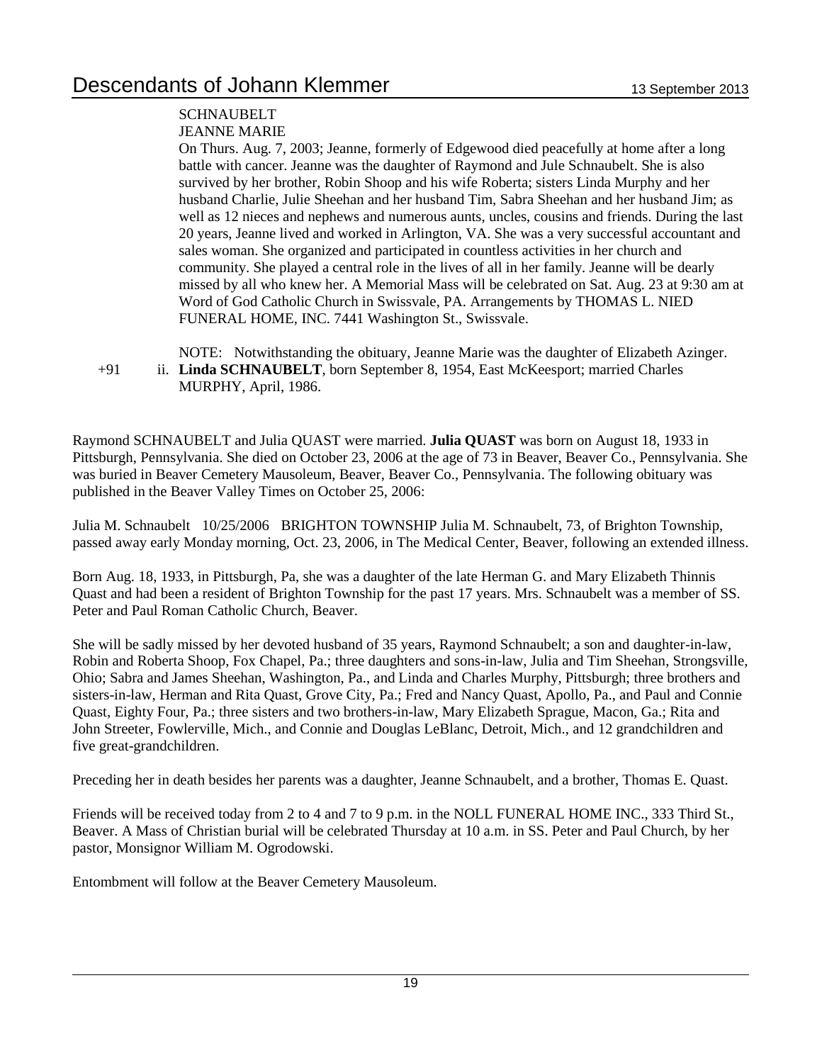SCHNAUBELT
JEANNE MARIE
On Thurs. Aug. 7, 2003; Jeanne, formerly of Edgewood died peacefully at home after a long battle with cancer. Jeanne was the daughter of Raymond and Jule Schnaubelt. She is also survived by her brother, Robin Shoop and his wife Roberta; sisters Linda Murphy and her husband Charlie, Julie Sheehan and her husband Tim, Sabra Sheehan and her husband Jim; as well as 12 nieces and nephews and numerous aunts, uncles, cousins and friends. During the last 20 years, Jeanne lived and worked in Arlington, VA. She was a very successful accountant and sales woman. She organized and participated in countless activities in her church and community. She played a central role in the lives of all in her family. Jeanne will be dearly missed by all who knew her. A Memorial Mass will be celebrated on Sat. Aug. 23 at 9:30 am at Word of God Catholic Church in Swissvale, PA. Arrangements by THOMAS L. NIED FUNERAL HOME, INC. 7441 Washington St., Swissvale.

NOTE: Notwithstanding the obituary, Jeanne Marie was the daughter of Elizabeth Azinger.

+91 ii. **Linda SCHNAUBELT**, born September 8, 1954, East McKeesport; married Charles MURPHY, April, 1986.

Raymond SCHNAUBELT and Julia QUAST were married. **Julia QUAST** was born on August 18, 1933 in Pittsburgh, Pennsylvania. She died on October 23, 2006 at the age of 73 in Beaver, Beaver Co., Pennsylvania. She was buried in Beaver Cemetery Mausoleum, Beaver, Beaver Co., Pennsylvania. The following obituary was published in the Beaver Valley Times on October 25, 2006:

Julia M. Schnaubelt 10/25/2006 BRIGHTON TOWNSHIP Julia M. Schnaubelt, 73, of Brighton Township, passed away early Monday morning, Oct. 23, 2006, in The Medical Center, Beaver, following an extended illness.

Born Aug. 18, 1933, in Pittsburgh, Pa, she was a daughter of the late Herman G. and Mary Elizabeth Thinnis Quast and had been a resident of Brighton Township for the past 17 years. Mrs. Schnaubelt was a member of SS. Peter and Paul Roman Catholic Church, Beaver.

She will be sadly missed by her devoted husband of 35 years, Raymond Schnaubelt; a son and daughter-in-law, Robin and Roberta Shoop, Fox Chapel, Pa.; three daughters and sons-in-law, Julia and Tim Sheehan, Strongsville, Ohio; Sabra and James Sheehan, Washington, Pa., and Linda and Charles Murphy, Pittsburgh; three brothers and sisters-in-law, Herman and Rita Quast, Grove City, Pa.; Fred and Nancy Quast, Apollo, Pa., and Paul and Connie Quast, Eighty Four, Pa.; three sisters and two brothers-in-law, Mary Elizabeth Sprague, Macon, Ga.; Rita and John Streeter, Fowlerville, Mich., and Connie and Douglas LeBlanc, Detroit, Mich., and 12 grandchildren and five great-grandchildren.

Preceding her in death besides her parents was a daughter, Jeanne Schnaubelt, and a brother, Thomas E. Quast.

Friends will be received today from 2 to 4 and 7 to 9 p.m. in the NOLL FUNERAL HOME INC., 333 Third St., Beaver. A Mass of Christian burial will be celebrated Thursday at 10 a.m. in SS. Peter and Paul Church, by her pastor, Monsignor William M. Ogrodowski.

Entombment will follow at the Beaver Cemetery Mausoleum.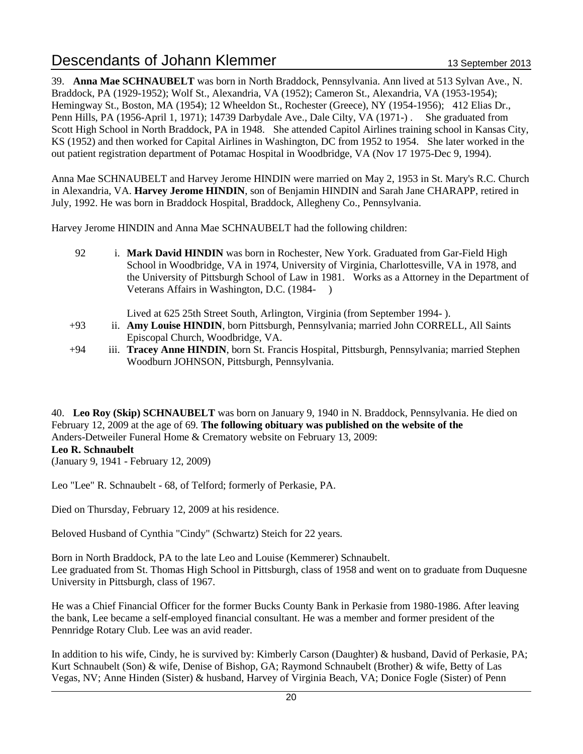39. **Anna Mae SCHNAUBELT** was born in North Braddock, Pennsylvania. Ann lived at 513 Sylvan Ave., N. Braddock, PA (1929-1952); Wolf St., Alexandria, VA (1952); Cameron St., Alexandria, VA (1953-1954); Hemingway St., Boston, MA (1954); 12 Wheeldon St., Rochester (Greece), NY (1954-1956); 412 Elias Dr., Penn Hills, PA (1956-April 1, 1971); 14739 Darbydale Ave., Dale Cilty, VA (1971-) . She graduated from Scott High School in North Braddock, PA in 1948. She attended Capitol Airlines training school in Kansas City, KS (1952) and then worked for Capital Airlines in Washington, DC from 1952 to 1954. She later worked in the out patient registration department of Potamac Hospital in Woodbridge, VA (Nov 17 1975-Dec 9, 1994).

Anna Mae SCHNAUBELT and Harvey Jerome HINDIN were married on May 2, 1953 in St. Mary's R.C. Church in Alexandria, VA. **Harvey Jerome HINDIN**, son of Benjamin HINDIN and Sarah Jane CHARAPP, retired in July, 1992. He was born in Braddock Hospital, Braddock, Allegheny Co., Pennsylvania.

Harvey Jerome HINDIN and Anna Mae SCHNAUBELT had the following children:

92 i. **Mark David HINDIN** was born in Rochester, New York. Graduated from Gar-Field High School in Woodbridge, VA in 1974, University of Virginia, Charlottesville, VA in 1978, and the University of Pittsburgh School of Law in 1981. Works as a Attorney in the Department of Veterans Affairs in Washington, D.C. (1984- )

Lived at 625 25th Street South, Arlington, Virginia (from September 1994- ).

+93 ii. **Amy Louise HINDIN**, born Pittsburgh, Pennsylvania; married John CORRELL, All Saints Episcopal Church, Woodbridge, VA.

+94 iii. **Tracey Anne HINDIN**, born St. Francis Hospital, Pittsburgh, Pennsylvania; married Stephen Woodburn JOHNSON, Pittsburgh, Pennsylvania.

40. **Leo Roy (Skip) SCHNAUBELT** was born on January 9, 1940 in N. Braddock, Pennsylvania. He died on February 12, 2009 at the age of 69. **The following obituary was published on the website of the** Anders-Detweiler Funeral Home & Crematory website on February 13, 2009:

**Leo R. Schnaubelt**

(January 9, 1941 - February 12, 2009)

Leo "Lee" R. Schnaubelt - 68, of Telford; formerly of Perkasie, PA.

Died on Thursday, February 12, 2009 at his residence.

Beloved Husband of Cynthia "Cindy" (Schwartz) Steich for 22 years.

Born in North Braddock, PA to the late Leo and Louise (Kemmerer) Schnaubelt.
Lee graduated from St. Thomas High School in Pittsburgh, class of 1958 and went on to graduate from Duquesne University in Pittsburgh, class of 1967.

He was a Chief Financial Officer for the former Bucks County Bank in Perkasie from 1980-1986. After leaving the bank, Lee became a self-employed financial consultant. He was a member and former president of the Pennridge Rotary Club. Lee was an avid reader.

In addition to his wife, Cindy, he is survived by: Kimberly Carson (Daughter) & husband, David of Perkasie, PA; Kurt Schnaubelt (Son) & wife, Denise of Bishop, GA; Raymond Schnaubelt (Brother) & wife, Betty of Las Vegas, NV; Anne Hinden (Sister) & husband, Harvey of Virginia Beach, VA; Donice Fogle (Sister) of Penn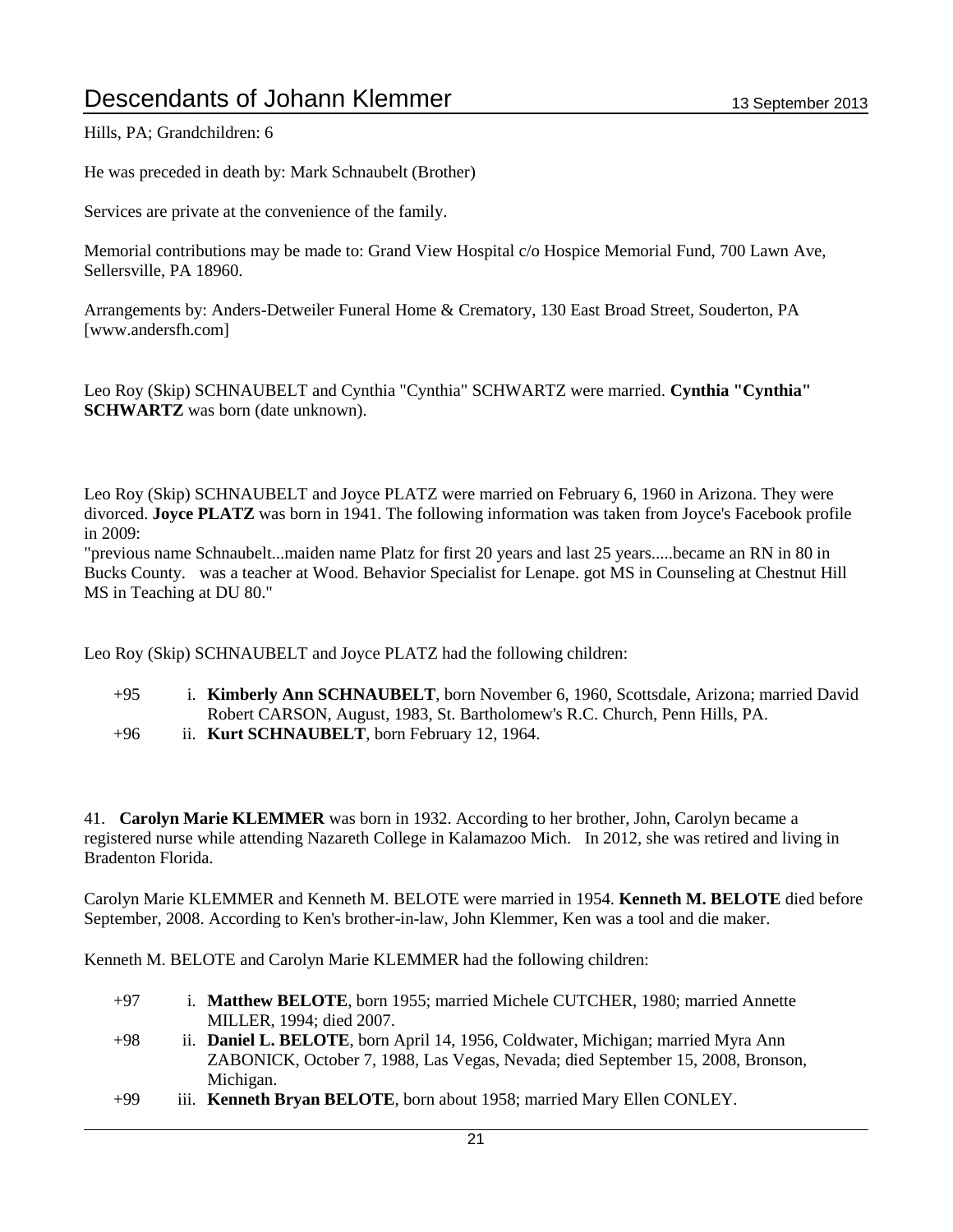Hills, PA; Grandchildren: 6

He was preceded in death by: Mark Schnaubelt (Brother)

Services are private at the convenience of the family.

Memorial contributions may be made to: Grand View Hospital c/o Hospice Memorial Fund, 700 Lawn Ave, Sellersville, PA 18960.

Arrangements by: Anders-Detweiler Funeral Home & Crematory, 130 East Broad Street, Souderton, PA [www.andersfh.com]

Leo Roy (Skip) SCHNAUBELT and Cynthia "Cynthia" SCHWARTZ were married. **Cynthia "Cynthia" SCHWARTZ** was born (date unknown).

Leo Roy (Skip) SCHNAUBELT and Joyce PLATZ were married on February 6, 1960 in Arizona. They were divorced. **Joyce PLATZ** was born in 1941. The following information was taken from Joyce's Facebook profile in 2009:
"previous name Schnaubelt...maiden name Platz for first 20 years and last 25 years.....became an RN in 80 in Bucks County. was a teacher at Wood. Behavior Specialist for Lenape. got MS in Counseling at Chestnut Hill MS in Teaching at DU 80."

Leo Roy (Skip) SCHNAUBELT and Joyce PLATZ had the following children:

- +95 i. **Kimberly Ann SCHNAUBELT**, born November 6, 1960, Scottsdale, Arizona; married David Robert CARSON, August, 1983, St. Bartholomew's R.C. Church, Penn Hills, PA.
- +96 ii. **Kurt SCHNAUBELT**, born February 12, 1964.

41. **Carolyn Marie KLEMMER** was born in 1932. According to her brother, John, Carolyn became a registered nurse while attending Nazareth College in Kalamazoo Mich. In 2012, she was retired and living in Bradenton Florida.

Carolyn Marie KLEMMER and Kenneth M. BELOTE were married in 1954. **Kenneth M. BELOTE** died before September, 2008. According to Ken's brother-in-law, John Klemmer, Ken was a tool and die maker.

Kenneth M. BELOTE and Carolyn Marie KLEMMER had the following children:

- +97 i. **Matthew BELOTE**, born 1955; married Michele CUTCHER, 1980; married Annette MILLER, 1994; died 2007.
- +98 ii. **Daniel L. BELOTE**, born April 14, 1956, Coldwater, Michigan; married Myra Ann ZABONICK, October 7, 1988, Las Vegas, Nevada; died September 15, 2008, Bronson, Michigan.
- +99 iii. **Kenneth Bryan BELOTE**, born about 1958; married Mary Ellen CONLEY.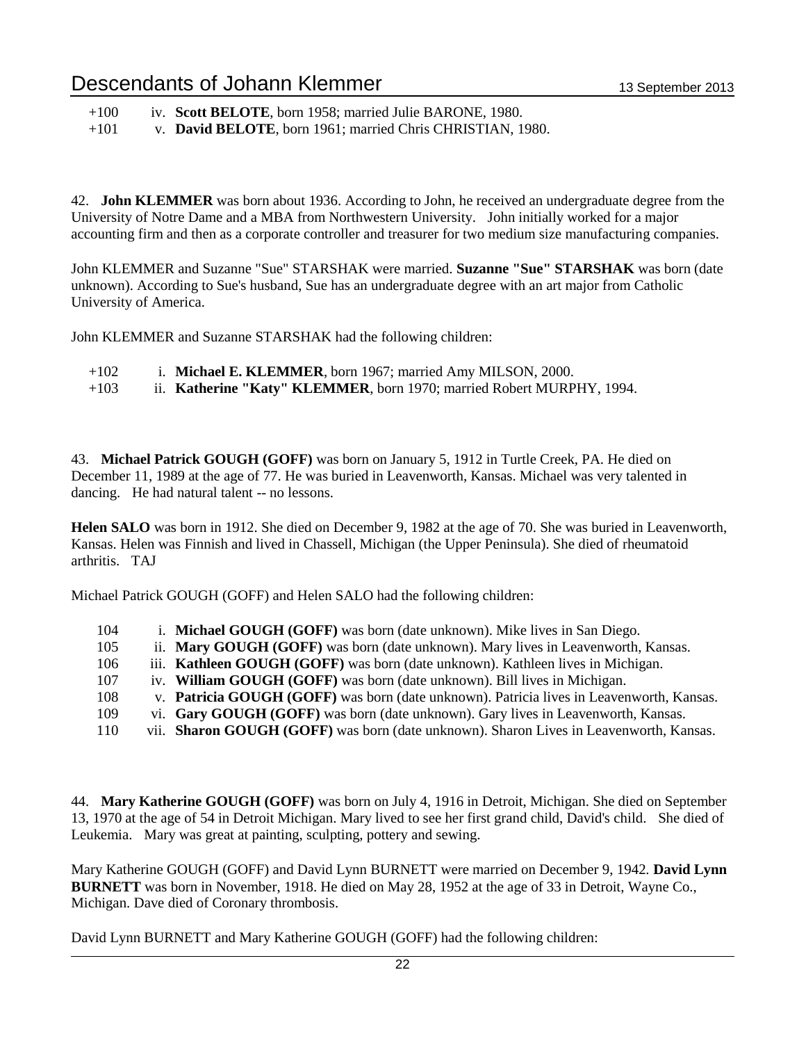+100 iv. **Scott BELOTE**, born 1958; married Julie BARONE, 1980.
+101 v. **David BELOTE**, born 1961; married Chris CHRISTIAN, 1980.

42. **John KLEMMER** was born about 1936. According to John, he received an undergraduate degree from the University of Notre Dame and a MBA from Northwestern University. John initially worked for a major accounting firm and then as a corporate controller and treasurer for two medium size manufacturing companies.

John KLEMMER and Suzanne "Sue" STARSHAK were married. **Suzanne "Sue" STARSHAK** was born (date unknown). According to Sue's husband, Sue has an undergraduate degree with an art major from Catholic University of America.

John KLEMMER and Suzanne STARSHAK had the following children:

+102 i. **Michael E. KLEMMER**, born 1967; married Amy MILSON, 2000.
+103 ii. **Katherine "Katy" KLEMMER**, born 1970; married Robert MURPHY, 1994.

43. **Michael Patrick GOUGH (GOFF)** was born on January 5, 1912 in Turtle Creek, PA. He died on December 11, 1989 at the age of 77. He was buried in Leavenworth, Kansas. Michael was very talented in dancing. He had natural talent -- no lessons.

**Helen SALO** was born in 1912. She died on December 9, 1982 at the age of 70. She was buried in Leavenworth, Kansas. Helen was Finnish and lived in Chassell, Michigan (the Upper Peninsula). She died of rheumatoid arthritis. TAJ

Michael Patrick GOUGH (GOFF) and Helen SALO had the following children:

104 i. **Michael GOUGH (GOFF)** was born (date unknown). Mike lives in San Diego.
105 ii. **Mary GOUGH (GOFF)** was born (date unknown). Mary lives in Leavenworth, Kansas.
106 iii. **Kathleen GOUGH (GOFF)** was born (date unknown). Kathleen lives in Michigan.
107 iv. **William GOUGH (GOFF)** was born (date unknown). Bill lives in Michigan.
108 v. **Patricia GOUGH (GOFF)** was born (date unknown). Patricia lives in Leavenworth, Kansas.
109 vi. **Gary GOUGH (GOFF)** was born (date unknown). Gary lives in Leavenworth, Kansas.
110 vii. **Sharon GOUGH (GOFF)** was born (date unknown). Sharon Lives in Leavenworth, Kansas.

44. **Mary Katherine GOUGH (GOFF)** was born on July 4, 1916 in Detroit, Michigan. She died on September 13, 1970 at the age of 54 in Detroit Michigan. Mary lived to see her first grand child, David's child. She died of Leukemia. Mary was great at painting, sculpting, pottery and sewing.

Mary Katherine GOUGH (GOFF) and David Lynn BURNETT were married on December 9, 1942. **David Lynn BURNETT** was born in November, 1918. He died on May 28, 1952 at the age of 33 in Detroit, Wayne Co., Michigan. Dave died of Coronary thrombosis.

David Lynn BURNETT and Mary Katherine GOUGH (GOFF) had the following children: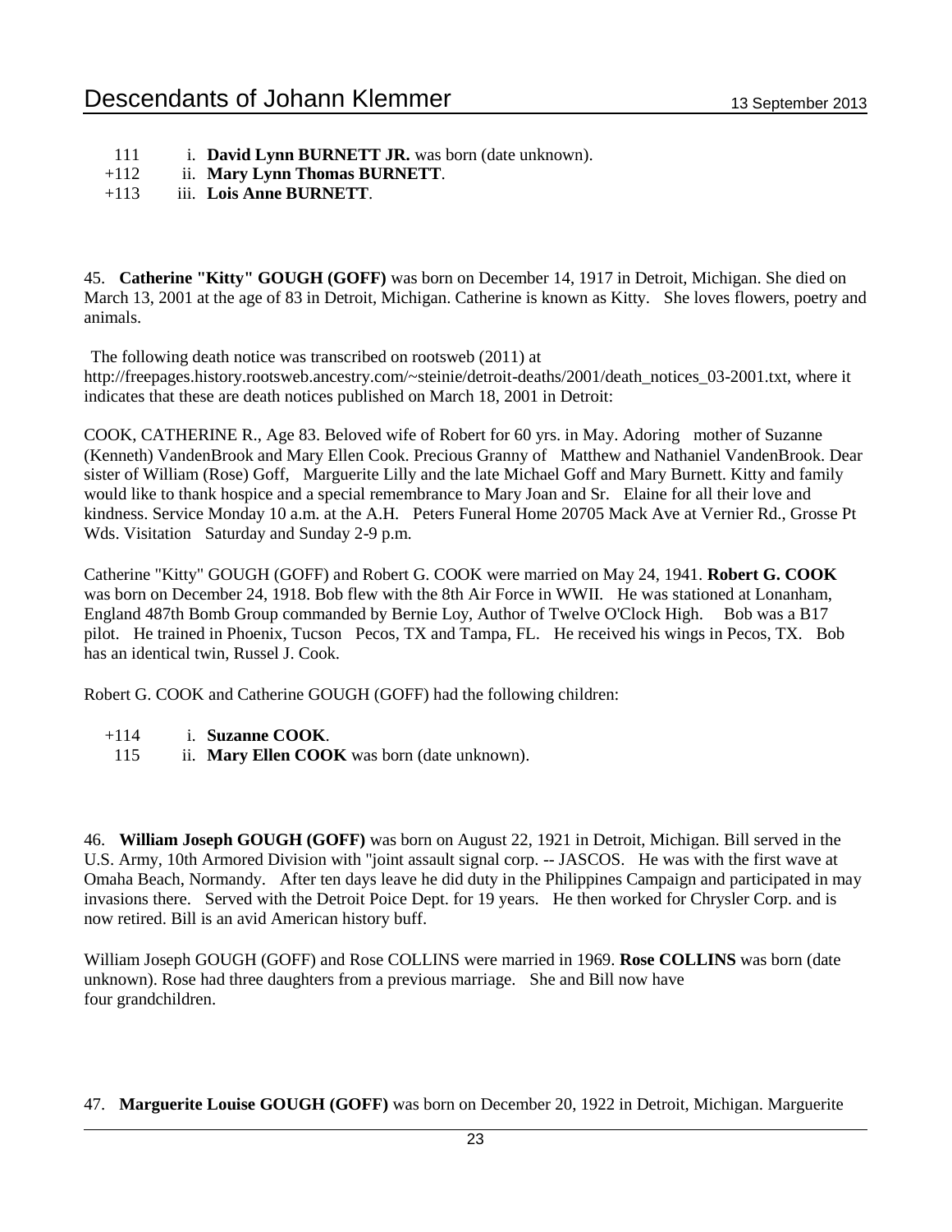111 i. **David Lynn BURNETT JR.** was born (date unknown).
+112 ii. **Mary Lynn Thomas BURNETT**.
+113 iii. **Lois Anne BURNETT**.

45. **Catherine "Kitty" GOUGH (GOFF)** was born on December 14, 1917 in Detroit, Michigan. She died on March 13, 2001 at the age of 83 in Detroit, Michigan. Catherine is known as Kitty. She loves flowers, poetry and animals.

The following death notice was transcribed on rootsweb (2011) at http://freepages.history.rootsweb.ancestry.com/~steinie/detroit-deaths/2001/death_notices_03-2001.txt, where it indicates that these are death notices published on March 18, 2001 in Detroit:

COOK, CATHERINE R., Age 83. Beloved wife of Robert for 60 yrs. in May. Adoring mother of Suzanne (Kenneth) VandenBrook and Mary Ellen Cook. Precious Granny of Matthew and Nathaniel VandenBrook. Dear sister of William (Rose) Goff, Marguerite Lilly and the late Michael Goff and Mary Burnett. Kitty and family would like to thank hospice and a special remembrance to Mary Joan and Sr. Elaine for all their love and kindness. Service Monday 10 a.m. at the A.H. Peters Funeral Home 20705 Mack Ave at Vernier Rd., Grosse Pt Wds. Visitation Saturday and Sunday 2-9 p.m.

Catherine "Kitty" GOUGH (GOFF) and Robert G. COOK were married on May 24, 1941. **Robert G. COOK** was born on December 24, 1918. Bob flew with the 8th Air Force in WWII. He was stationed at Lonanham, England 487th Bomb Group commanded by Bernie Loy, Author of Twelve O'Clock High. Bob was a B17 pilot. He trained in Phoenix, Tucson Pecos, TX and Tampa, FL. He received his wings in Pecos, TX. Bob has an identical twin, Russel J. Cook.

Robert G. COOK and Catherine GOUGH (GOFF) had the following children:

+114 i. **Suzanne COOK**.
115 ii. **Mary Ellen COOK** was born (date unknown).

46. **William Joseph GOUGH (GOFF)** was born on August 22, 1921 in Detroit, Michigan. Bill served in the U.S. Army, 10th Armored Division with "joint assault signal corp. -- JASCOS. He was with the first wave at Omaha Beach, Normandy. After ten days leave he did duty in the Philippines Campaign and participated in may invasions there. Served with the Detroit Poice Dept. for 19 years. He then worked for Chrysler Corp. and is now retired. Bill is an avid American history buff.

William Joseph GOUGH (GOFF) and Rose COLLINS were married in 1969. **Rose COLLINS** was born (date unknown). Rose had three daughters from a previous marriage. She and Bill now have four grandchildren.

47. **Marguerite Louise GOUGH (GOFF)** was born on December 20, 1922 in Detroit, Michigan. Marguerite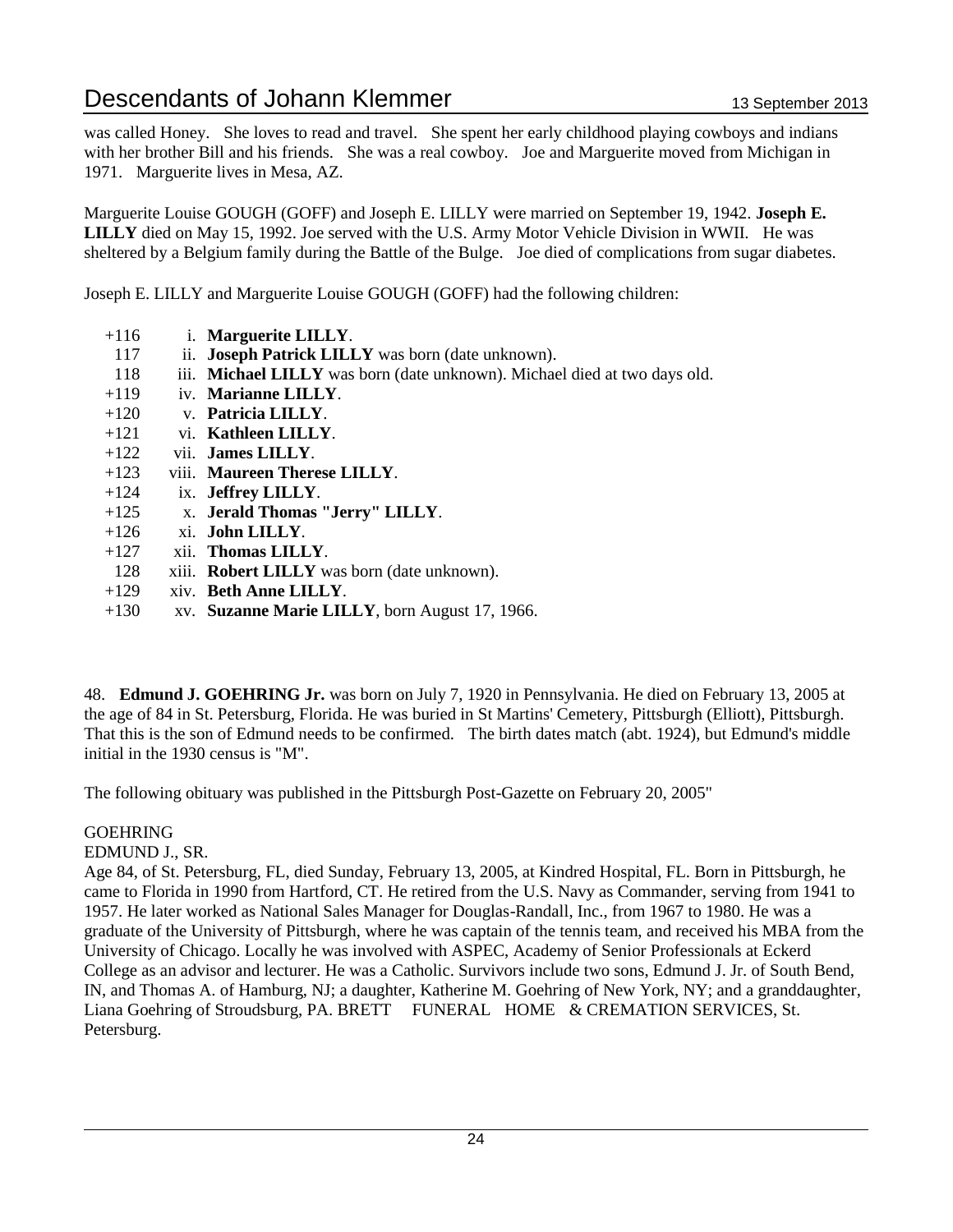was called Honey. She loves to read and travel. She spent her early childhood playing cowboys and indians with her brother Bill and his friends. She was a real cowboy. Joe and Marguerite moved from Michigan in 1971. Marguerite lives in Mesa, AZ.

Marguerite Louise GOUGH (GOFF) and Joseph E. LILLY were married on September 19, 1942. **Joseph E. LILLY** died on May 15, 1992. Joe served with the U.S. Army Motor Vehicle Division in WWII. He was sheltered by a Belgium family during the Battle of the Bulge. Joe died of complications from sugar diabetes.

Joseph E. LILLY and Marguerite Louise GOUGH (GOFF) had the following children:

- +116 i. **Marguerite LILLY**.
- 117 ii. **Joseph Patrick LILLY** was born (date unknown).
- 118 iii. **Michael LILLY** was born (date unknown). Michael died at two days old.
- +119 iv. **Marianne LILLY**.
- +120 v. **Patricia LILLY**.
- +121 vi. **Kathleen LILLY**.
- +122 vii. **James LILLY**.
- +123 viii. **Maureen Therese LILLY**.
- +124 ix. **Jeffrey LILLY**.
- +125 x. **Jerald Thomas "Jerry" LILLY**.
- +126 xi. **John LILLY**.
- +127 xii. **Thomas LILLY**.
- 128 xiii. **Robert LILLY** was born (date unknown).
- +129 xiv. **Beth Anne LILLY**.
- +130 xv. **Suzanne Marie LILLY**, born August 17, 1966.

48. **Edmund J. GOEHRING Jr.** was born on July 7, 1920 in Pennsylvania. He died on February 13, 2005 at the age of 84 in St. Petersburg, Florida. He was buried in St Martins' Cemetery, Pittsburgh (Elliott), Pittsburgh. That this is the son of Edmund needs to be confirmed. The birth dates match (abt. 1924), but Edmund's middle initial in the 1930 census is "M".

The following obituary was published in the Pittsburgh Post-Gazette on February 20, 2005"

GOEHRING
EDMUND J., SR.
Age 84, of St. Petersburg, FL, died Sunday, February 13, 2005, at Kindred Hospital, FL. Born in Pittsburgh, he came to Florida in 1990 from Hartford, CT. He retired from the U.S. Navy as Commander, serving from 1941 to 1957. He later worked as National Sales Manager for Douglas-Randall, Inc., from 1967 to 1980. He was a graduate of the University of Pittsburgh, where he was captain of the tennis team, and received his MBA from the University of Chicago. Locally he was involved with ASPEC, Academy of Senior Professionals at Eckerd College as an advisor and lecturer. He was a Catholic. Survivors include two sons, Edmund J. Jr. of South Bend, IN, and Thomas A. of Hamburg, NJ; a daughter, Katherine M. Goehring of New York, NY; and a granddaughter, Liana Goehring of Stroudsburg, PA. BRETT FUNERAL HOME & CREMATION SERVICES, St. Petersburg.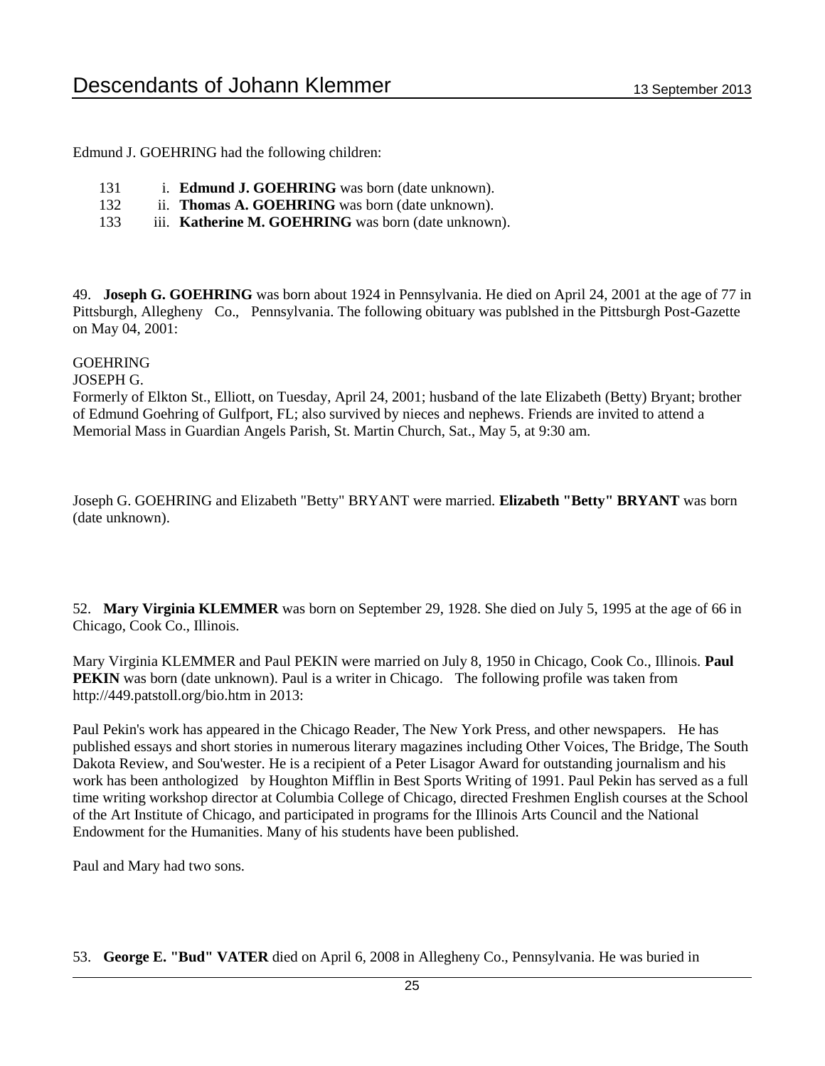Edmund J. GOEHRING had the following children:

131 i. **Edmund J. GOEHRING** was born (date unknown).
132 ii. **Thomas A. GOEHRING** was born (date unknown).
133 iii. **Katherine M. GOEHRING** was born (date unknown).

49. **Joseph G. GOEHRING** was born about 1924 in Pennsylvania. He died on April 24, 2001 at the age of 77 in Pittsburgh, Allegheny Co., Pennsylvania. The following obituary was publshed in the Pittsburgh Post-Gazette on May 04, 2001:

GOEHRING
JOSEPH G.
Formerly of Elkton St., Elliott, on Tuesday, April 24, 2001; husband of the late Elizabeth (Betty) Bryant; brother of Edmund Goehring of Gulfport, FL; also survived by nieces and nephews. Friends are invited to attend a Memorial Mass in Guardian Angels Parish, St. Martin Church, Sat., May 5, at 9:30 am.

Joseph G. GOEHRING and Elizabeth "Betty" BRYANT were married. **Elizabeth "Betty" BRYANT** was born (date unknown).

52. **Mary Virginia KLEMMER** was born on September 29, 1928. She died on July 5, 1995 at the age of 66 in Chicago, Cook Co., Illinois.

Mary Virginia KLEMMER and Paul PEKIN were married on July 8, 1950 in Chicago, Cook Co., Illinois. **Paul PEKIN** was born (date unknown). Paul is a writer in Chicago. The following profile was taken from http://449.patstoll.org/bio.htm in 2013:

Paul Pekin's work has appeared in the Chicago Reader, The New York Press, and other newspapers. He has published essays and short stories in numerous literary magazines including Other Voices, The Bridge, The South Dakota Review, and Sou'wester. He is a recipient of a Peter Lisagor Award for outstanding journalism and his work has been anthologized by Houghton Mifflin in Best Sports Writing of 1991. Paul Pekin has served as a full time writing workshop director at Columbia College of Chicago, directed Freshmen English courses at the School of the Art Institute of Chicago, and participated in programs for the Illinois Arts Council and the National Endowment for the Humanities. Many of his students have been published.

Paul and Mary had two sons.

53. **George E. "Bud" VATER** died on April 6, 2008 in Allegheny Co., Pennsylvania. He was buried in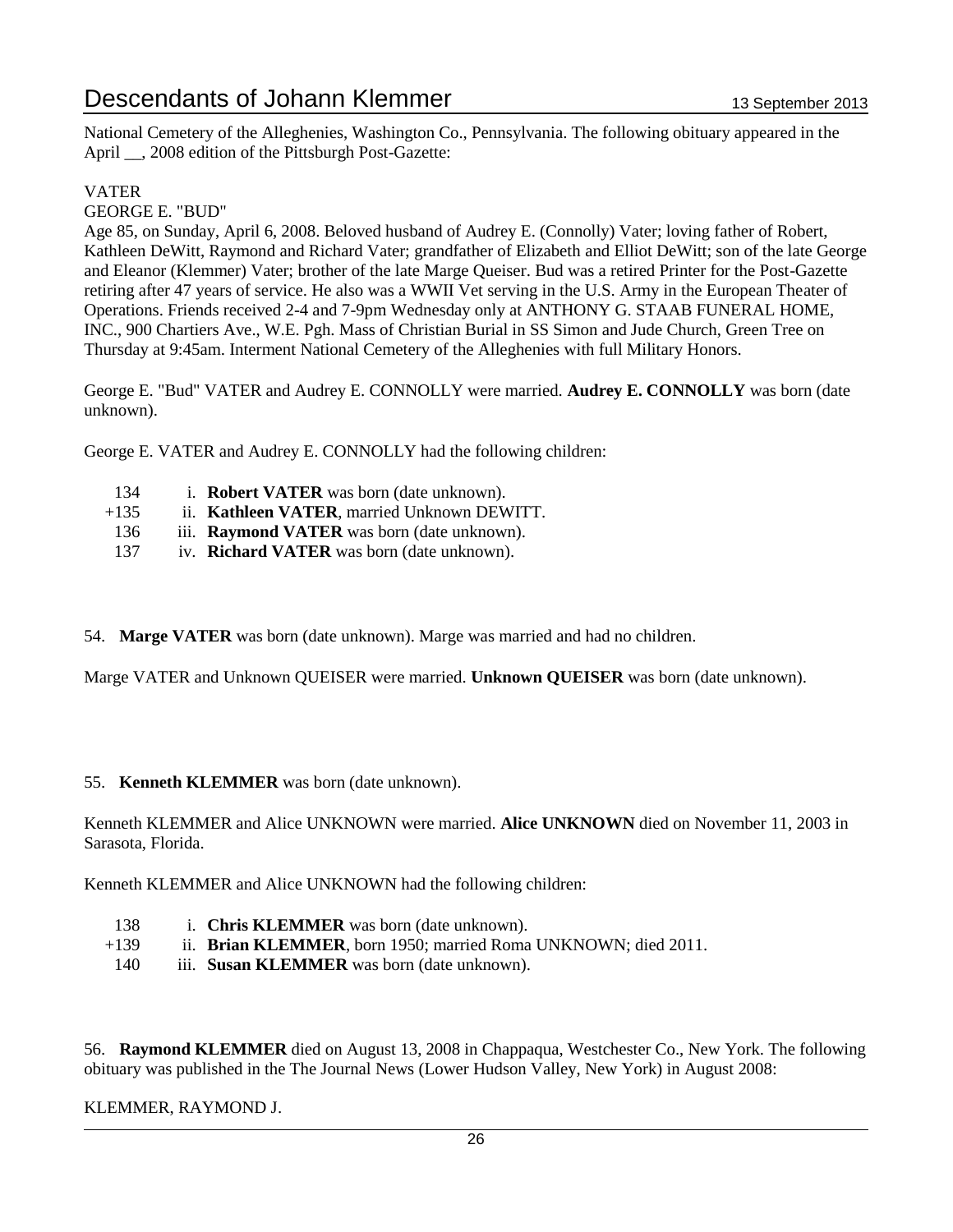National Cemetery of the Alleghenies, Washington Co., Pennsylvania. The following obituary appeared in the April __, 2008 edition of the Pittsburgh Post-Gazette:

VATER
GEORGE E. "BUD"
Age 85, on Sunday, April 6, 2008. Beloved husband of Audrey E. (Connolly) Vater; loving father of Robert, Kathleen DeWitt, Raymond and Richard Vater; grandfather of Elizabeth and Elliot DeWitt; son of the late George and Eleanor (Klemmer) Vater; brother of the late Marge Queiser. Bud was a retired Printer for the Post-Gazette retiring after 47 years of service. He also was a WWII Vet serving in the U.S. Army in the European Theater of Operations. Friends received 2-4 and 7-9pm Wednesday only at ANTHONY G. STAAB FUNERAL HOME, INC., 900 Chartiers Ave., W.E. Pgh. Mass of Christian Burial in SS Simon and Jude Church, Green Tree on Thursday at 9:45am. Interment National Cemetery of the Alleghenies with full Military Honors.

George E. "Bud" VATER and Audrey E. CONNOLLY were married. **Audrey E. CONNOLLY** was born (date unknown).

George E. VATER and Audrey E. CONNOLLY had the following children:

- 134 i. **Robert VATER** was born (date unknown).
- +135 ii. **Kathleen VATER**, married Unknown DEWITT.
- 136 iii. **Raymond VATER** was born (date unknown).
- 137 iv. **Richard VATER** was born (date unknown).

54. **Marge VATER** was born (date unknown). Marge was married and had no children.

Marge VATER and Unknown QUEISER were married. **Unknown QUEISER** was born (date unknown).

55. **Kenneth KLEMMER** was born (date unknown).

Kenneth KLEMMER and Alice UNKNOWN were married. **Alice UNKNOWN** died on November 11, 2003 in Sarasota, Florida.

Kenneth KLEMMER and Alice UNKNOWN had the following children:

- 138 i. **Chris KLEMMER** was born (date unknown).
- +139 ii. **Brian KLEMMER**, born 1950; married Roma UNKNOWN; died 2011.
- 140 iii. **Susan KLEMMER** was born (date unknown).

56. **Raymond KLEMMER** died on August 13, 2008 in Chappaqua, Westchester Co., New York. The following obituary was published in the The Journal News (Lower Hudson Valley, New York) in August 2008:

KLEMMER, RAYMOND J.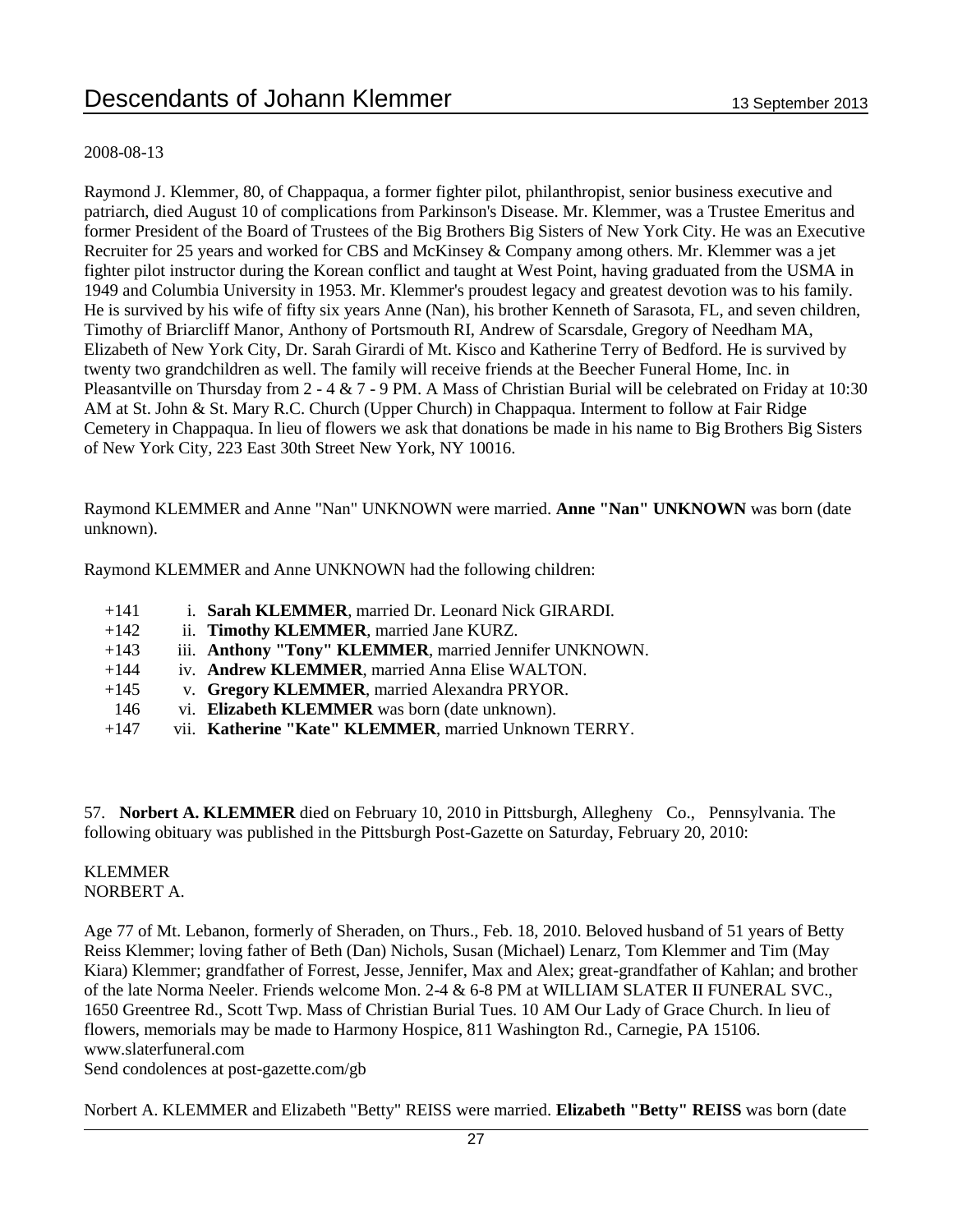2008-08-13

Raymond J. Klemmer, 80, of Chappaqua, a former fighter pilot, philanthropist, senior business executive and patriarch, died August 10 of complications from Parkinson's Disease. Mr. Klemmer, was a Trustee Emeritus and former President of the Board of Trustees of the Big Brothers Big Sisters of New York City. He was an Executive Recruiter for 25 years and worked for CBS and McKinsey & Company among others. Mr. Klemmer was a jet fighter pilot instructor during the Korean conflict and taught at West Point, having graduated from the USMA in 1949 and Columbia University in 1953. Mr. Klemmer's proudest legacy and greatest devotion was to his family. He is survived by his wife of fifty six years Anne (Nan), his brother Kenneth of Sarasota, FL, and seven children, Timothy of Briarcliff Manor, Anthony of Portsmouth RI, Andrew of Scarsdale, Gregory of Needham MA, Elizabeth of New York City, Dr. Sarah Girardi of Mt. Kisco and Katherine Terry of Bedford. He is survived by twenty two grandchildren as well. The family will receive friends at the Beecher Funeral Home, Inc. in Pleasantville on Thursday from 2 - 4 & 7 - 9 PM. A Mass of Christian Burial will be celebrated on Friday at 10:30 AM at St. John & St. Mary R.C. Church (Upper Church) in Chappaqua. Interment to follow at Fair Ridge Cemetery in Chappaqua. In lieu of flowers we ask that donations be made in his name to Big Brothers Big Sisters of New York City, 223 East 30th Street New York, NY 10016.

Raymond KLEMMER and Anne "Nan" UNKNOWN were married. **Anne "Nan" UNKNOWN** was born (date unknown).

Raymond KLEMMER and Anne UNKNOWN had the following children:

+141 i. **Sarah KLEMMER**, married Dr. Leonard Nick GIRARDI.
+142 ii. **Timothy KLEMMER**, married Jane KURZ.
+143 iii. **Anthony "Tony" KLEMMER**, married Jennifer UNKNOWN.
+144 iv. **Andrew KLEMMER**, married Anna Elise WALTON.
+145 v. **Gregory KLEMMER**, married Alexandra PRYOR.
146 vi. **Elizabeth KLEMMER** was born (date unknown).
+147 vii. **Katherine "Kate" KLEMMER**, married Unknown TERRY.

57. **Norbert A. KLEMMER** died on February 10, 2010 in Pittsburgh, Allegheny Co., Pennsylvania. The following obituary was published in the Pittsburgh Post-Gazette on Saturday, February 20, 2010:

KLEMMER
NORBERT A.

Age 77 of Mt. Lebanon, formerly of Sheraden, on Thurs., Feb. 18, 2010. Beloved husband of 51 years of Betty Reiss Klemmer; loving father of Beth (Dan) Nichols, Susan (Michael) Lenarz, Tom Klemmer and Tim (May Kiara) Klemmer; grandfather of Forrest, Jesse, Jennifer, Max and Alex; great-grandfather of Kahlan; and brother of the late Norma Neeler. Friends welcome Mon. 2-4 & 6-8 PM at WILLIAM SLATER II FUNERAL SVC., 1650 Greentree Rd., Scott Twp. Mass of Christian Burial Tues. 10 AM Our Lady of Grace Church. In lieu of flowers, memorials may be made to Harmony Hospice, 811 Washington Rd., Carnegie, PA 15106.
www.slaterfuneral.com
Send condolences at post-gazette.com/gb

Norbert A. KLEMMER and Elizabeth "Betty" REISS were married. **Elizabeth "Betty" REISS** was born (date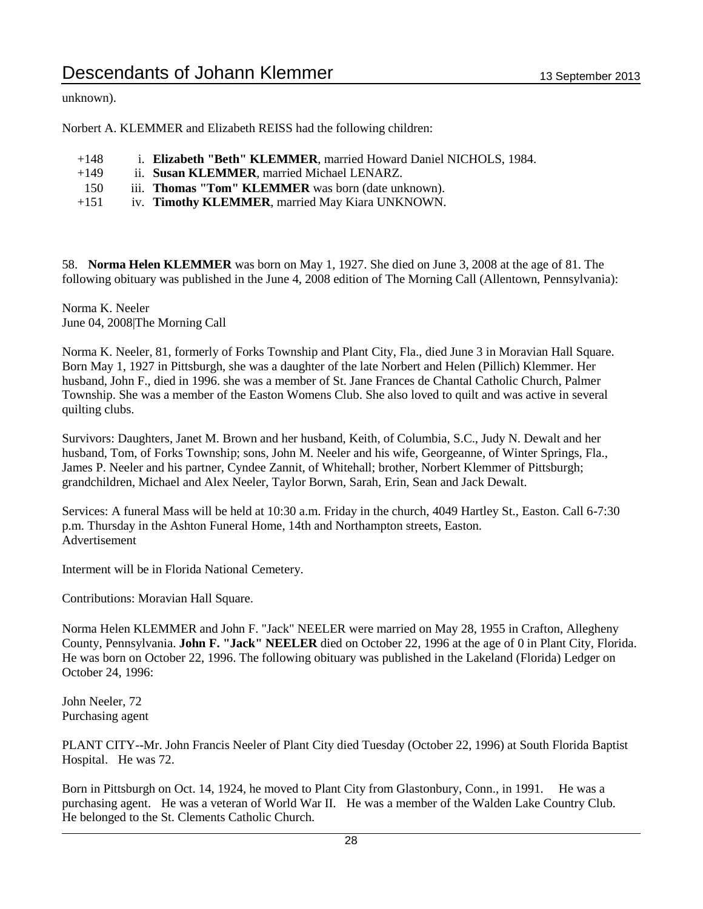unknown).

Norbert A. KLEMMER and Elizabeth REISS had the following children:

+148 i. **Elizabeth "Beth" KLEMMER**, married Howard Daniel NICHOLS, 1984.
+149 ii. **Susan KLEMMER**, married Michael LENARZ.
150 iii. **Thomas "Tom" KLEMMER** was born (date unknown).
+151 iv. **Timothy KLEMMER**, married May Kiara UNKNOWN.

58. **Norma Helen KLEMMER** was born on May 1, 1927. She died on June 3, 2008 at the age of 81. The following obituary was published in the June 4, 2008 edition of The Morning Call (Allentown, Pennsylvania):

Norma K. Neeler
June 04, 2008|The Morning Call

Norma K. Neeler, 81, formerly of Forks Township and Plant City, Fla., died June 3 in Moravian Hall Square. Born May 1, 1927 in Pittsburgh, she was a daughter of the late Norbert and Helen (Pillich) Klemmer. Her husband, John F., died in 1996. she was a member of St. Jane Frances de Chantal Catholic Church, Palmer Township. She was a member of the Easton Womens Club. She also loved to quilt and was active in several quilting clubs.

Survivors: Daughters, Janet M. Brown and her husband, Keith, of Columbia, S.C., Judy N. Dewalt and her husband, Tom, of Forks Township; sons, John M. Neeler and his wife, Georgeanne, of Winter Springs, Fla., James P. Neeler and his partner, Cyndee Zannit, of Whitehall; brother, Norbert Klemmer of Pittsburgh; grandchildren, Michael and Alex Neeler, Taylor Borwn, Sarah, Erin, Sean and Jack Dewalt.

Services: A funeral Mass will be held at 10:30 a.m. Friday in the church, 4049 Hartley St., Easton. Call 6-7:30 p.m. Thursday in the Ashton Funeral Home, 14th and Northampton streets, Easton.
Advertisement

Interment will be in Florida National Cemetery.

Contributions: Moravian Hall Square.

Norma Helen KLEMMER and John F. "Jack" NEELER were married on May 28, 1955 in Crafton, Allegheny County, Pennsylvania. **John F. "Jack" NEELER** died on October 22, 1996 at the age of 0 in Plant City, Florida. He was born on October 22, 1996. The following obituary was published in the Lakeland (Florida) Ledger on October 24, 1996:

John Neeler, 72
Purchasing agent

PLANT CITY--Mr. John Francis Neeler of Plant City died Tuesday (October 22, 1996) at South Florida Baptist Hospital. He was 72.

Born in Pittsburgh on Oct. 14, 1924, he moved to Plant City from Glastonbury, Conn., in 1991. He was a purchasing agent. He was a veteran of World War II. He was a member of the Walden Lake Country Club. He belonged to the St. Clements Catholic Church.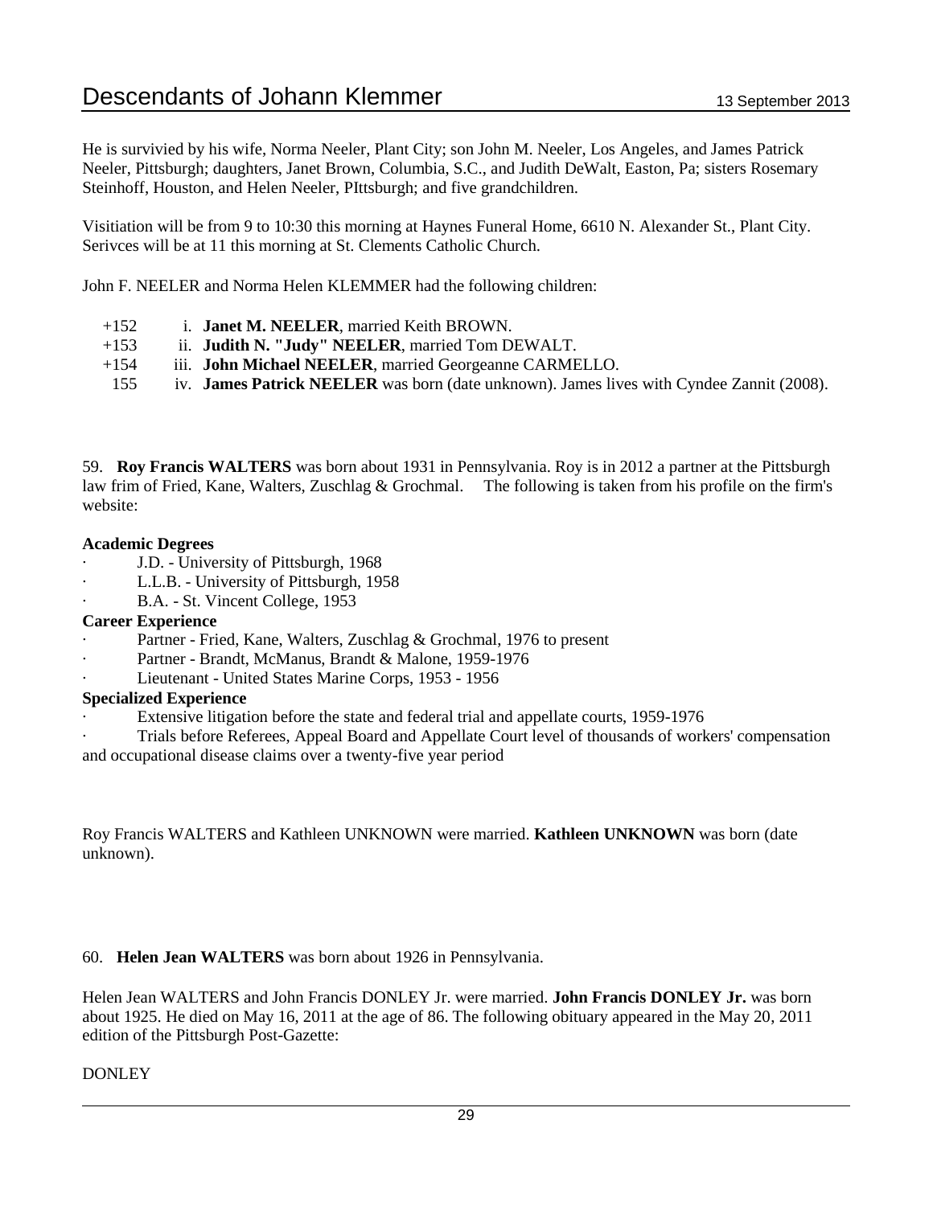He is survivied by his wife, Norma Neeler, Plant City; son John M. Neeler, Los Angeles, and James Patrick Neeler, Pittsburgh; daughters, Janet Brown, Columbia, S.C., and Judith DeWalt, Easton, Pa; sisters Rosemary Steinhoff, Houston, and Helen Neeler, PIttsburgh; and five grandchildren.

Visitiation will be from 9 to 10:30 this morning at Haynes Funeral Home, 6610 N. Alexander St., Plant City. Serivces will be at 11 this morning at St. Clements Catholic Church.

John F. NEELER and Norma Helen KLEMMER had the following children:

+152 i. **Janet M. NEELER**, married Keith BROWN.
+153 ii. **Judith N. "Judy" NEELER**, married Tom DEWALT.
+154 iii. **John Michael NEELER**, married Georgeanne CARMELLO.
155 iv. **James Patrick NEELER** was born (date unknown). James lives with Cyndee Zannit (2008).

59. **Roy Francis WALTERS** was born about 1931 in Pennsylvania. Roy is in 2012 a partner at the Pittsburgh law frim of Fried, Kane, Walters, Zuschlag & Grochmal. The following is taken from his profile on the firm's website:

**Academic Degrees**
- J.D. - University of Pittsburgh, 1968
- L.L.B. - University of Pittsburgh, 1958
- B.A. - St. Vincent College, 1953

**Career Experience**
- Partner - Fried, Kane, Walters, Zuschlag & Grochmal, 1976 to present
- Partner - Brandt, McManus, Brandt & Malone, 1959-1976
- Lieutenant - United States Marine Corps, 1953 - 1956

**Specialized Experience**
- Extensive litigation before the state and federal trial and appellate courts, 1959-1976
- Trials before Referees, Appeal Board and Appellate Court level of thousands of workers' compensation and occupational disease claims over a twenty-five year period

Roy Francis WALTERS and Kathleen UNKNOWN were married. **Kathleen UNKNOWN** was born (date unknown).

60. **Helen Jean WALTERS** was born about 1926 in Pennsylvania.

Helen Jean WALTERS and John Francis DONLEY Jr. were married. **John Francis DONLEY Jr.** was born about 1925. He died on May 16, 2011 at the age of 86. The following obituary appeared in the May 20, 2011 edition of the Pittsburgh Post-Gazette:

DONLEY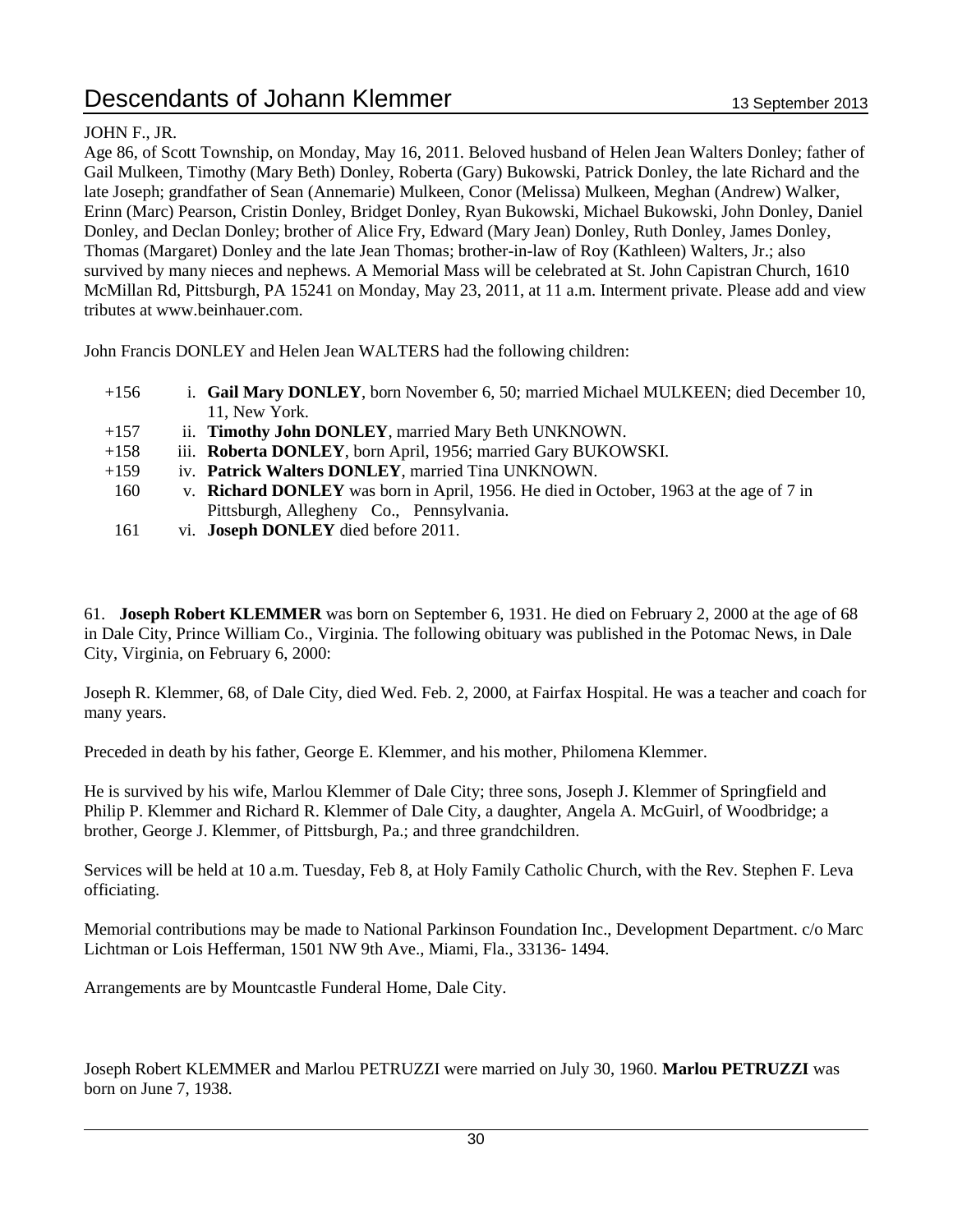JOHN F., JR.

Age 86, of Scott Township, on Monday, May 16, 2011. Beloved husband of Helen Jean Walters Donley; father of Gail Mulkeen, Timothy (Mary Beth) Donley, Roberta (Gary) Bukowski, Patrick Donley, the late Richard and the late Joseph; grandfather of Sean (Annemarie) Mulkeen, Conor (Melissa) Mulkeen, Meghan (Andrew) Walker, Erinn (Marc) Pearson, Cristin Donley, Bridget Donley, Ryan Bukowski, Michael Bukowski, John Donley, Daniel Donley, and Declan Donley; brother of Alice Fry, Edward (Mary Jean) Donley, Ruth Donley, James Donley, Thomas (Margaret) Donley and the late Jean Thomas; brother-in-law of Roy (Kathleen) Walters, Jr.; also survived by many nieces and nephews. A Memorial Mass will be celebrated at St. John Capistran Church, 1610 McMillan Rd, Pittsburgh, PA 15241 on Monday, May 23, 2011, at 11 a.m. Interment private. Please add and view tributes at www.beinhauer.com.

John Francis DONLEY and Helen Jean WALTERS had the following children:

- +156 i. **Gail Mary DONLEY**, born November 6, 50; married Michael MULKEEN; died December 10, 11, New York.
- +157 ii. **Timothy John DONLEY**, married Mary Beth UNKNOWN.
- +158 iii. **Roberta DONLEY**, born April, 1956; married Gary BUKOWSKI.
- +159 iv. **Patrick Walters DONLEY**, married Tina UNKNOWN.
- 160 v. **Richard DONLEY** was born in April, 1956. He died in October, 1963 at the age of 7 in Pittsburgh, Allegheny Co., Pennsylvania.
- 161 vi. **Joseph DONLEY** died before 2011.

61. **Joseph Robert KLEMMER** was born on September 6, 1931. He died on February 2, 2000 at the age of 68 in Dale City, Prince William Co., Virginia. The following obituary was published in the Potomac News, in Dale City, Virginia, on February 6, 2000:

Joseph R. Klemmer, 68, of Dale City, died Wed. Feb. 2, 2000, at Fairfax Hospital. He was a teacher and coach for many years.

Preceded in death by his father, George E. Klemmer, and his mother, Philomena Klemmer.

He is survived by his wife, Marlou Klemmer of Dale City; three sons, Joseph J. Klemmer of Springfield and Philip P. Klemmer and Richard R. Klemmer of Dale City, a daughter, Angela A. McGuirl, of Woodbridge; a brother, George J. Klemmer, of Pittsburgh, Pa.; and three grandchildren.

Services will be held at 10 a.m. Tuesday, Feb 8, at Holy Family Catholic Church, with the Rev. Stephen F. Leva officiating.

Memorial contributions may be made to National Parkinson Foundation Inc., Development Department. c/o Marc Lichtman or Lois Hefferman, 1501 NW 9th Ave., Miami, Fla., 33136- 1494.

Arrangements are by Mountcastle Funderal Home, Dale City.

Joseph Robert KLEMMER and Marlou PETRUZZI were married on July 30, 1960. **Marlou PETRUZZI** was born on June 7, 1938.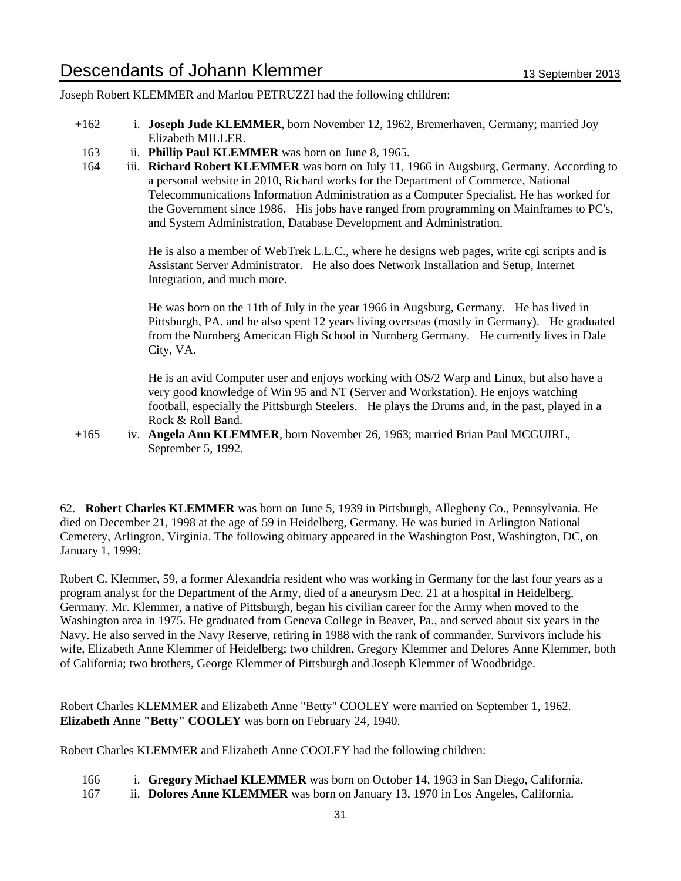Joseph Robert KLEMMER and Marlou PETRUZZI had the following children:

+162 i. **Joseph Jude KLEMMER**, born November 12, 1962, Bremerhaven, Germany; married Joy Elizabeth MILLER.

163 ii. **Phillip Paul KLEMMER** was born on June 8, 1965.

164 iii. **Richard Robert KLEMMER** was born on July 11, 1966 in Augsburg, Germany. According to a personal website in 2010, Richard works for the Department of Commerce, National Telecommunications Information Administration as a Computer Specialist. He has worked for the Government since 1986. His jobs have ranged from programming on Mainframes to PC's, and System Administration, Database Development and Administration.

He is also a member of WebTrek L.L.C., where he designs web pages, write cgi scripts and is Assistant Server Administrator. He also does Network Installation and Setup, Internet Integration, and much more.

He was born on the 11th of July in the year 1966 in Augsburg, Germany. He has lived in Pittsburgh, PA. and he also spent 12 years living overseas (mostly in Germany). He graduated from the Nurnberg American High School in Nurnberg Germany. He currently lives in Dale City, VA.

He is an avid Computer user and enjoys working with OS/2 Warp and Linux, but also have a very good knowledge of Win 95 and NT (Server and Workstation). He enjoys watching football, especially the Pittsburgh Steelers. He plays the Drums and, in the past, played in a Rock & Roll Band.

+165 iv. **Angela Ann KLEMMER**, born November 26, 1963; married Brian Paul MCGUIRL, September 5, 1992.

62. **Robert Charles KLEMMER** was born on June 5, 1939 in Pittsburgh, Allegheny Co., Pennsylvania. He died on December 21, 1998 at the age of 59 in Heidelberg, Germany. He was buried in Arlington National Cemetery, Arlington, Virginia. The following obituary appeared in the Washington Post, Washington, DC, on January 1, 1999:

Robert C. Klemmer, 59, a former Alexandria resident who was working in Germany for the last four years as a program analyst for the Department of the Army, died of a aneurysm Dec. 21 at a hospital in Heidelberg, Germany. Mr. Klemmer, a native of Pittsburgh, began his civilian career for the Army when moved to the Washington area in 1975. He graduated from Geneva College in Beaver, Pa., and served about six years in the Navy. He also served in the Navy Reserve, retiring in 1988 with the rank of commander. Survivors include his wife, Elizabeth Anne Klemmer of Heidelberg; two children, Gregory Klemmer and Delores Anne Klemmer, both of California; two brothers, George Klemmer of Pittsburgh and Joseph Klemmer of Woodbridge.

Robert Charles KLEMMER and Elizabeth Anne "Betty" COOLEY were married on September 1, 1962. **Elizabeth Anne "Betty" COOLEY** was born on February 24, 1940.

Robert Charles KLEMMER and Elizabeth Anne COOLEY had the following children:

166 i. **Gregory Michael KLEMMER** was born on October 14, 1963 in San Diego, California.

167 ii. **Dolores Anne KLEMMER** was born on January 13, 1970 in Los Angeles, California.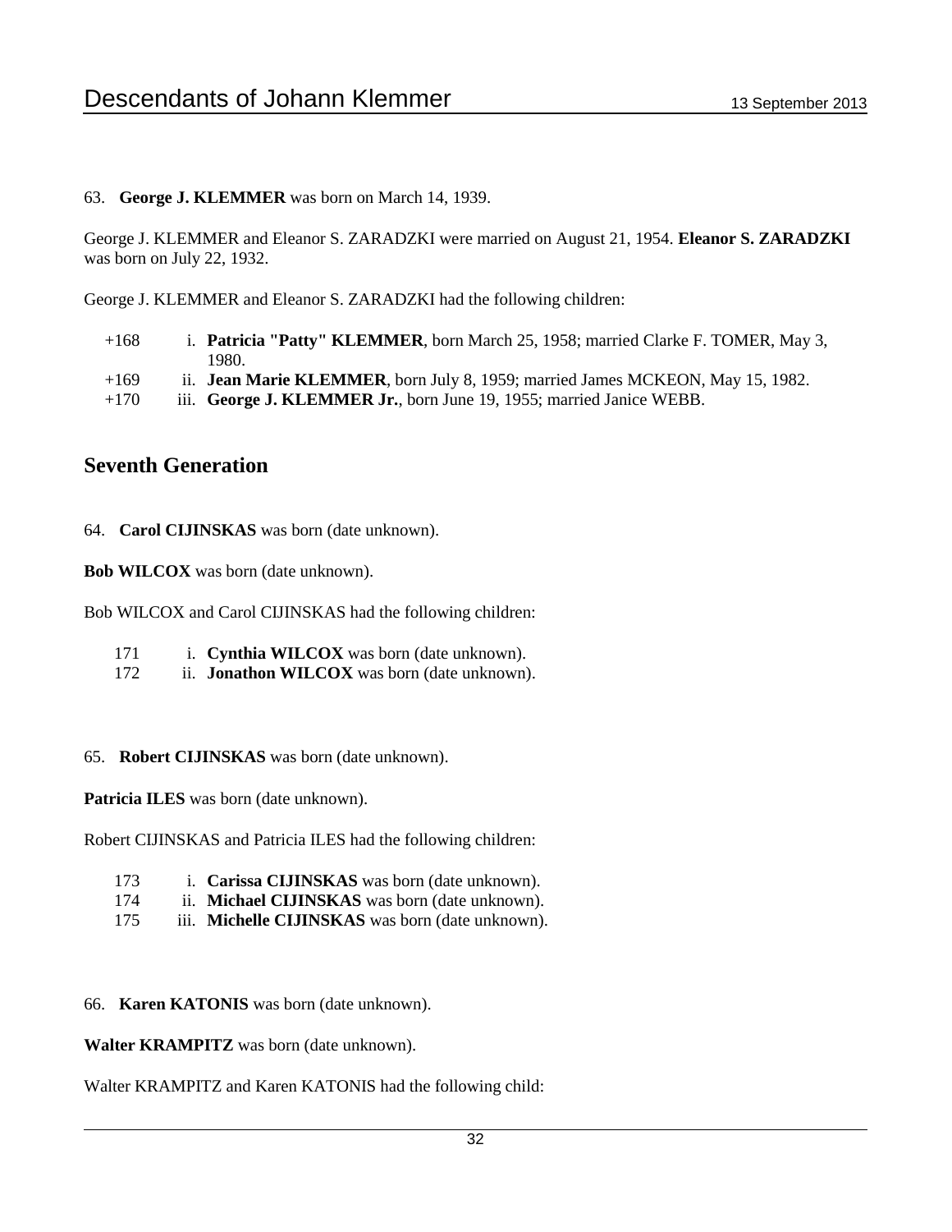63. **George J. KLEMMER** was born on March 14, 1939.

George J. KLEMMER and Eleanor S. ZARADZKI were married on August 21, 1954. **Eleanor S. ZARADZKI** was born on July 22, 1932.

George J. KLEMMER and Eleanor S. ZARADZKI had the following children:

+168 i. **Patricia "Patty" KLEMMER**, born March 25, 1958; married Clarke F. TOMER, May 3, 1980.
+169 ii. **Jean Marie KLEMMER**, born July 8, 1959; married James MCKEON, May 15, 1982.
+170 iii. **George J. KLEMMER Jr.**, born June 19, 1955; married Janice WEBB.

## Seventh Generation

64. **Carol CIJINSKAS** was born (date unknown).

**Bob WILCOX** was born (date unknown).

Bob WILCOX and Carol CIJINSKAS had the following children:

171 i. **Cynthia WILCOX** was born (date unknown).
172 ii. **Jonathon WILCOX** was born (date unknown).

65. **Robert CIJINSKAS** was born (date unknown).

**Patricia ILES** was born (date unknown).

Robert CIJINSKAS and Patricia ILES had the following children:

173 i. **Carissa CIJINSKAS** was born (date unknown).
174 ii. **Michael CIJINSKAS** was born (date unknown).
175 iii. **Michelle CIJINSKAS** was born (date unknown).

66. **Karen KATONIS** was born (date unknown).

**Walter KRAMPITZ** was born (date unknown).

Walter KRAMPITZ and Karen KATONIS had the following child: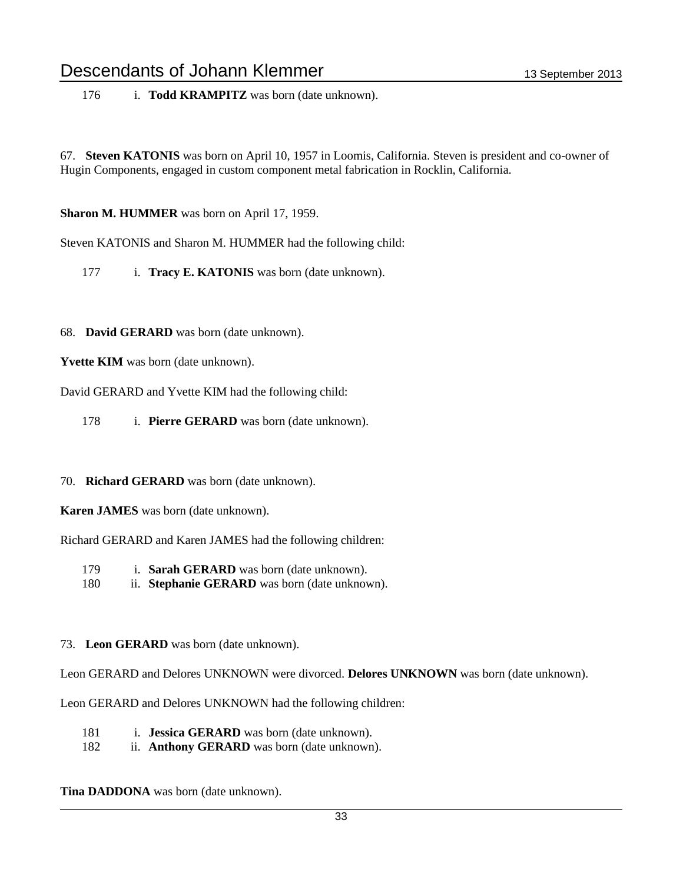176 i. **Todd KRAMPITZ** was born (date unknown).

67. **Steven KATONIS** was born on April 10, 1957 in Loomis, California. Steven is president and co-owner of Hugin Components, engaged in custom component metal fabrication in Rocklin, California.

**Sharon M. HUMMER** was born on April 17, 1959.

Steven KATONIS and Sharon M. HUMMER had the following child:

177 i. **Tracy E. KATONIS** was born (date unknown).

68. **David GERARD** was born (date unknown).

**Yvette KIM** was born (date unknown).

David GERARD and Yvette KIM had the following child:

178 i. **Pierre GERARD** was born (date unknown).

70. **Richard GERARD** was born (date unknown).

**Karen JAMES** was born (date unknown).

Richard GERARD and Karen JAMES had the following children:

179 i. **Sarah GERARD** was born (date unknown).
180 ii. **Stephanie GERARD** was born (date unknown).

73. **Leon GERARD** was born (date unknown).

Leon GERARD and Delores UNKNOWN were divorced. **Delores UNKNOWN** was born (date unknown).

Leon GERARD and Delores UNKNOWN had the following children:

181 i. **Jessica GERARD** was born (date unknown).
182 ii. **Anthony GERARD** was born (date unknown).

**Tina DADDONA** was born (date unknown).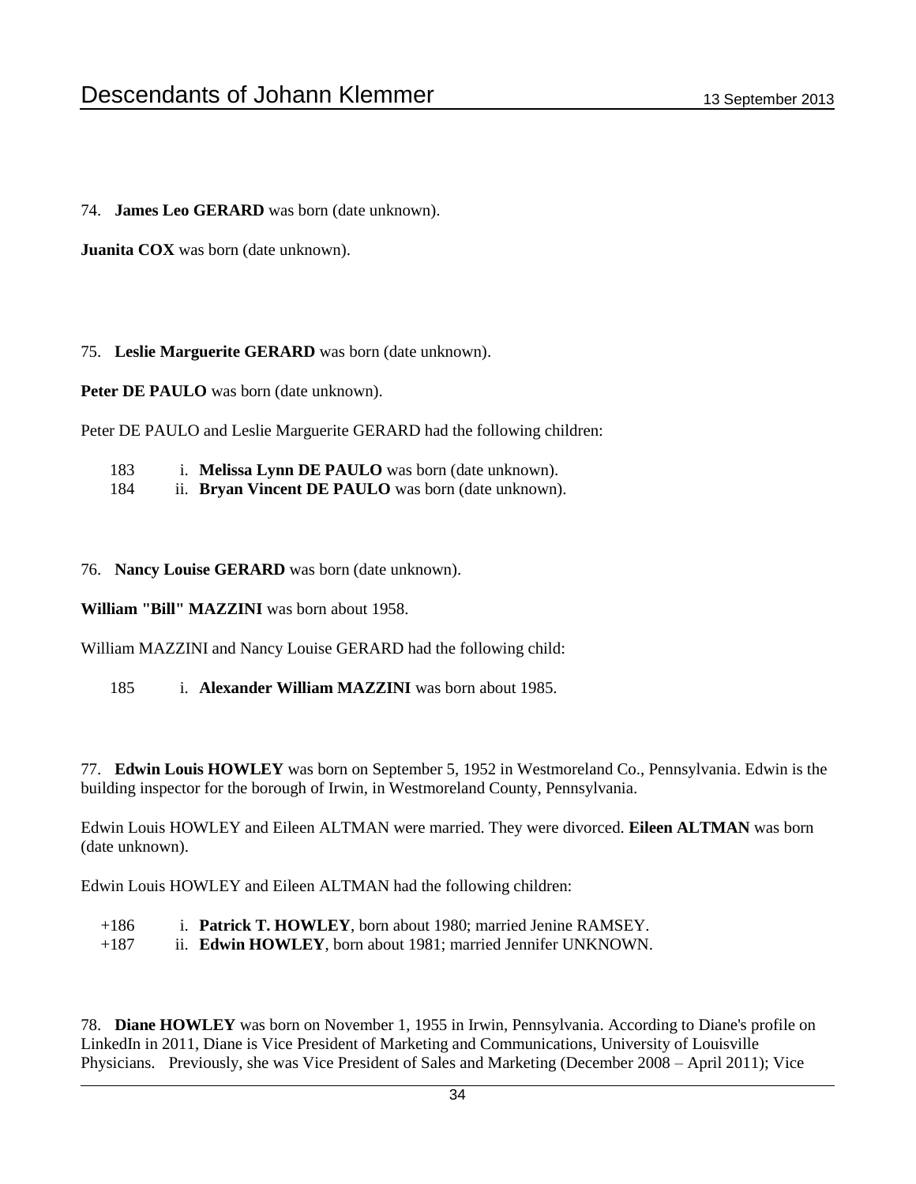74. **James Leo GERARD** was born (date unknown).

**Juanita COX** was born (date unknown).

75. **Leslie Marguerite GERARD** was born (date unknown).

**Peter DE PAULO** was born (date unknown).

Peter DE PAULO and Leslie Marguerite GERARD had the following children:

183 i. **Melissa Lynn DE PAULO** was born (date unknown).
184 ii. **Bryan Vincent DE PAULO** was born (date unknown).

76. **Nancy Louise GERARD** was born (date unknown).

**William "Bill" MAZZINI** was born about 1958.

William MAZZINI and Nancy Louise GERARD had the following child:

185 i. **Alexander William MAZZINI** was born about 1985.

77. **Edwin Louis HOWLEY** was born on September 5, 1952 in Westmoreland Co., Pennsylvania. Edwin is the building inspector for the borough of Irwin, in Westmoreland County, Pennsylvania.

Edwin Louis HOWLEY and Eileen ALTMAN were married. They were divorced. **Eileen ALTMAN** was born (date unknown).

Edwin Louis HOWLEY and Eileen ALTMAN had the following children:

+186 i. **Patrick T. HOWLEY**, born about 1980; married Jenine RAMSEY.
+187 ii. **Edwin HOWLEY**, born about 1981; married Jennifer UNKNOWN.

78. **Diane HOWLEY** was born on November 1, 1955 in Irwin, Pennsylvania. According to Diane's profile on LinkedIn in 2011, Diane is Vice President of Marketing and Communications, University of Louisville Physicians. Previously, she was Vice President of Sales and Marketing (December 2008 – April 2011); Vice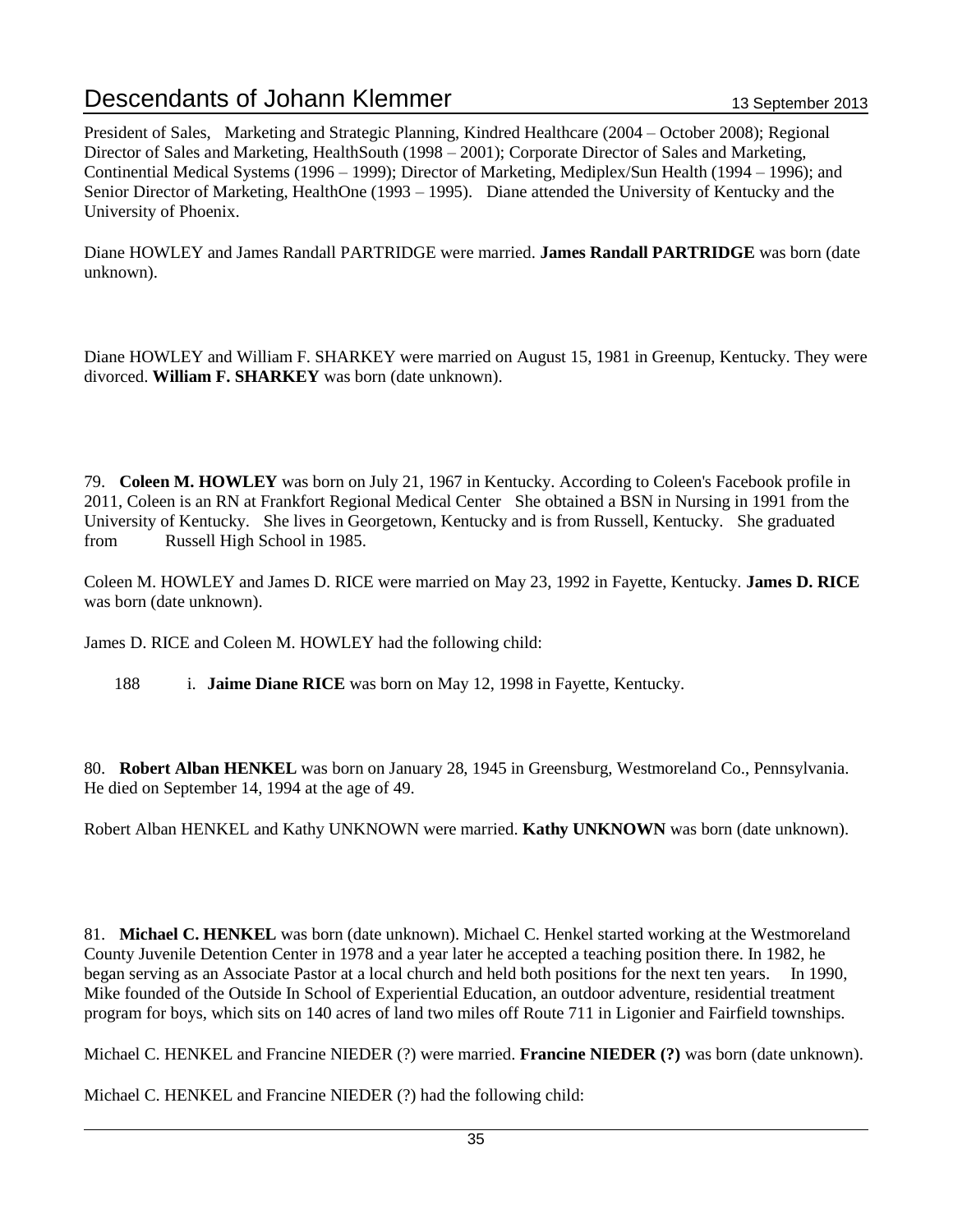President of Sales, Marketing and Strategic Planning, Kindred Healthcare (2004 – October 2008); Regional Director of Sales and Marketing, HealthSouth (1998 – 2001); Corporate Director of Sales and Marketing, Continential Medical Systems (1996 – 1999); Director of Marketing, Mediplex/Sun Health (1994 – 1996); and Senior Director of Marketing, HealthOne (1993 – 1995). Diane attended the University of Kentucky and the University of Phoenix.

Diane HOWLEY and James Randall PARTRIDGE were married. **James Randall PARTRIDGE** was born (date unknown).

Diane HOWLEY and William F. SHARKEY were married on August 15, 1981 in Greenup, Kentucky. They were divorced. **William F. SHARKEY** was born (date unknown).

79. **Coleen M. HOWLEY** was born on July 21, 1967 in Kentucky. According to Coleen's Facebook profile in 2011, Coleen is an RN at Frankfort Regional Medical Center She obtained a BSN in Nursing in 1991 from the University of Kentucky. She lives in Georgetown, Kentucky and is from Russell, Kentucky. She graduated from Russell High School in 1985.

Coleen M. HOWLEY and James D. RICE were married on May 23, 1992 in Fayette, Kentucky. **James D. RICE** was born (date unknown).

James D. RICE and Coleen M. HOWLEY had the following child:

188 i. **Jaime Diane RICE** was born on May 12, 1998 in Fayette, Kentucky.

80. **Robert Alban HENKEL** was born on January 28, 1945 in Greensburg, Westmoreland Co., Pennsylvania. He died on September 14, 1994 at the age of 49.

Robert Alban HENKEL and Kathy UNKNOWN were married. **Kathy UNKNOWN** was born (date unknown).

81. **Michael C. HENKEL** was born (date unknown). Michael C. Henkel started working at the Westmoreland County Juvenile Detention Center in 1978 and a year later he accepted a teaching position there. In 1982, he began serving as an Associate Pastor at a local church and held both positions for the next ten years. In 1990, Mike founded of the Outside In School of Experiential Education, an outdoor adventure, residential treatment program for boys, which sits on 140 acres of land two miles off Route 711 in Ligonier and Fairfield townships.

Michael C. HENKEL and Francine NIEDER (?) were married. **Francine NIEDER (?)** was born (date unknown).

Michael C. HENKEL and Francine NIEDER (?) had the following child: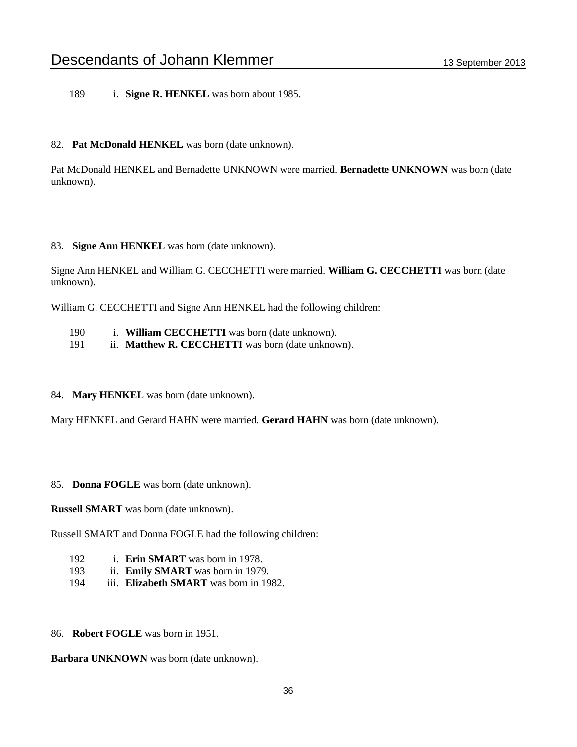189 i. **Signe R. HENKEL** was born about 1985.

82. **Pat McDonald HENKEL** was born (date unknown).

Pat McDonald HENKEL and Bernadette UNKNOWN were married. **Bernadette UNKNOWN** was born (date unknown).

83. **Signe Ann HENKEL** was born (date unknown).

Signe Ann HENKEL and William G. CECCHETTI were married. **William G. CECCHETTI** was born (date unknown).

William G. CECCHETTI and Signe Ann HENKEL had the following children:

190 i. **William CECCHETTI** was born (date unknown).
191 ii. **Matthew R. CECCHETTI** was born (date unknown).

84. **Mary HENKEL** was born (date unknown).

Mary HENKEL and Gerard HAHN were married. **Gerard HAHN** was born (date unknown).

85. **Donna FOGLE** was born (date unknown).

**Russell SMART** was born (date unknown).

Russell SMART and Donna FOGLE had the following children:

192 i. **Erin SMART** was born in 1978.
193 ii. **Emily SMART** was born in 1979.
194 iii. **Elizabeth SMART** was born in 1982.

86. **Robert FOGLE** was born in 1951.

**Barbara UNKNOWN** was born (date unknown).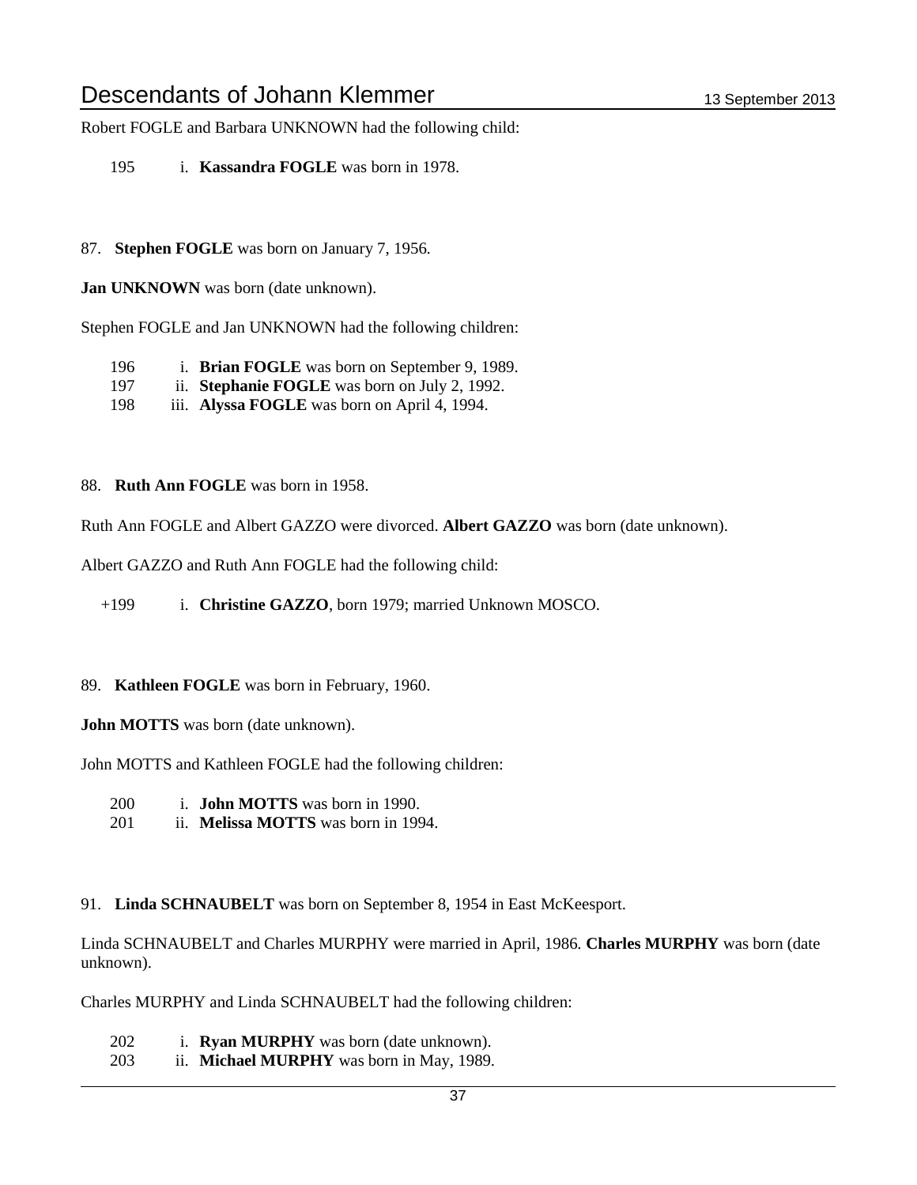Robert FOGLE and Barbara UNKNOWN had the following child:

195 i. **Kassandra FOGLE** was born in 1978.

87. **Stephen FOGLE** was born on January 7, 1956.

**Jan UNKNOWN** was born (date unknown).

Stephen FOGLE and Jan UNKNOWN had the following children:

196 i. **Brian FOGLE** was born on September 9, 1989.
197 ii. **Stephanie FOGLE** was born on July 2, 1992.
198 iii. **Alyssa FOGLE** was born on April 4, 1994.

88. **Ruth Ann FOGLE** was born in 1958.

Ruth Ann FOGLE and Albert GAZZO were divorced. **Albert GAZZO** was born (date unknown).

Albert GAZZO and Ruth Ann FOGLE had the following child:

+199 i. **Christine GAZZO**, born 1979; married Unknown MOSCO.

89. **Kathleen FOGLE** was born in February, 1960.

**John MOTTS** was born (date unknown).

John MOTTS and Kathleen FOGLE had the following children:

200 i. **John MOTTS** was born in 1990.
201 ii. **Melissa MOTTS** was born in 1994.

91. **Linda SCHNAUBELT** was born on September 8, 1954 in East McKeesport.

Linda SCHNAUBELT and Charles MURPHY were married in April, 1986. **Charles MURPHY** was born (date unknown).

Charles MURPHY and Linda SCHNAUBELT had the following children:

202 i. **Ryan MURPHY** was born (date unknown).
203 ii. **Michael MURPHY** was born in May, 1989.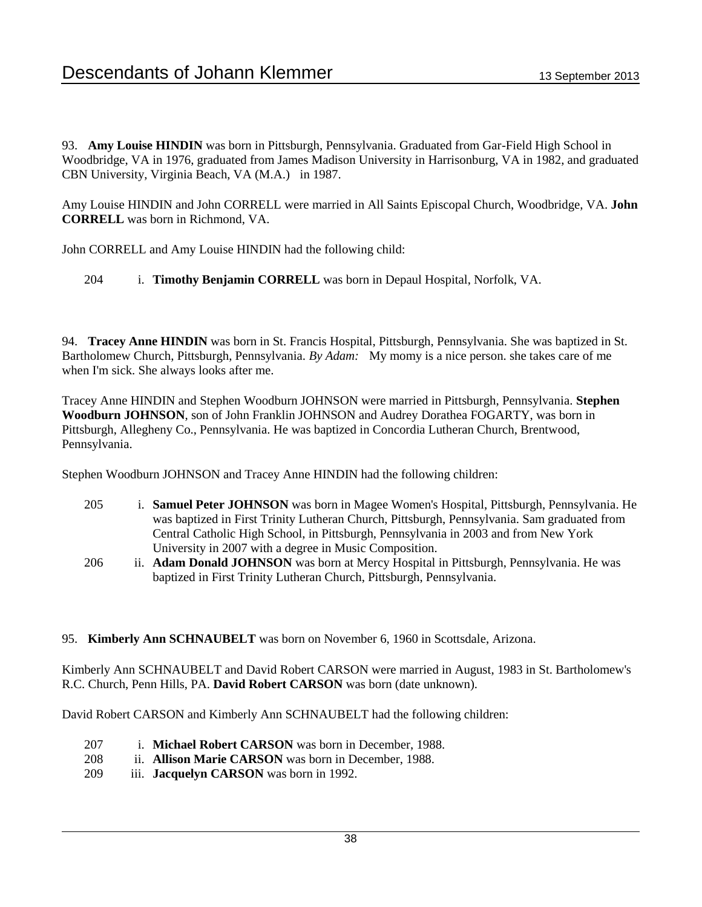93. **Amy Louise HINDIN** was born in Pittsburgh, Pennsylvania. Graduated from Gar-Field High School in Woodbridge, VA in 1976, graduated from James Madison University in Harrisonburg, VA in 1982, and graduated CBN University, Virginia Beach, VA (M.A.) in 1987.

Amy Louise HINDIN and John CORRELL were married in All Saints Episcopal Church, Woodbridge, VA. **John CORRELL** was born in Richmond, VA.

John CORRELL and Amy Louise HINDIN had the following child:

204 i. **Timothy Benjamin CORRELL** was born in Depaul Hospital, Norfolk, VA.

94. **Tracey Anne HINDIN** was born in St. Francis Hospital, Pittsburgh, Pennsylvania. She was baptized in St. Bartholomew Church, Pittsburgh, Pennsylvania. *By Adam:* My momy is a nice person. she takes care of me when I'm sick. She always looks after me.

Tracey Anne HINDIN and Stephen Woodburn JOHNSON were married in Pittsburgh, Pennsylvania. **Stephen Woodburn JOHNSON**, son of John Franklin JOHNSON and Audrey Dorathea FOGARTY, was born in Pittsburgh, Allegheny Co., Pennsylvania. He was baptized in Concordia Lutheran Church, Brentwood, Pennsylvania.

Stephen Woodburn JOHNSON and Tracey Anne HINDIN had the following children:

205 i. **Samuel Peter JOHNSON** was born in Magee Women's Hospital, Pittsburgh, Pennsylvania. He was baptized in First Trinity Lutheran Church, Pittsburgh, Pennsylvania. Sam graduated from Central Catholic High School, in Pittsburgh, Pennsylvania in 2003 and from New York University in 2007 with a degree in Music Composition.

206 ii. **Adam Donald JOHNSON** was born at Mercy Hospital in Pittsburgh, Pennsylvania. He was baptized in First Trinity Lutheran Church, Pittsburgh, Pennsylvania.

95. **Kimberly Ann SCHNAUBELT** was born on November 6, 1960 in Scottsdale, Arizona.

Kimberly Ann SCHNAUBELT and David Robert CARSON were married in August, 1983 in St. Bartholomew's R.C. Church, Penn Hills, PA. **David Robert CARSON** was born (date unknown).

David Robert CARSON and Kimberly Ann SCHNAUBELT had the following children:

207 i. **Michael Robert CARSON** was born in December, 1988.

208 ii. **Allison Marie CARSON** was born in December, 1988.

209 iii. **Jacquelyn CARSON** was born in 1992.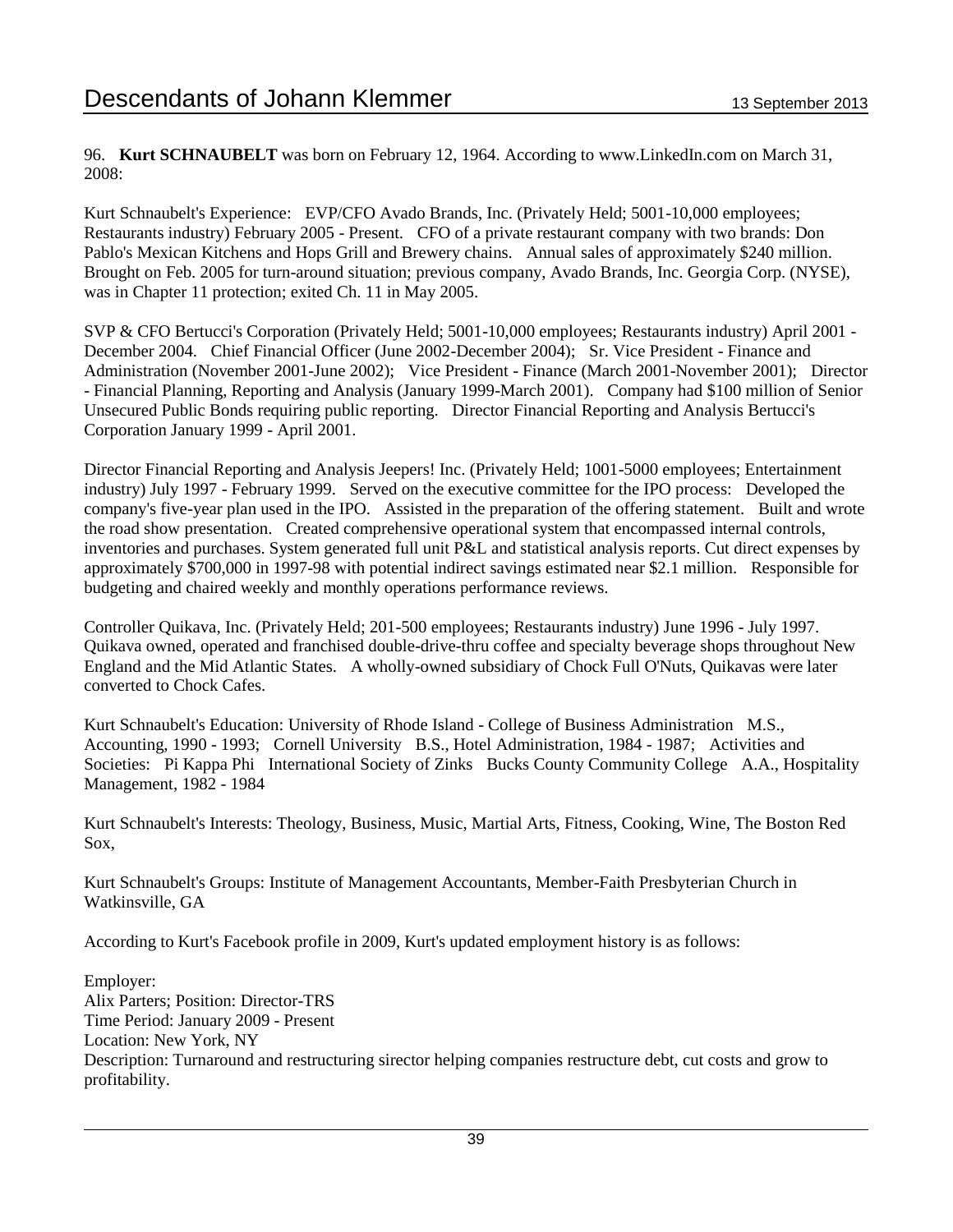96. **Kurt SCHNAUBELT** was born on February 12, 1964. According to www.LinkedIn.com on March 31, 2008:

Kurt Schnaubelt's Experience: EVP/CFO Avado Brands, Inc. (Privately Held; 5001-10,000 employees; Restaurants industry) February 2005 - Present. CFO of a private restaurant company with two brands: Don Pablo's Mexican Kitchens and Hops Grill and Brewery chains. Annual sales of approximately $240 million. Brought on Feb. 2005 for turn-around situation; previous company, Avado Brands, Inc. Georgia Corp. (NYSE), was in Chapter 11 protection; exited Ch. 11 in May 2005.

SVP & CFO Bertucci's Corporation (Privately Held; 5001-10,000 employees; Restaurants industry) April 2001 - December 2004. Chief Financial Officer (June 2002-December 2004); Sr. Vice President - Finance and Administration (November 2001-June 2002); Vice President - Finance (March 2001-November 2001); Director - Financial Planning, Reporting and Analysis (January 1999-March 2001). Company had $100 million of Senior Unsecured Public Bonds requiring public reporting. Director Financial Reporting and Analysis Bertucci's Corporation January 1999 - April 2001.

Director Financial Reporting and Analysis Jeepers! Inc. (Privately Held; 1001-5000 employees; Entertainment industry) July 1997 - February 1999. Served on the executive committee for the IPO process: Developed the company's five-year plan used in the IPO. Assisted in the preparation of the offering statement. Built and wrote the road show presentation. Created comprehensive operational system that encompassed internal controls, inventories and purchases. System generated full unit P&L and statistical analysis reports. Cut direct expenses by approximately $700,000 in 1997-98 with potential indirect savings estimated near $2.1 million. Responsible for budgeting and chaired weekly and monthly operations performance reviews.

Controller Quikava, Inc. (Privately Held; 201-500 employees; Restaurants industry) June 1996 - July 1997. Quikava owned, operated and franchised double-drive-thru coffee and specialty beverage shops throughout New England and the Mid Atlantic States. A wholly-owned subsidiary of Chock Full O'Nuts, Quikavas were later converted to Chock Cafes.

Kurt Schnaubelt's Education: University of Rhode Island - College of Business Administration M.S., Accounting, 1990 - 1993; Cornell University B.S., Hotel Administration, 1984 - 1987; Activities and Societies: Pi Kappa Phi International Society of Zinks Bucks County Community College A.A., Hospitality Management, 1982 - 1984

Kurt Schnaubelt's Interests: Theology, Business, Music, Martial Arts, Fitness, Cooking, Wine, The Boston Red Sox,

Kurt Schnaubelt's Groups: Institute of Management Accountants, Member-Faith Presbyterian Church in Watkinsville, GA

According to Kurt's Facebook profile in 2009, Kurt's updated employment history is as follows:

Employer:  
Alix Parters; Position: Director-TRS  
Time Period: January 2009 - Present  
Location: New York, NY  
Description: Turnaround and restructuring sirector helping companies restructure debt, cut costs and grow to profitability.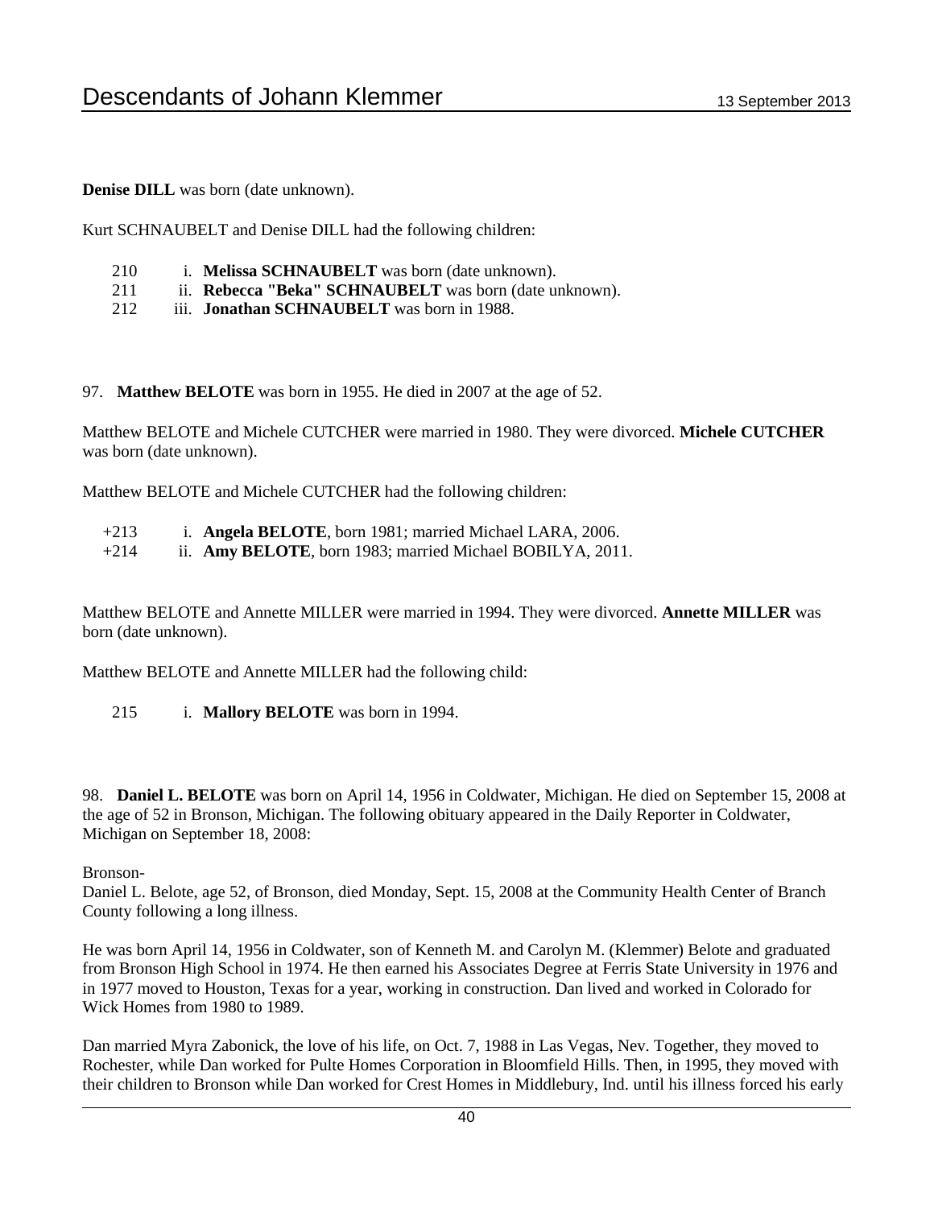**Denise DILL** was born (date unknown).

Kurt SCHNAUBELT and Denise DILL had the following children:

- 210 i. **Melissa SCHNAUBELT** was born (date unknown).
- 211 ii. **Rebecca "Beka" SCHNAUBELT** was born (date unknown).
- 212 iii. **Jonathan SCHNAUBELT** was born in 1988.

97. **Matthew BELOTE** was born in 1955. He died in 2007 at the age of 52.

Matthew BELOTE and Michele CUTCHER were married in 1980. They were divorced. **Michele CUTCHER** was born (date unknown).

Matthew BELOTE and Michele CUTCHER had the following children:

- +213 i. **Angela BELOTE**, born 1981; married Michael LARA, 2006.
- +214 ii. **Amy BELOTE**, born 1983; married Michael BOBILYA, 2011.

Matthew BELOTE and Annette MILLER were married in 1994. They were divorced. **Annette MILLER** was born (date unknown).

Matthew BELOTE and Annette MILLER had the following child:

- 215 i. **Mallory BELOTE** was born in 1994.

98. **Daniel L. BELOTE** was born on April 14, 1956 in Coldwater, Michigan. He died on September 15, 2008 at the age of 52 in Bronson, Michigan. The following obituary appeared in the Daily Reporter in Coldwater, Michigan on September 18, 2008:

Bronson-
Daniel L. Belote, age 52, of Bronson, died Monday, Sept. 15, 2008 at the Community Health Center of Branch County following a long illness.

He was born April 14, 1956 in Coldwater, son of Kenneth M. and Carolyn M. (Klemmer) Belote and graduated from Bronson High School in 1974. He then earned his Associates Degree at Ferris State University in 1976 and in 1977 moved to Houston, Texas for a year, working in construction. Dan lived and worked in Colorado for Wick Homes from 1980 to 1989.

Dan married Myra Zabonick, the love of his life, on Oct. 7, 1988 in Las Vegas, Nev. Together, they moved to Rochester, while Dan worked for Pulte Homes Corporation in Bloomfield Hills. Then, in 1995, they moved with their children to Bronson while Dan worked for Crest Homes in Middlebury, Ind. until his illness forced his early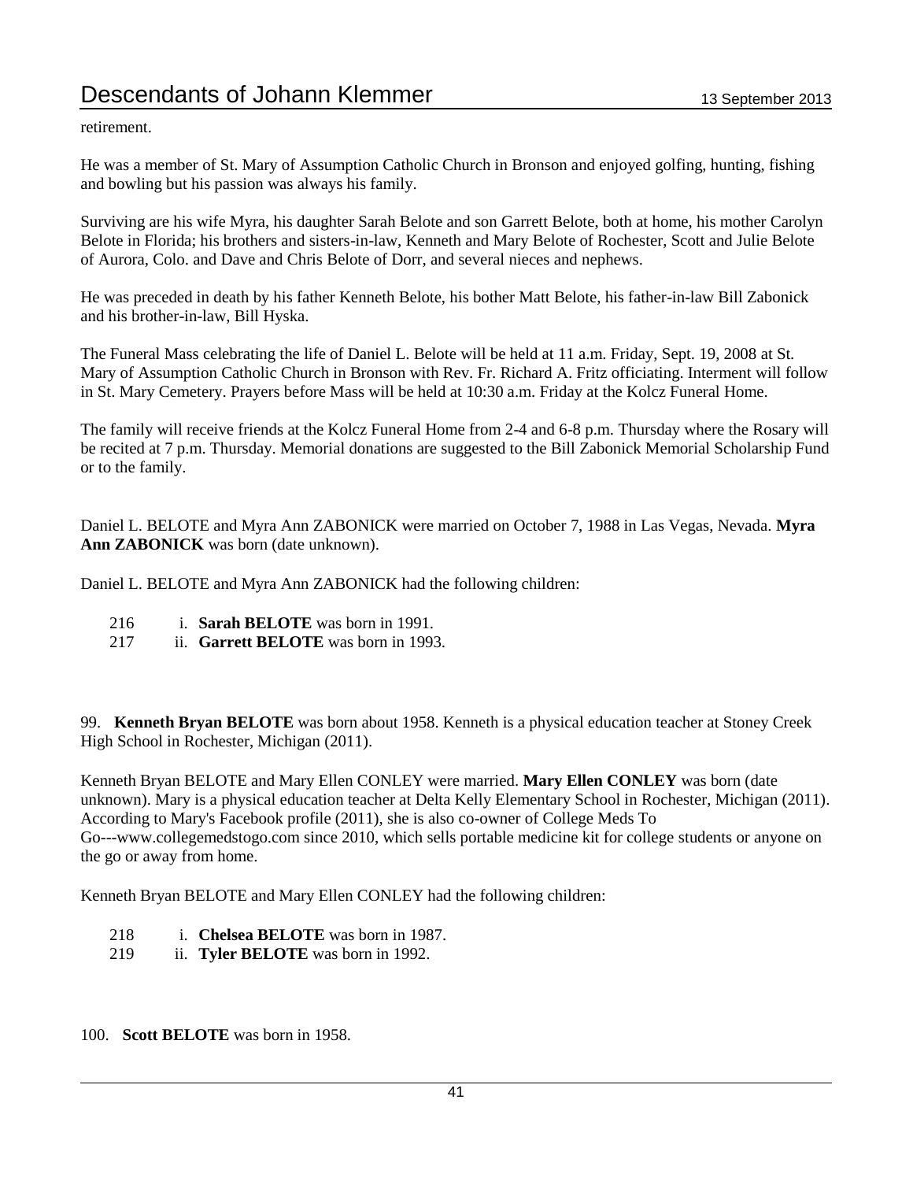retirement.

He was a member of St. Mary of Assumption Catholic Church in Bronson and enjoyed golfing, hunting, fishing and bowling but his passion was always his family.

Surviving are his wife Myra, his daughter Sarah Belote and son Garrett Belote, both at home, his mother Carolyn Belote in Florida; his brothers and sisters-in-law, Kenneth and Mary Belote of Rochester, Scott and Julie Belote of Aurora, Colo. and Dave and Chris Belote of Dorr, and several nieces and nephews.

He was preceded in death by his father Kenneth Belote, his bother Matt Belote, his father-in-law Bill Zabonick and his brother-in-law, Bill Hyska.

The Funeral Mass celebrating the life of Daniel L. Belote will be held at 11 a.m. Friday, Sept. 19, 2008 at St. Mary of Assumption Catholic Church in Bronson with Rev. Fr. Richard A. Fritz officiating. Interment will follow in St. Mary Cemetery. Prayers before Mass will be held at 10:30 a.m. Friday at the Kolcz Funeral Home.

The family will receive friends at the Kolcz Funeral Home from 2-4 and 6-8 p.m. Thursday where the Rosary will be recited at 7 p.m. Thursday. Memorial donations are suggested to the Bill Zabonick Memorial Scholarship Fund or to the family.

Daniel L. BELOTE and Myra Ann ZABONICK were married on October 7, 1988 in Las Vegas, Nevada. **Myra Ann ZABONICK** was born (date unknown).

Daniel L. BELOTE and Myra Ann ZABONICK had the following children:

216 i. **Sarah BELOTE** was born in 1991.
217 ii. **Garrett BELOTE** was born in 1993.

99. **Kenneth Bryan BELOTE** was born about 1958. Kenneth is a physical education teacher at Stoney Creek High School in Rochester, Michigan (2011).

Kenneth Bryan BELOTE and Mary Ellen CONLEY were married. **Mary Ellen CONLEY** was born (date unknown). Mary is a physical education teacher at Delta Kelly Elementary School in Rochester, Michigan (2011). According to Mary's Facebook profile (2011), she is also co-owner of College Meds To Go---www.collegemedstogo.com since 2010, which sells portable medicine kit for college students or anyone on the go or away from home.

Kenneth Bryan BELOTE and Mary Ellen CONLEY had the following children:

218 i. **Chelsea BELOTE** was born in 1987.
219 ii. **Tyler BELOTE** was born in 1992.

100. **Scott BELOTE** was born in 1958.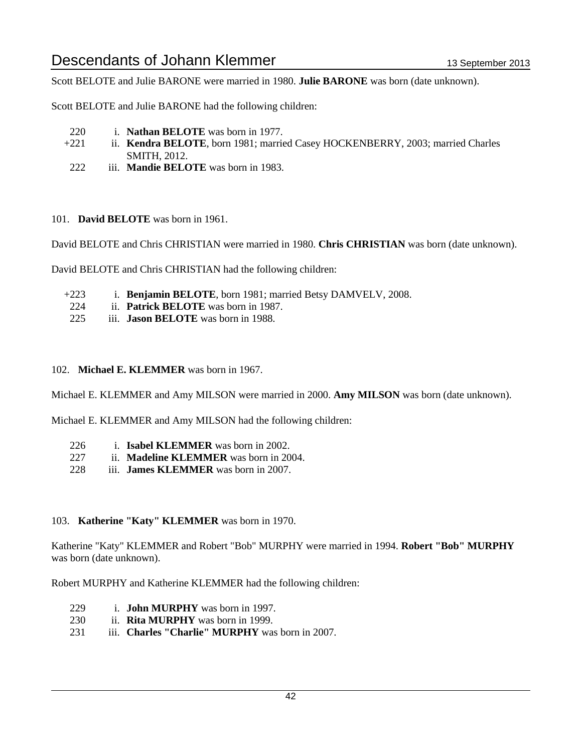Scott BELOTE and Julie BARONE were married in 1980. **Julie BARONE** was born (date unknown).

Scott BELOTE and Julie BARONE had the following children:

- 220 i. **Nathan BELOTE** was born in 1977.
- +221 ii. **Kendra BELOTE**, born 1981; married Casey HOCKENBERRY, 2003; married Charles SMITH, 2012.
- 222 iii. **Mandie BELOTE** was born in 1983.

101. **David BELOTE** was born in 1961.

David BELOTE and Chris CHRISTIAN were married in 1980. **Chris CHRISTIAN** was born (date unknown).

David BELOTE and Chris CHRISTIAN had the following children:

- +223 i. **Benjamin BELOTE**, born 1981; married Betsy DAMVELV, 2008.
- 224 ii. **Patrick BELOTE** was born in 1987.
- 225 iii. **Jason BELOTE** was born in 1988.

102. **Michael E. KLEMMER** was born in 1967.

Michael E. KLEMMER and Amy MILSON were married in 2000. **Amy MILSON** was born (date unknown).

Michael E. KLEMMER and Amy MILSON had the following children:

- 226 i. **Isabel KLEMMER** was born in 2002.
- 227 ii. **Madeline KLEMMER** was born in 2004.
- 228 iii. **James KLEMMER** was born in 2007.

103. **Katherine "Katy" KLEMMER** was born in 1970.

Katherine "Katy" KLEMMER and Robert "Bob" MURPHY were married in 1994. **Robert "Bob" MURPHY** was born (date unknown).

Robert MURPHY and Katherine KLEMMER had the following children:

- 229 i. **John MURPHY** was born in 1997.
- 230 ii. **Rita MURPHY** was born in 1999.
- 231 iii. **Charles "Charlie" MURPHY** was born in 2007.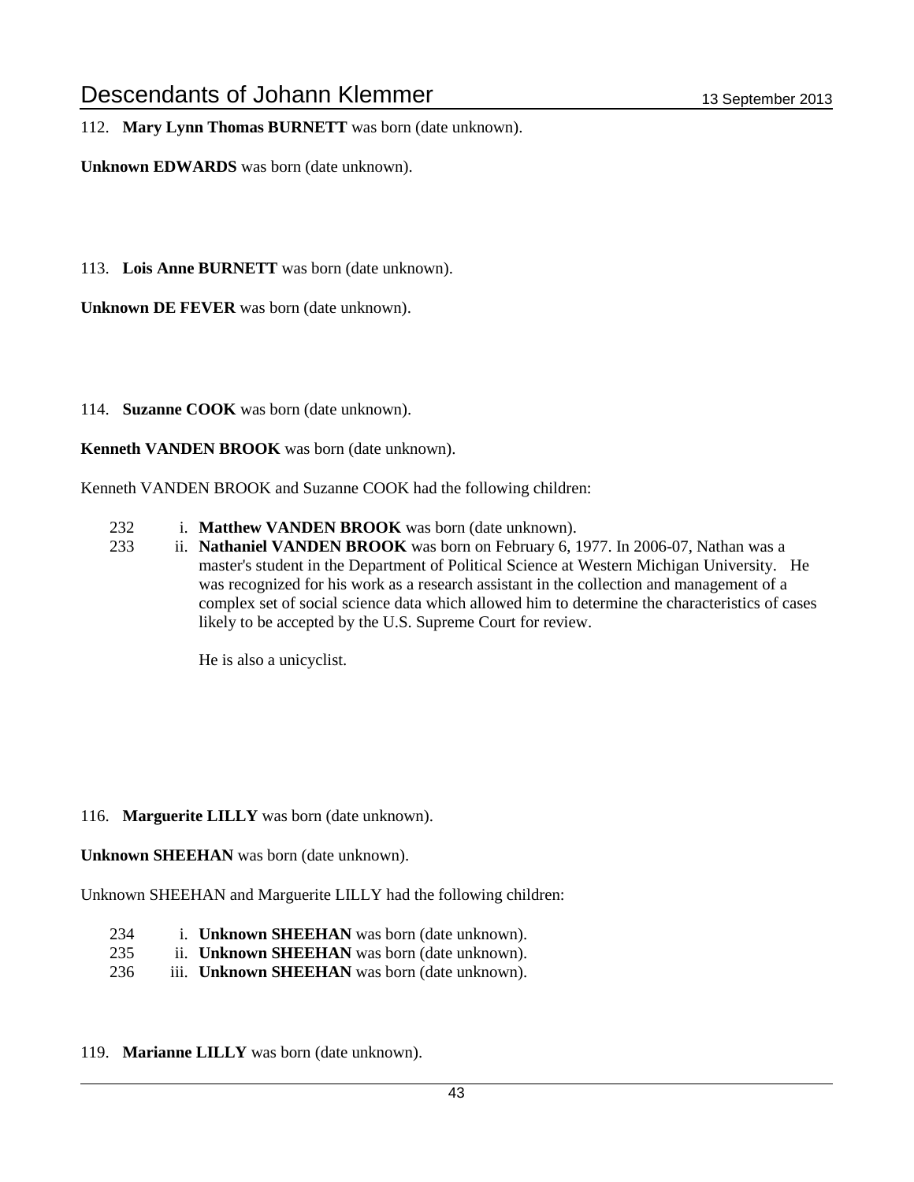112. **Mary Lynn Thomas BURNETT** was born (date unknown).

**Unknown EDWARDS** was born (date unknown).

113. **Lois Anne BURNETT** was born (date unknown).

**Unknown DE FEVER** was born (date unknown).

114. **Suzanne COOK** was born (date unknown).

**Kenneth VANDEN BROOK** was born (date unknown).

Kenneth VANDEN BROOK and Suzanne COOK had the following children:

232 i. **Matthew VANDEN BROOK** was born (date unknown).

233 ii. **Nathaniel VANDEN BROOK** was born on February 6, 1977. In 2006-07, Nathan was a master's student in the Department of Political Science at Western Michigan University. He was recognized for his work as a research assistant in the collection and management of a complex set of social science data which allowed him to determine the characteristics of cases likely to be accepted by the U.S. Supreme Court for review.

He is also a unicyclist.

116. **Marguerite LILLY** was born (date unknown).

**Unknown SHEEHAN** was born (date unknown).

Unknown SHEEHAN and Marguerite LILLY had the following children:

234 i. **Unknown SHEEHAN** was born (date unknown).

235 ii. **Unknown SHEEHAN** was born (date unknown).

236 iii. **Unknown SHEEHAN** was born (date unknown).

119. **Marianne LILLY** was born (date unknown).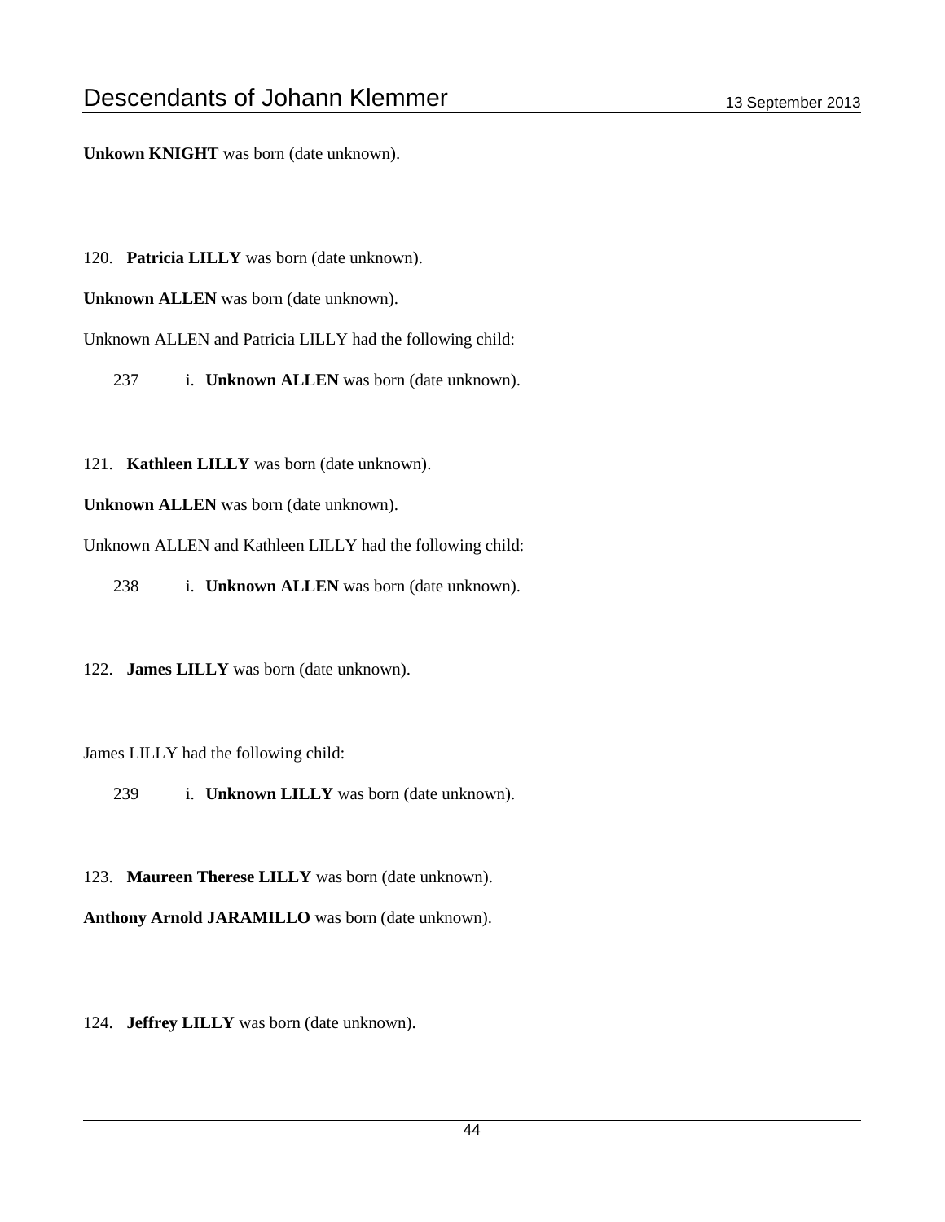**Unkown KNIGHT** was born (date unknown).

120. **Patricia LILLY** was born (date unknown).

**Unknown ALLEN** was born (date unknown).

Unknown ALLEN and Patricia LILLY had the following child:

237 i. **Unknown ALLEN** was born (date unknown).

121. **Kathleen LILLY** was born (date unknown).

**Unknown ALLEN** was born (date unknown).

Unknown ALLEN and Kathleen LILLY had the following child:

238 i. **Unknown ALLEN** was born (date unknown).

122. **James LILLY** was born (date unknown).

James LILLY had the following child:

239 i. **Unknown LILLY** was born (date unknown).

123. **Maureen Therese LILLY** was born (date unknown).

**Anthony Arnold JARAMILLO** was born (date unknown).

124. **Jeffrey LILLY** was born (date unknown).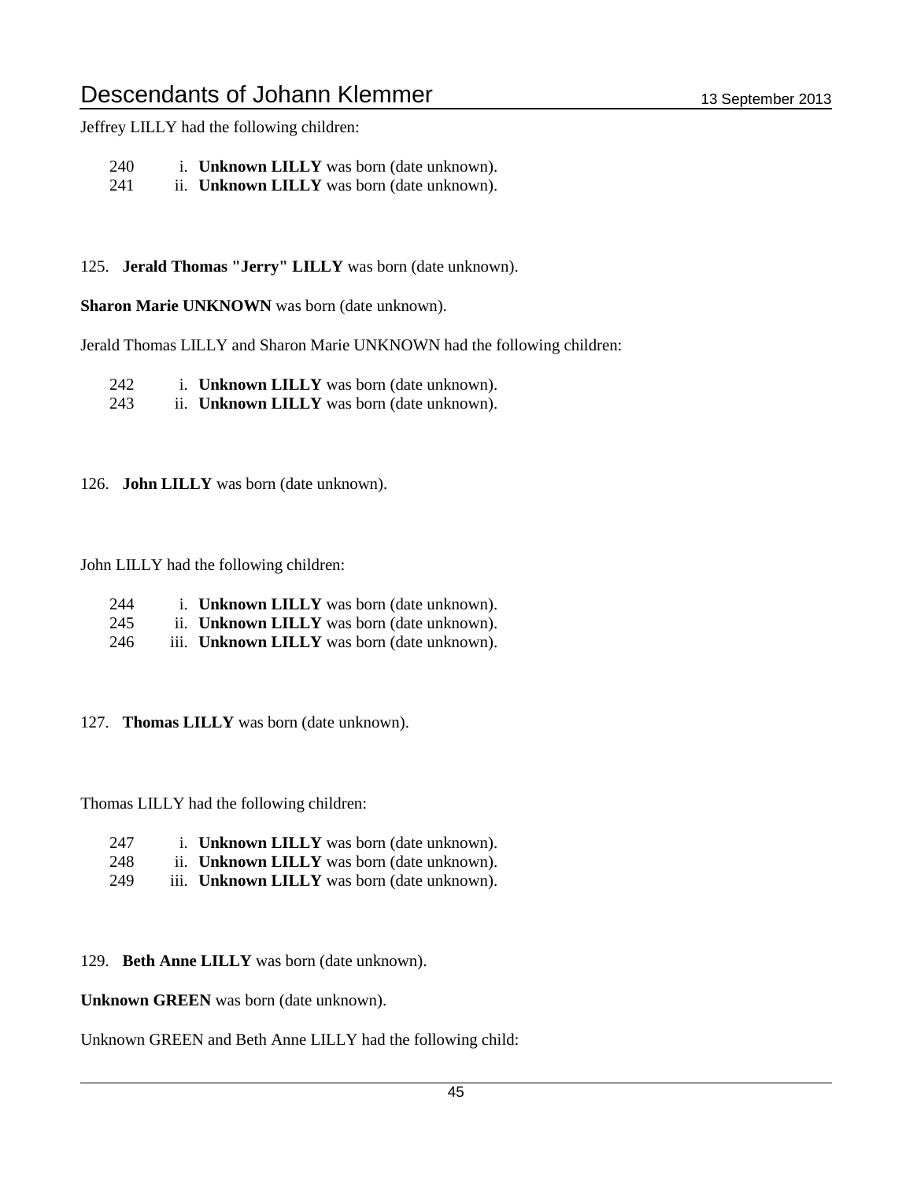Jeffrey LILLY had the following children:

240 i. **Unknown LILLY** was born (date unknown).
241 ii. **Unknown LILLY** was born (date unknown).

125. **Jerald Thomas "Jerry" LILLY** was born (date unknown).

**Sharon Marie UNKNOWN** was born (date unknown).

Jerald Thomas LILLY and Sharon Marie UNKNOWN had the following children:

242 i. **Unknown LILLY** was born (date unknown).
243 ii. **Unknown LILLY** was born (date unknown).

126. **John LILLY** was born (date unknown).

John LILLY had the following children:

244 i. **Unknown LILLY** was born (date unknown).
245 ii. **Unknown LILLY** was born (date unknown).
246 iii. **Unknown LILLY** was born (date unknown).

127. **Thomas LILLY** was born (date unknown).

Thomas LILLY had the following children:

247 i. **Unknown LILLY** was born (date unknown).
248 ii. **Unknown LILLY** was born (date unknown).
249 iii. **Unknown LILLY** was born (date unknown).

129. **Beth Anne LILLY** was born (date unknown).

**Unknown GREEN** was born (date unknown).

Unknown GREEN and Beth Anne LILLY had the following child: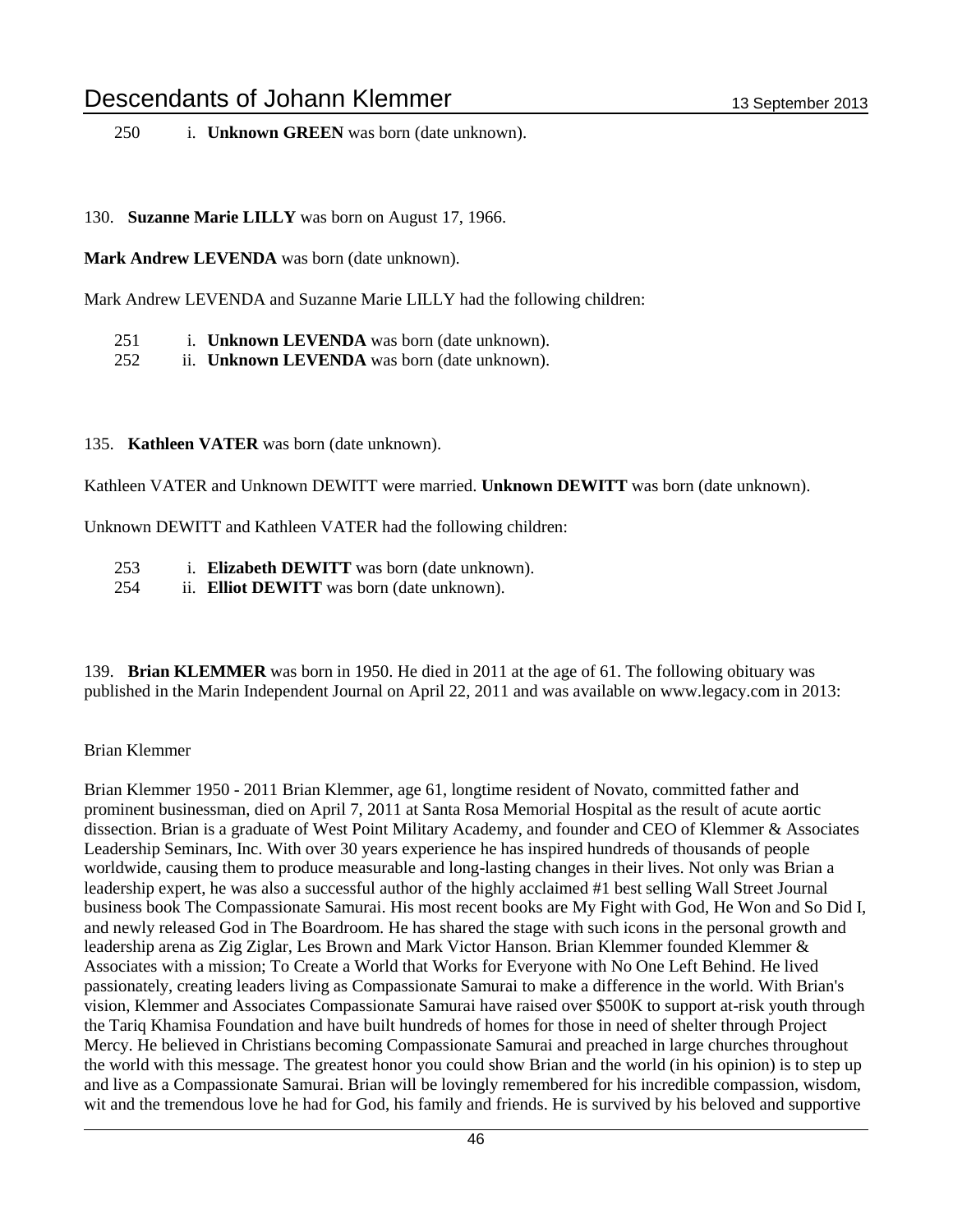250 i. **Unknown GREEN** was born (date unknown).

130. **Suzanne Marie LILLY** was born on August 17, 1966.

**Mark Andrew LEVENDA** was born (date unknown).

Mark Andrew LEVENDA and Suzanne Marie LILLY had the following children:

251 i. **Unknown LEVENDA** was born (date unknown).
252 ii. **Unknown LEVENDA** was born (date unknown).

135. **Kathleen VATER** was born (date unknown).

Kathleen VATER and Unknown DEWITT were married. **Unknown DEWITT** was born (date unknown).

Unknown DEWITT and Kathleen VATER had the following children:

253 i. **Elizabeth DEWITT** was born (date unknown).
254 ii. **Elliot DEWITT** was born (date unknown).

139. **Brian KLEMMER** was born in 1950. He died in 2011 at the age of 61. The following obituary was published in the Marin Independent Journal on April 22, 2011 and was available on www.legacy.com in 2013:

Brian Klemmer

Brian Klemmer 1950 - 2011 Brian Klemmer, age 61, longtime resident of Novato, committed father and prominent businessman, died on April 7, 2011 at Santa Rosa Memorial Hospital as the result of acute aortic dissection. Brian is a graduate of West Point Military Academy, and founder and CEO of Klemmer & Associates Leadership Seminars, Inc. With over 30 years experience he has inspired hundreds of thousands of people worldwide, causing them to produce measurable and long-lasting changes in their lives. Not only was Brian a leadership expert, he was also a successful author of the highly acclaimed #1 best selling Wall Street Journal business book The Compassionate Samurai. His most recent books are My Fight with God, He Won and So Did I, and newly released God in The Boardroom. He has shared the stage with such icons in the personal growth and leadership arena as Zig Ziglar, Les Brown and Mark Victor Hanson. Brian Klemmer founded Klemmer & Associates with a mission; To Create a World that Works for Everyone with No One Left Behind. He lived passionately, creating leaders living as Compassionate Samurai to make a difference in the world. With Brian's vision, Klemmer and Associates Compassionate Samurai have raised over $500K to support at-risk youth through the Tariq Khamisa Foundation and have built hundreds of homes for those in need of shelter through Project Mercy. He believed in Christians becoming Compassionate Samurai and preached in large churches throughout the world with this message. The greatest honor you could show Brian and the world (in his opinion) is to step up and live as a Compassionate Samurai. Brian will be lovingly remembered for his incredible compassion, wisdom, wit and the tremendous love he had for God, his family and friends. He is survived by his beloved and supportive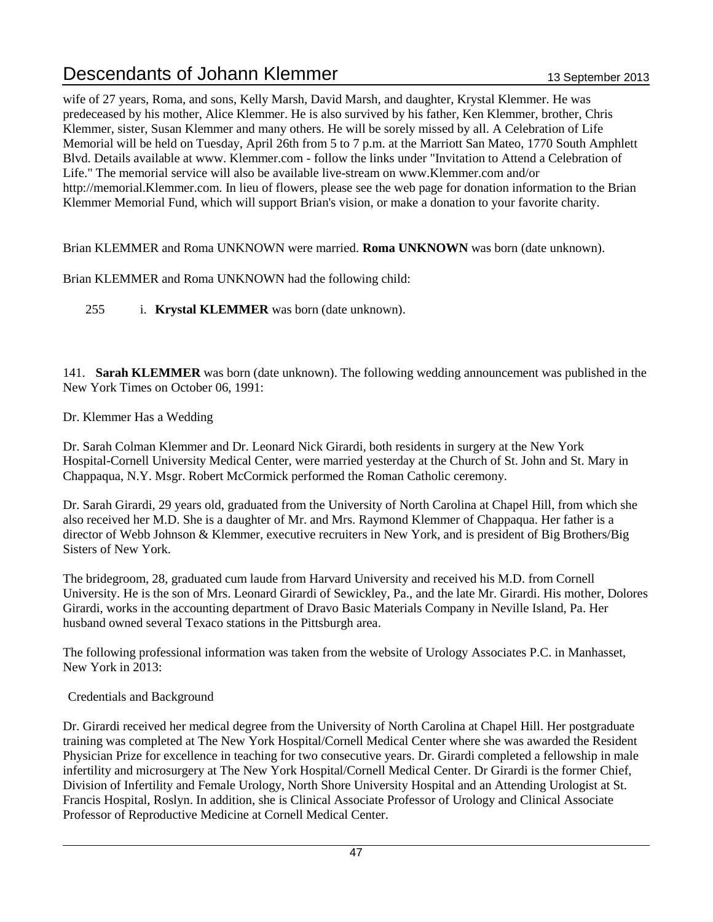wife of 27 years, Roma, and sons, Kelly Marsh, David Marsh, and daughter, Krystal Klemmer. He was predeceased by his mother, Alice Klemmer. He is also survived by his father, Ken Klemmer, brother, Chris Klemmer, sister, Susan Klemmer and many others. He will be sorely missed by all. A Celebration of Life Memorial will be held on Tuesday, April 26th from 5 to 7 p.m. at the Marriott San Mateo, 1770 South Amphlett Blvd. Details available at www. Klemmer.com - follow the links under "Invitation to Attend a Celebration of Life." The memorial service will also be available live-stream on www.Klemmer.com and/or http://memorial.Klemmer.com. In lieu of flowers, please see the web page for donation information to the Brian Klemmer Memorial Fund, which will support Brian's vision, or make a donation to your favorite charity.

Brian KLEMMER and Roma UNKNOWN were married. **Roma UNKNOWN** was born (date unknown).

Brian KLEMMER and Roma UNKNOWN had the following child:

255 i. **Krystal KLEMMER** was born (date unknown).

141. **Sarah KLEMMER** was born (date unknown). The following wedding announcement was published in the New York Times on October 06, 1991:

Dr. Klemmer Has a Wedding

Dr. Sarah Colman Klemmer and Dr. Leonard Nick Girardi, both residents in surgery at the New York Hospital-Cornell University Medical Center, were married yesterday at the Church of St. John and St. Mary in Chappaqua, N.Y. Msgr. Robert McCormick performed the Roman Catholic ceremony.

Dr. Sarah Girardi, 29 years old, graduated from the University of North Carolina at Chapel Hill, from which she also received her M.D. She is a daughter of Mr. and Mrs. Raymond Klemmer of Chappaqua. Her father is a director of Webb Johnson & Klemmer, executive recruiters in New York, and is president of Big Brothers/Big Sisters of New York.

The bridegroom, 28, graduated cum laude from Harvard University and received his M.D. from Cornell University. He is the son of Mrs. Leonard Girardi of Sewickley, Pa., and the late Mr. Girardi. His mother, Dolores Girardi, works in the accounting department of Dravo Basic Materials Company in Neville Island, Pa. Her husband owned several Texaco stations in the Pittsburgh area.

The following professional information was taken from the website of Urology Associates P.C. in Manhasset, New York in 2013:

Credentials and Background

Dr. Girardi received her medical degree from the University of North Carolina at Chapel Hill. Her postgraduate training was completed at The New York Hospital/Cornell Medical Center where she was awarded the Resident Physician Prize for excellence in teaching for two consecutive years. Dr. Girardi completed a fellowship in male infertility and microsurgery at The New York Hospital/Cornell Medical Center. Dr Girardi is the former Chief, Division of Infertility and Female Urology, North Shore University Hospital and an Attending Urologist at St. Francis Hospital, Roslyn. In addition, she is Clinical Associate Professor of Urology and Clinical Associate Professor of Reproductive Medicine at Cornell Medical Center.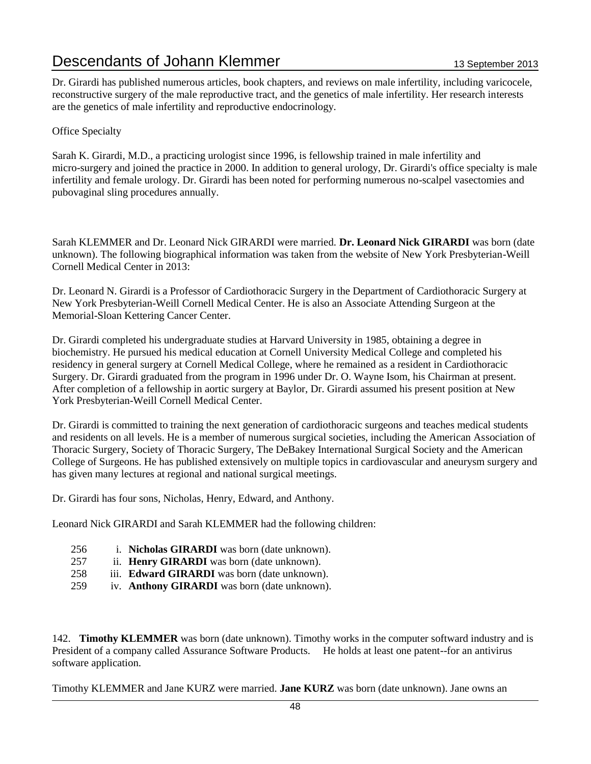Dr. Girardi has published numerous articles, book chapters, and reviews on male infertility, including varicocele, reconstructive surgery of the male reproductive tract, and the genetics of male infertility. Her research interests are the genetics of male infertility and reproductive endocrinology.

Office Specialty

Sarah K. Girardi, M.D., a practicing urologist since 1996, is fellowship trained in male infertility and micro-surgery and joined the practice in 2000. In addition to general urology, Dr. Girardi's office specialty is male infertility and female urology. Dr. Girardi has been noted for performing numerous no-scalpel vasectomies and pubovaginal sling procedures annually.

Sarah KLEMMER and Dr. Leonard Nick GIRARDI were married. **Dr. Leonard Nick GIRARDI** was born (date unknown). The following biographical information was taken from the website of New York Presbyterian-Weill Cornell Medical Center in 2013:

Dr. Leonard N. Girardi is a Professor of Cardiothoracic Surgery in the Department of Cardiothoracic Surgery at New York Presbyterian-Weill Cornell Medical Center. He is also an Associate Attending Surgeon at the Memorial-Sloan Kettering Cancer Center.

Dr. Girardi completed his undergraduate studies at Harvard University in 1985, obtaining a degree in biochemistry. He pursued his medical education at Cornell University Medical College and completed his residency in general surgery at Cornell Medical College, where he remained as a resident in Cardiothoracic Surgery. Dr. Girardi graduated from the program in 1996 under Dr. O. Wayne Isom, his Chairman at present. After completion of a fellowship in aortic surgery at Baylor, Dr. Girardi assumed his present position at New York Presbyterian-Weill Cornell Medical Center.

Dr. Girardi is committed to training the next generation of cardiothoracic surgeons and teaches medical students and residents on all levels. He is a member of numerous surgical societies, including the American Association of Thoracic Surgery, Society of Thoracic Surgery, The DeBakey International Surgical Society and the American College of Surgeons. He has published extensively on multiple topics in cardiovascular and aneurysm surgery and has given many lectures at regional and national surgical meetings.

Dr. Girardi has four sons, Nicholas, Henry, Edward, and Anthony.

Leonard Nick GIRARDI and Sarah KLEMMER had the following children:

256 i. **Nicholas GIRARDI** was born (date unknown).
257 ii. **Henry GIRARDI** was born (date unknown).
258 iii. **Edward GIRARDI** was born (date unknown).
259 iv. **Anthony GIRARDI** was born (date unknown).

142. **Timothy KLEMMER** was born (date unknown). Timothy works in the computer softward industry and is President of a company called Assurance Software Products. He holds at least one patent--for an antivirus software application.

Timothy KLEMMER and Jane KURZ were married. **Jane KURZ** was born (date unknown). Jane owns an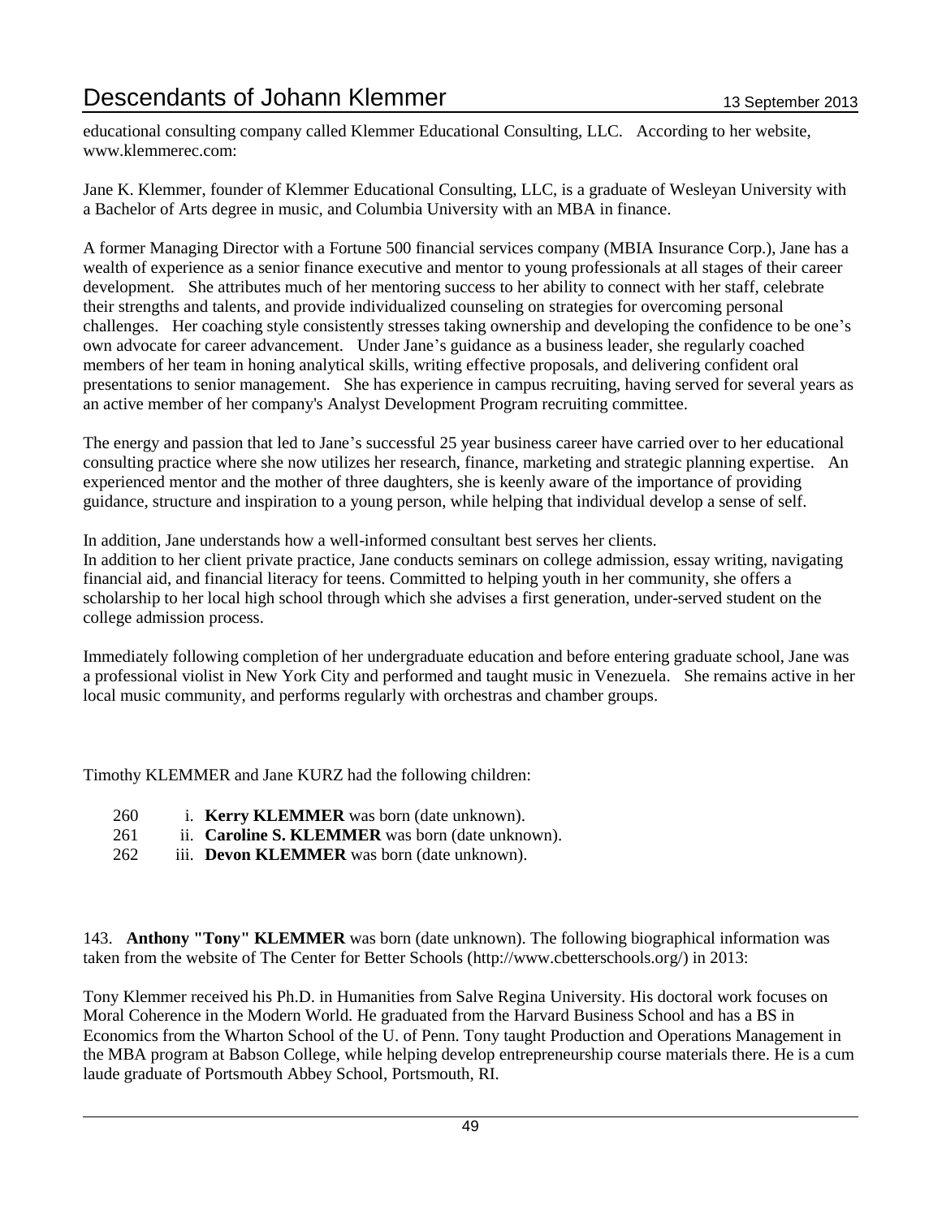educational consulting company called Klemmer Educational Consulting, LLC. According to her website, www.klemmerec.com:

Jane K. Klemmer, founder of Klemmer Educational Consulting, LLC, is a graduate of Wesleyan University with a Bachelor of Arts degree in music, and Columbia University with an MBA in finance.

A former Managing Director with a Fortune 500 financial services company (MBIA Insurance Corp.), Jane has a wealth of experience as a senior finance executive and mentor to young professionals at all stages of their career development. She attributes much of her mentoring success to her ability to connect with her staff, celebrate their strengths and talents, and provide individualized counseling on strategies for overcoming personal challenges. Her coaching style consistently stresses taking ownership and developing the confidence to be one's own advocate for career advancement. Under Jane's guidance as a business leader, she regularly coached members of her team in honing analytical skills, writing effective proposals, and delivering confident oral presentations to senior management. She has experience in campus recruiting, having served for several years as an active member of her company's Analyst Development Program recruiting committee.

The energy and passion that led to Jane's successful 25 year business career have carried over to her educational consulting practice where she now utilizes her research, finance, marketing and strategic planning expertise. An experienced mentor and the mother of three daughters, she is keenly aware of the importance of providing guidance, structure and inspiration to a young person, while helping that individual develop a sense of self.

In addition, Jane understands how a well-informed consultant best serves her clients.
In addition to her client private practice, Jane conducts seminars on college admission, essay writing, navigating financial aid, and financial literacy for teens. Committed to helping youth in her community, she offers a scholarship to her local high school through which she advises a first generation, under-served student on the college admission process.

Immediately following completion of her undergraduate education and before entering graduate school, Jane was a professional violist in New York City and performed and taught music in Venezuela. She remains active in her local music community, and performs regularly with orchestras and chamber groups.

Timothy KLEMMER and Jane KURZ had the following children:

260 i. **Kerry KLEMMER** was born (date unknown).
261 ii. **Caroline S. KLEMMER** was born (date unknown).
262 iii. **Devon KLEMMER** was born (date unknown).

143. **Anthony "Tony" KLEMMER** was born (date unknown). The following biographical information was taken from the website of The Center for Better Schools (http://www.cbetterschools.org/) in 2013:

Tony Klemmer received his Ph.D. in Humanities from Salve Regina University. His doctoral work focuses on Moral Coherence in the Modern World. He graduated from the Harvard Business School and has a BS in Economics from the Wharton School of the U. of Penn. Tony taught Production and Operations Management in the MBA program at Babson College, while helping develop entrepreneurship course materials there. He is a cum laude graduate of Portsmouth Abbey School, Portsmouth, RI.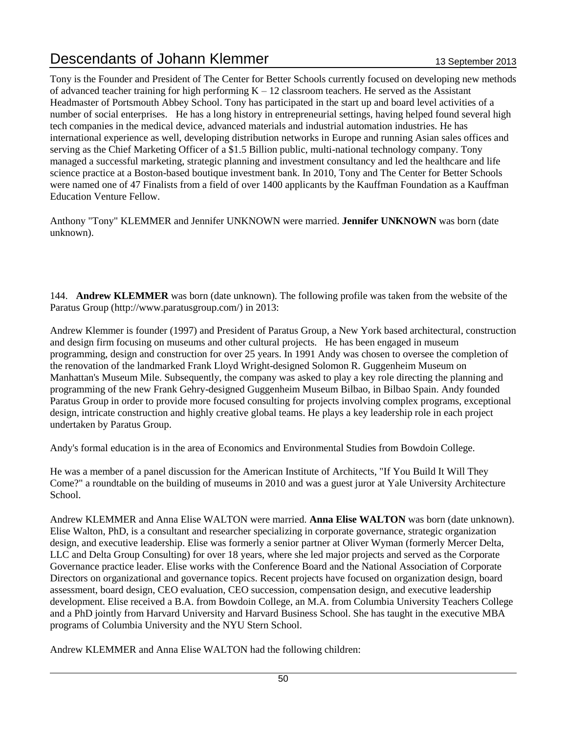Tony is the Founder and President of The Center for Better Schools currently focused on developing new methods of advanced teacher training for high performing K – 12 classroom teachers. He served as the Assistant Headmaster of Portsmouth Abbey School. Tony has participated in the start up and board level activities of a number of social enterprises. He has a long history in entrepreneurial settings, having helped found several high tech companies in the medical device, advanced materials and industrial automation industries. He has international experience as well, developing distribution networks in Europe and running Asian sales offices and serving as the Chief Marketing Officer of a $1.5 Billion public, multi-national technology company. Tony managed a successful marketing, strategic planning and investment consultancy and led the healthcare and life science practice at a Boston-based boutique investment bank. In 2010, Tony and The Center for Better Schools were named one of 47 Finalists from a field of over 1400 applicants by the Kauffman Foundation as a Kauffman Education Venture Fellow.

Anthony "Tony" KLEMMER and Jennifer UNKNOWN were married. **Jennifer UNKNOWN** was born (date unknown).

144. **Andrew KLEMMER** was born (date unknown). The following profile was taken from the website of the Paratus Group (http://www.paratusgroup.com/) in 2013:

Andrew Klemmer is founder (1997) and President of Paratus Group, a New York based architectural, construction and design firm focusing on museums and other cultural projects. He has been engaged in museum programming, design and construction for over 25 years. In 1991 Andy was chosen to oversee the completion of the renovation of the landmarked Frank Lloyd Wright-designed Solomon R. Guggenheim Museum on Manhattan's Museum Mile. Subsequently, the company was asked to play a key role directing the planning and programming of the new Frank Gehry-designed Guggenheim Museum Bilbao, in Bilbao Spain. Andy founded Paratus Group in order to provide more focused consulting for projects involving complex programs, exceptional design, intricate construction and highly creative global teams. He plays a key leadership role in each project undertaken by Paratus Group.

Andy's formal education is in the area of Economics and Environmental Studies from Bowdoin College.

He was a member of a panel discussion for the American Institute of Architects, "If You Build It Will They Come?" a roundtable on the building of museums in 2010 and was a guest juror at Yale University Architecture School.

Andrew KLEMMER and Anna Elise WALTON were married. **Anna Elise WALTON** was born (date unknown). Elise Walton, PhD, is a consultant and researcher specializing in corporate governance, strategic organization design, and executive leadership. Elise was formerly a senior partner at Oliver Wyman (formerly Mercer Delta, LLC and Delta Group Consulting) for over 18 years, where she led major projects and served as the Corporate Governance practice leader. Elise works with the Conference Board and the National Association of Corporate Directors on organizational and governance topics. Recent projects have focused on organization design, board assessment, board design, CEO evaluation, CEO succession, compensation design, and executive leadership development. Elise received a B.A. from Bowdoin College, an M.A. from Columbia University Teachers College and a PhD jointly from Harvard University and Harvard Business School. She has taught in the executive MBA programs of Columbia University and the NYU Stern School.

Andrew KLEMMER and Anna Elise WALTON had the following children: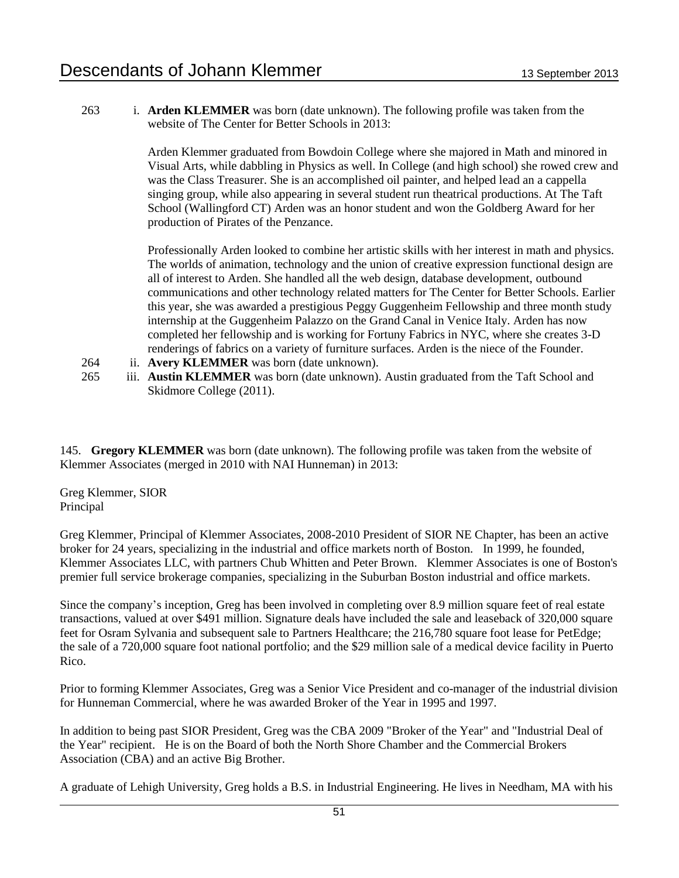263 i. **Arden KLEMMER** was born (date unknown). The following profile was taken from the website of The Center for Better Schools in 2013:

Arden Klemmer graduated from Bowdoin College where she majored in Math and minored in Visual Arts, while dabbling in Physics as well. In College (and high school) she rowed crew and was the Class Treasurer. She is an accomplished oil painter, and helped lead an a cappella singing group, while also appearing in several student run theatrical productions. At The Taft School (Wallingford CT) Arden was an honor student and won the Goldberg Award for her production of Pirates of the Penzance.

Professionally Arden looked to combine her artistic skills with her interest in math and physics. The worlds of animation, technology and the union of creative expression functional design are all of interest to Arden. She handled all the web design, database development, outbound communications and other technology related matters for The Center for Better Schools. Earlier this year, she was awarded a prestigious Peggy Guggenheim Fellowship and three month study internship at the Guggenheim Palazzo on the Grand Canal in Venice Italy. Arden has now completed her fellowship and is working for Fortuny Fabrics in NYC, where she creates 3-D renderings of fabrics on a variety of furniture surfaces. Arden is the niece of the Founder.

264 ii. **Avery KLEMMER** was born (date unknown).

265 iii. **Austin KLEMMER** was born (date unknown). Austin graduated from the Taft School and Skidmore College (2011).

145. **Gregory KLEMMER** was born (date unknown). The following profile was taken from the website of Klemmer Associates (merged in 2010 with NAI Hunneman) in 2013:

Greg Klemmer, SIOR
Principal

Greg Klemmer, Principal of Klemmer Associates, 2008-2010 President of SIOR NE Chapter, has been an active broker for 24 years, specializing in the industrial and office markets north of Boston. In 1999, he founded, Klemmer Associates LLC, with partners Chub Whitten and Peter Brown. Klemmer Associates is one of Boston's premier full service brokerage companies, specializing in the Suburban Boston industrial and office markets.

Since the company's inception, Greg has been involved in completing over 8.9 million square feet of real estate transactions, valued at over $491 million. Signature deals have included the sale and leaseback of 320,000 square feet for Osram Sylvania and subsequent sale to Partners Healthcare; the 216,780 square foot lease for PetEdge; the sale of a 720,000 square foot national portfolio; and the $29 million sale of a medical device facility in Puerto Rico.

Prior to forming Klemmer Associates, Greg was a Senior Vice President and co-manager of the industrial division for Hunneman Commercial, where he was awarded Broker of the Year in 1995 and 1997.

In addition to being past SIOR President, Greg was the CBA 2009 "Broker of the Year" and "Industrial Deal of the Year" recipient. He is on the Board of both the North Shore Chamber and the Commercial Brokers Association (CBA) and an active Big Brother.

A graduate of Lehigh University, Greg holds a B.S. in Industrial Engineering. He lives in Needham, MA with his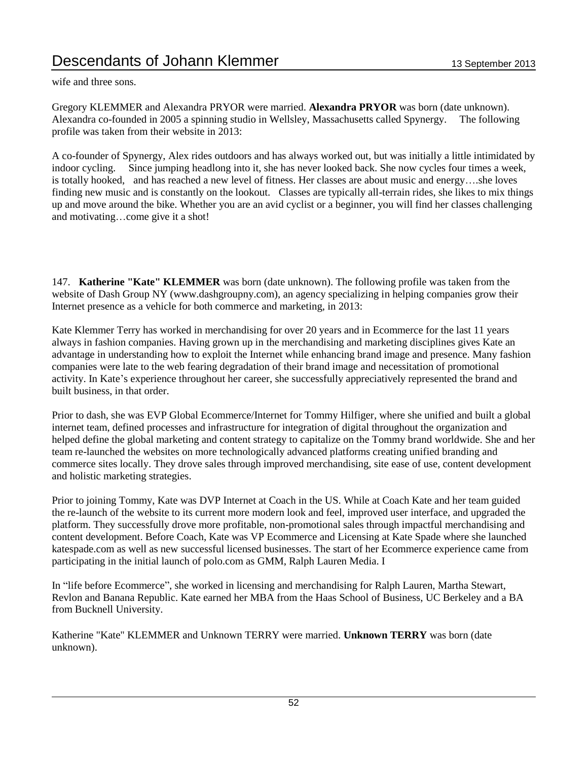wife and three sons.

Gregory KLEMMER and Alexandra PRYOR were married. **Alexandra PRYOR** was born (date unknown). Alexandra co-founded in 2005 a spinning studio in Wellsley, Massachusetts called Spynergy. The following profile was taken from their website in 2013:

A co-founder of Spynergy, Alex rides outdoors and has always worked out, but was initially a little intimidated by indoor cycling. Since jumping headlong into it, she has never looked back. She now cycles four times a week, is totally hooked, and has reached a new level of fitness. Her classes are about music and energy….she loves finding new music and is constantly on the lookout. Classes are typically all-terrain rides, she likes to mix things up and move around the bike. Whether you are an avid cyclist or a beginner, you will find her classes challenging and motivating…come give it a shot!

147. **Katherine "Kate" KLEMMER** was born (date unknown). The following profile was taken from the website of Dash Group NY (www.dashgroupny.com), an agency specializing in helping companies grow their Internet presence as a vehicle for both commerce and marketing, in 2013:

Kate Klemmer Terry has worked in merchandising for over 20 years and in Ecommerce for the last 11 years always in fashion companies. Having grown up in the merchandising and marketing disciplines gives Kate an advantage in understanding how to exploit the Internet while enhancing brand image and presence. Many fashion companies were late to the web fearing degradation of their brand image and necessitation of promotional activity. In Kate's experience throughout her career, she successfully appreciatively represented the brand and built business, in that order.

Prior to dash, she was EVP Global Ecommerce/Internet for Tommy Hilfiger, where she unified and built a global internet team, defined processes and infrastructure for integration of digital throughout the organization and helped define the global marketing and content strategy to capitalize on the Tommy brand worldwide. She and her team re-launched the websites on more technologically advanced platforms creating unified branding and commerce sites locally. They drove sales through improved merchandising, site ease of use, content development and holistic marketing strategies.

Prior to joining Tommy, Kate was DVP Internet at Coach in the US. While at Coach Kate and her team guided the re-launch of the website to its current more modern look and feel, improved user interface, and upgraded the platform. They successfully drove more profitable, non-promotional sales through impactful merchandising and content development. Before Coach, Kate was VP Ecommerce and Licensing at Kate Spade where she launched katespade.com as well as new successful licensed businesses. The start of her Ecommerce experience came from participating in the initial launch of polo.com as GMM, Ralph Lauren Media. I

In "life before Ecommerce", she worked in licensing and merchandising for Ralph Lauren, Martha Stewart, Revlon and Banana Republic. Kate earned her MBA from the Haas School of Business, UC Berkeley and a BA from Bucknell University.

Katherine "Kate" KLEMMER and Unknown TERRY were married. **Unknown TERRY** was born (date unknown).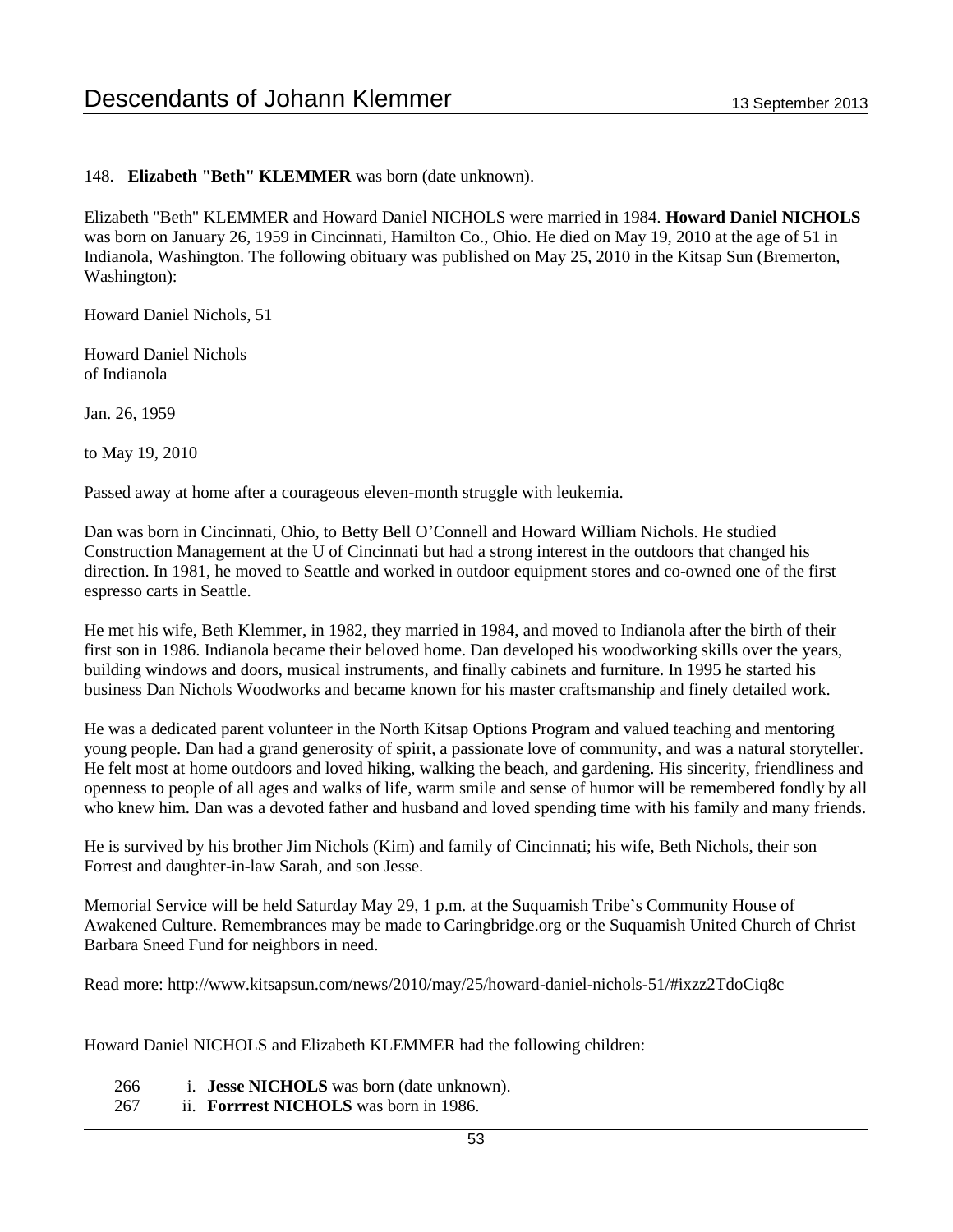148. **Elizabeth "Beth" KLEMMER** was born (date unknown).

Elizabeth "Beth" KLEMMER and Howard Daniel NICHOLS were married in 1984. **Howard Daniel NICHOLS** was born on January 26, 1959 in Cincinnati, Hamilton Co., Ohio. He died on May 19, 2010 at the age of 51 in Indianola, Washington. The following obituary was published on May 25, 2010 in the Kitsap Sun (Bremerton, Washington):

Howard Daniel Nichols, 51

Howard Daniel Nichols
of Indianola

Jan. 26, 1959

to May 19, 2010

Passed away at home after a courageous eleven-month struggle with leukemia.

Dan was born in Cincinnati, Ohio, to Betty Bell O'Connell and Howard William Nichols. He studied Construction Management at the U of Cincinnati but had a strong interest in the outdoors that changed his direction. In 1981, he moved to Seattle and worked in outdoor equipment stores and co-owned one of the first espresso carts in Seattle.

He met his wife, Beth Klemmer, in 1982, they married in 1984, and moved to Indianola after the birth of their first son in 1986. Indianola became their beloved home. Dan developed his woodworking skills over the years, building windows and doors, musical instruments, and finally cabinets and furniture. In 1995 he started his business Dan Nichols Woodworks and became known for his master craftsmanship and finely detailed work.

He was a dedicated parent volunteer in the North Kitsap Options Program and valued teaching and mentoring young people. Dan had a grand generosity of spirit, a passionate love of community, and was a natural storyteller. He felt most at home outdoors and loved hiking, walking the beach, and gardening. His sincerity, friendliness and openness to people of all ages and walks of life, warm smile and sense of humor will be remembered fondly by all who knew him. Dan was a devoted father and husband and loved spending time with his family and many friends.

He is survived by his brother Jim Nichols (Kim) and family of Cincinnati; his wife, Beth Nichols, their son Forrest and daughter-in-law Sarah, and son Jesse.

Memorial Service will be held Saturday May 29, 1 p.m. at the Suquamish Tribe's Community House of Awakened Culture. Remembrances may be made to Caringbridge.org or the Suquamish United Church of Christ Barbara Sneed Fund for neighbors in need.

Read more: http://www.kitsapsun.com/news/2010/may/25/howard-daniel-nichols-51/#ixzz2TdoCiq8c

Howard Daniel NICHOLS and Elizabeth KLEMMER had the following children:

266 i. **Jesse NICHOLS** was born (date unknown).
267 ii. **Forrrest NICHOLS** was born in 1986.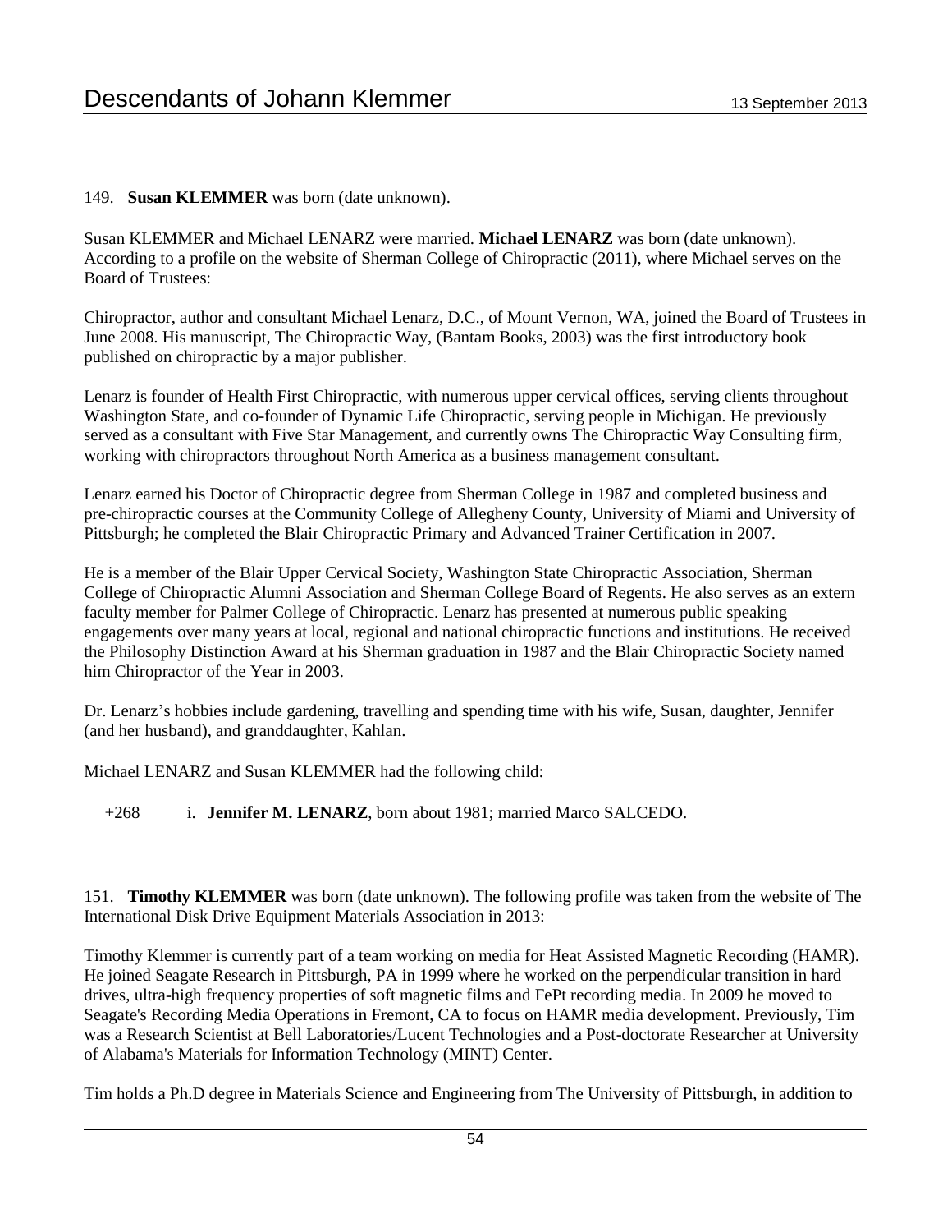149. **Susan KLEMMER** was born (date unknown).

Susan KLEMMER and Michael LENARZ were married. **Michael LENARZ** was born (date unknown). According to a profile on the website of Sherman College of Chiropractic (2011), where Michael serves on the Board of Trustees:

Chiropractor, author and consultant Michael Lenarz, D.C., of Mount Vernon, WA, joined the Board of Trustees in June 2008. His manuscript, The Chiropractic Way, (Bantam Books, 2003) was the first introductory book published on chiropractic by a major publisher.

Lenarz is founder of Health First Chiropractic, with numerous upper cervical offices, serving clients throughout Washington State, and co-founder of Dynamic Life Chiropractic, serving people in Michigan. He previously served as a consultant with Five Star Management, and currently owns The Chiropractic Way Consulting firm, working with chiropractors throughout North America as a business management consultant.

Lenarz earned his Doctor of Chiropractic degree from Sherman College in 1987 and completed business and pre-chiropractic courses at the Community College of Allegheny County, University of Miami and University of Pittsburgh; he completed the Blair Chiropractic Primary and Advanced Trainer Certification in 2007.

He is a member of the Blair Upper Cervical Society, Washington State Chiropractic Association, Sherman College of Chiropractic Alumni Association and Sherman College Board of Regents. He also serves as an extern faculty member for Palmer College of Chiropractic. Lenarz has presented at numerous public speaking engagements over many years at local, regional and national chiropractic functions and institutions. He received the Philosophy Distinction Award at his Sherman graduation in 1987 and the Blair Chiropractic Society named him Chiropractor of the Year in 2003.

Dr. Lenarz's hobbies include gardening, travelling and spending time with his wife, Susan, daughter, Jennifer (and her husband), and granddaughter, Kahlan.

Michael LENARZ and Susan KLEMMER had the following child:

+268 i. **Jennifer M. LENARZ**, born about 1981; married Marco SALCEDO.

151. **Timothy KLEMMER** was born (date unknown). The following profile was taken from the website of The International Disk Drive Equipment Materials Association in 2013:

Timothy Klemmer is currently part of a team working on media for Heat Assisted Magnetic Recording (HAMR). He joined Seagate Research in Pittsburgh, PA in 1999 where he worked on the perpendicular transition in hard drives, ultra-high frequency properties of soft magnetic films and FePt recording media. In 2009 he moved to Seagate's Recording Media Operations in Fremont, CA to focus on HAMR media development. Previously, Tim was a Research Scientist at Bell Laboratories/Lucent Technologies and a Post-doctorate Researcher at University of Alabama's Materials for Information Technology (MINT) Center.

Tim holds a Ph.D degree in Materials Science and Engineering from The University of Pittsburgh, in addition to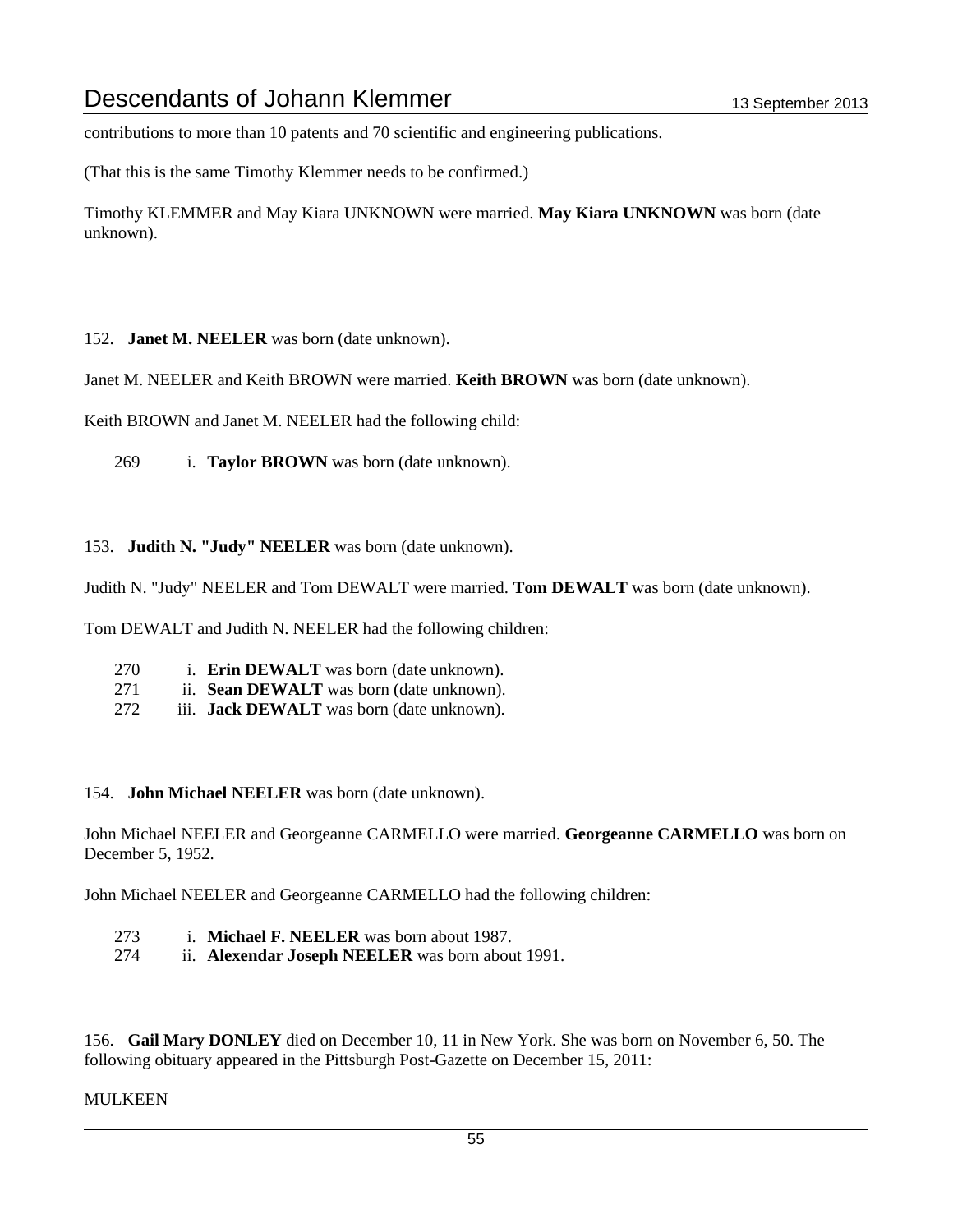contributions to more than 10 patents and 70 scientific and engineering publications.

(That this is the same Timothy Klemmer needs to be confirmed.)

Timothy KLEMMER and May Kiara UNKNOWN were married. **May Kiara UNKNOWN** was born (date unknown).

152. **Janet M. NEELER** was born (date unknown).

Janet M. NEELER and Keith BROWN were married. **Keith BROWN** was born (date unknown).

Keith BROWN and Janet M. NEELER had the following child:

269 i. **Taylor BROWN** was born (date unknown).

153. **Judith N. "Judy" NEELER** was born (date unknown).

Judith N. "Judy" NEELER and Tom DEWALT were married. **Tom DEWALT** was born (date unknown).

Tom DEWALT and Judith N. NEELER had the following children:

270 i. **Erin DEWALT** was born (date unknown).
271 ii. **Sean DEWALT** was born (date unknown).
272 iii. **Jack DEWALT** was born (date unknown).

154. **John Michael NEELER** was born (date unknown).

John Michael NEELER and Georgeanne CARMELLO were married. **Georgeanne CARMELLO** was born on December 5, 1952.

John Michael NEELER and Georgeanne CARMELLO had the following children:

273 i. **Michael F. NEELER** was born about 1987.
274 ii. **Alexendar Joseph NEELER** was born about 1991.

156. **Gail Mary DONLEY** died on December 10, 11 in New York. She was born on November 6, 50. The following obituary appeared in the Pittsburgh Post-Gazette on December 15, 2011:

MULKEEN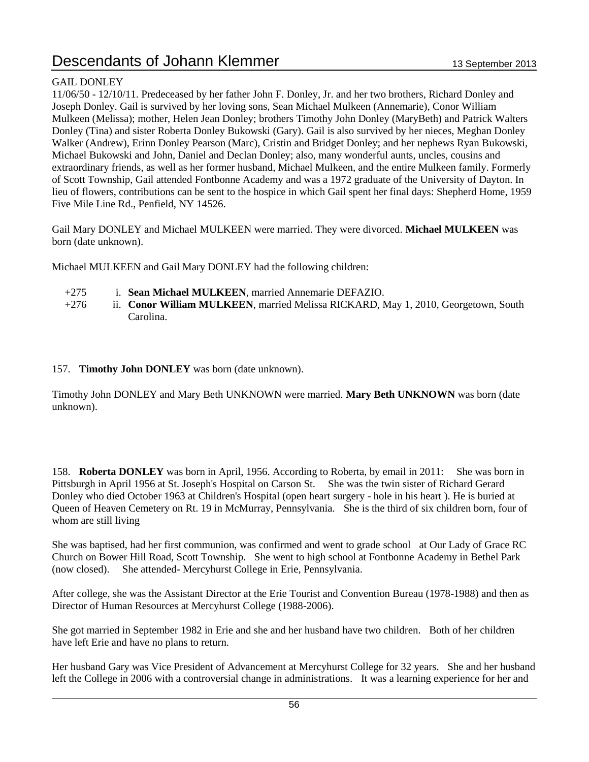GAIL DONLEY

11/06/50 - 12/10/11. Predeceased by her father John F. Donley, Jr. and her two brothers, Richard Donley and Joseph Donley. Gail is survived by her loving sons, Sean Michael Mulkeen (Annemarie), Conor William Mulkeen (Melissa); mother, Helen Jean Donley; brothers Timothy John Donley (MaryBeth) and Patrick Walters Donley (Tina) and sister Roberta Donley Bukowski (Gary). Gail is also survived by her nieces, Meghan Donley Walker (Andrew), Erinn Donley Pearson (Marc), Cristin and Bridget Donley; and her nephews Ryan Bukowski, Michael Bukowski and John, Daniel and Declan Donley; also, many wonderful aunts, uncles, cousins and extraordinary friends, as well as her former husband, Michael Mulkeen, and the entire Mulkeen family. Formerly of Scott Township, Gail attended Fontbonne Academy and was a 1972 graduate of the University of Dayton. In lieu of flowers, contributions can be sent to the hospice in which Gail spent her final days: Shepherd Home, 1959 Five Mile Line Rd., Penfield, NY 14526.

Gail Mary DONLEY and Michael MULKEEN were married. They were divorced. **Michael MULKEEN** was born (date unknown).

Michael MULKEEN and Gail Mary DONLEY had the following children:

+275 i. **Sean Michael MULKEEN**, married Annemarie DEFAZIO.

+276 ii. **Conor William MULKEEN**, married Melissa RICKARD, May 1, 2010, Georgetown, South Carolina.

157. **Timothy John DONLEY** was born (date unknown).

Timothy John DONLEY and Mary Beth UNKNOWN were married. **Mary Beth UNKNOWN** was born (date unknown).

158. **Roberta DONLEY** was born in April, 1956. According to Roberta, by email in 2011: She was born in Pittsburgh in April 1956 at St. Joseph's Hospital on Carson St. She was the twin sister of Richard Gerard Donley who died October 1963 at Children's Hospital (open heart surgery - hole in his heart ). He is buried at Queen of Heaven Cemetery on Rt. 19 in McMurray, Pennsylvania. She is the third of six children born, four of whom are still living

She was baptised, had her first communion, was confirmed and went to grade school at Our Lady of Grace RC Church on Bower Hill Road, Scott Township. She went to high school at Fontbonne Academy in Bethel Park (now closed). She attended- Mercyhurst College in Erie, Pennsylvania.

After college, she was the Assistant Director at the Erie Tourist and Convention Bureau (1978-1988) and then as Director of Human Resources at Mercyhurst College (1988-2006).

She got married in September 1982 in Erie and she and her husband have two children. Both of her children have left Erie and have no plans to return.

Her husband Gary was Vice President of Advancement at Mercyhurst College for 32 years. She and her husband left the College in 2006 with a controversial change in administrations. It was a learning experience for her and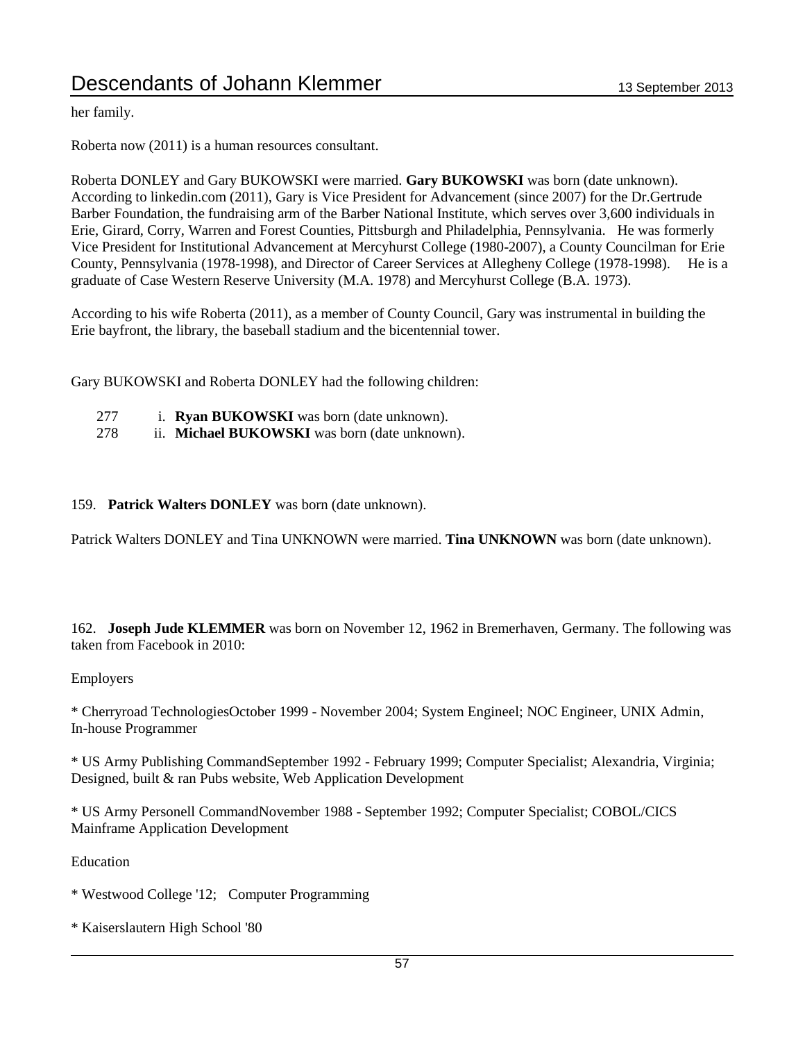her family.

Roberta now (2011) is a human resources consultant.

Roberta DONLEY and Gary BUKOWSKI were married. **Gary BUKOWSKI** was born (date unknown). According to linkedin.com (2011), Gary is Vice President for Advancement (since 2007) for the Dr.Gertrude Barber Foundation, the fundraising arm of the Barber National Institute, which serves over 3,600 individuals in Erie, Girard, Corry, Warren and Forest Counties, Pittsburgh and Philadelphia, Pennsylvania. He was formerly Vice President for Institutional Advancement at Mercyhurst College (1980-2007), a County Councilman for Erie County, Pennsylvania (1978-1998), and Director of Career Services at Allegheny College (1978-1998). He is a graduate of Case Western Reserve University (M.A. 1978) and Mercyhurst College (B.A. 1973).

According to his wife Roberta (2011), as a member of County Council, Gary was instrumental in building the Erie bayfront, the library, the baseball stadium and the bicentennial tower.

Gary BUKOWSKI and Roberta DONLEY had the following children:

277 i. **Ryan BUKOWSKI** was born (date unknown).
278 ii. **Michael BUKOWSKI** was born (date unknown).

159. **Patrick Walters DONLEY** was born (date unknown).

Patrick Walters DONLEY and Tina UNKNOWN were married. **Tina UNKNOWN** was born (date unknown).

162. **Joseph Jude KLEMMER** was born on November 12, 1962 in Bremerhaven, Germany. The following was taken from Facebook in 2010:

Employers

* Cherryroad TechnologiesOctober 1999 - November 2004; System Engineel; NOC Engineer, UNIX Admin, In-house Programmer

* US Army Publishing CommandSeptember 1992 - February 1999; Computer Specialist; Alexandria, Virginia; Designed, built & ran Pubs website, Web Application Development

* US Army Personell CommandNovember 1988 - September 1992; Computer Specialist; COBOL/CICS Mainframe Application Development

Education

* Westwood College '12; Computer Programming

* Kaiserslautern High School '80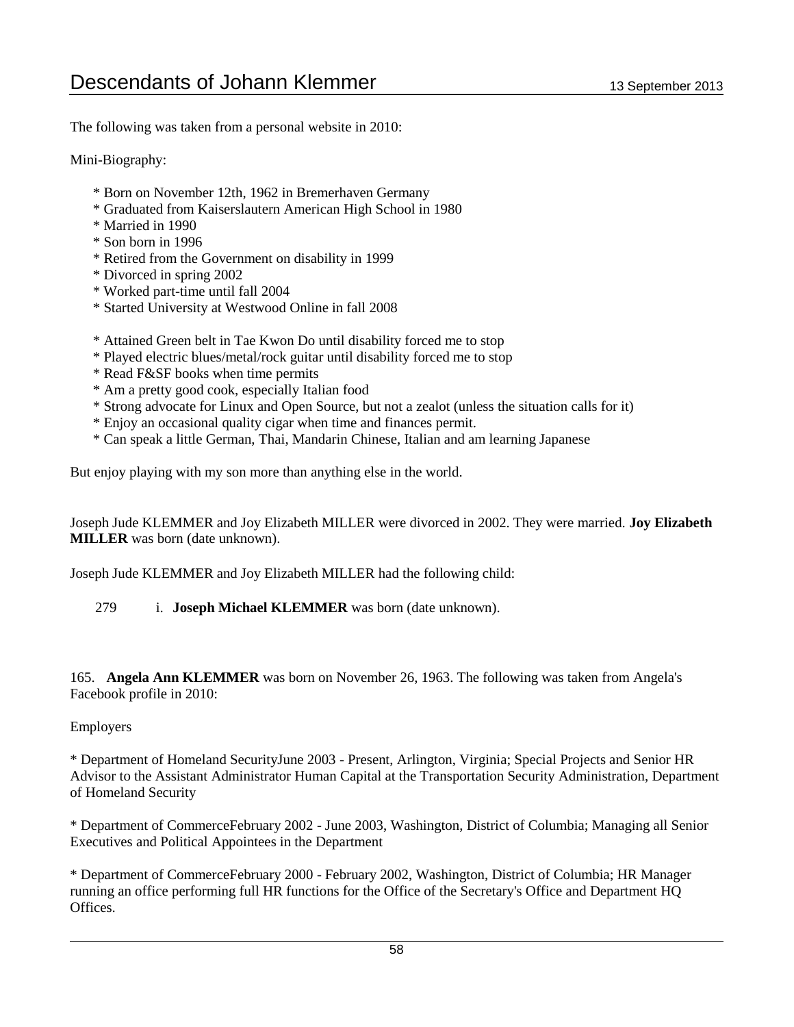The following was taken from a personal website in 2010:

Mini-Biography:

* Born on November 12th, 1962 in Bremerhaven Germany
* Graduated from Kaiserslautern American High School in 1980
* Married in 1990
* Son born in 1996
* Retired from the Government on disability in 1999
* Divorced in spring 2002
* Worked part-time until fall 2004
* Started University at Westwood Online in fall 2008

* Attained Green belt in Tae Kwon Do until disability forced me to stop
* Played electric blues/metal/rock guitar until disability forced me to stop
* Read F&SF books when time permits
* Am a pretty good cook, especially Italian food
* Strong advocate for Linux and Open Source, but not a zealot (unless the situation calls for it)
* Enjoy an occasional quality cigar when time and finances permit.
* Can speak a little German, Thai, Mandarin Chinese, Italian and am learning Japanese

But enjoy playing with my son more than anything else in the world.

Joseph Jude KLEMMER and Joy Elizabeth MILLER were divorced in 2002. They were married. **Joy Elizabeth MILLER** was born (date unknown).

Joseph Jude KLEMMER and Joy Elizabeth MILLER had the following child:

279 i. **Joseph Michael KLEMMER** was born (date unknown).

165. **Angela Ann KLEMMER** was born on November 26, 1963. The following was taken from Angela's Facebook profile in 2010:

Employers

* Department of Homeland SecurityJune 2003 - Present, Arlington, Virginia; Special Projects and Senior HR Advisor to the Assistant Administrator Human Capital at the Transportation Security Administration, Department of Homeland Security

* Department of CommerceFebruary 2002 - June 2003, Washington, District of Columbia; Managing all Senior Executives and Political Appointees in the Department

* Department of CommerceFebruary 2000 - February 2002, Washington, District of Columbia; HR Manager running an office performing full HR functions for the Office of the Secretary's Office and Department HQ Offices.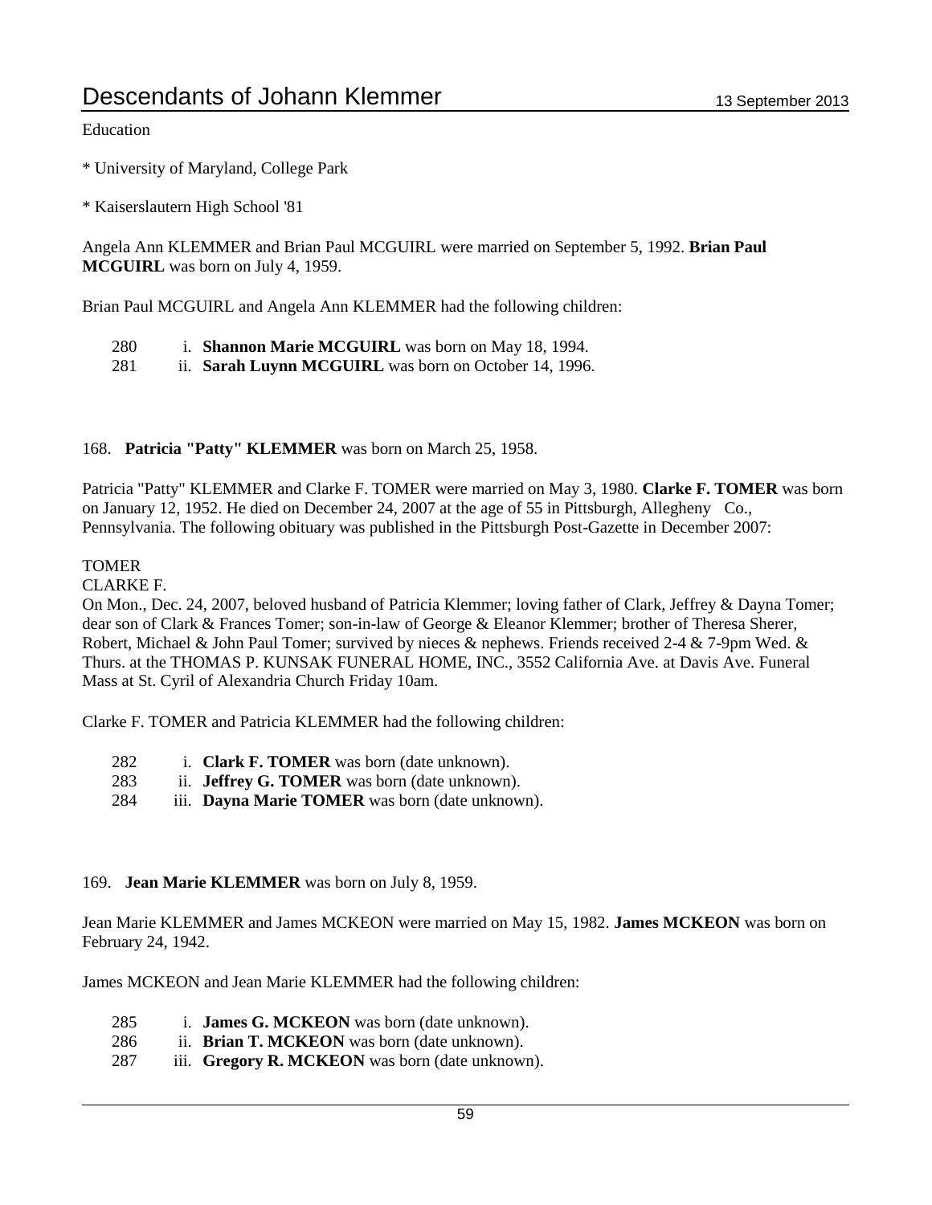Education

* University of Maryland, College Park

* Kaiserslautern High School '81

Angela Ann KLEMMER and Brian Paul MCGUIRL were married on September 5, 1992. **Brian Paul MCGUIRL** was born on July 4, 1959.

Brian Paul MCGUIRL and Angela Ann KLEMMER had the following children:

280 i. **Shannon Marie MCGUIRL** was born on May 18, 1994.
281 ii. **Sarah Luynn MCGUIRL** was born on October 14, 1996.

168. **Patricia "Patty" KLEMMER** was born on March 25, 1958.

Patricia "Patty" KLEMMER and Clarke F. TOMER were married on May 3, 1980. **Clarke F. TOMER** was born on January 12, 1952. He died on December 24, 2007 at the age of 55 in Pittsburgh, Allegheny Co., Pennsylvania. The following obituary was published in the Pittsburgh Post-Gazette in December 2007:

TOMER
CLARKE F.
On Mon., Dec. 24, 2007, beloved husband of Patricia Klemmer; loving father of Clark, Jeffrey & Dayna Tomer; dear son of Clark & Frances Tomer; son-in-law of George & Eleanor Klemmer; brother of Theresa Sherer, Robert, Michael & John Paul Tomer; survived by nieces & nephews. Friends received 2-4 & 7-9pm Wed. & Thurs. at the THOMAS P. KUNSAK FUNERAL HOME, INC., 3552 California Ave. at Davis Ave. Funeral Mass at St. Cyril of Alexandria Church Friday 10am.

Clarke F. TOMER and Patricia KLEMMER had the following children:

282 i. **Clark F. TOMER** was born (date unknown).
283 ii. **Jeffrey G. TOMER** was born (date unknown).
284 iii. **Dayna Marie TOMER** was born (date unknown).

169. **Jean Marie KLEMMER** was born on July 8, 1959.

Jean Marie KLEMMER and James MCKEON were married on May 15, 1982. **James MCKEON** was born on February 24, 1942.

James MCKEON and Jean Marie KLEMMER had the following children:

285 i. **James G. MCKEON** was born (date unknown).
286 ii. **Brian T. MCKEON** was born (date unknown).
287 iii. **Gregory R. MCKEON** was born (date unknown).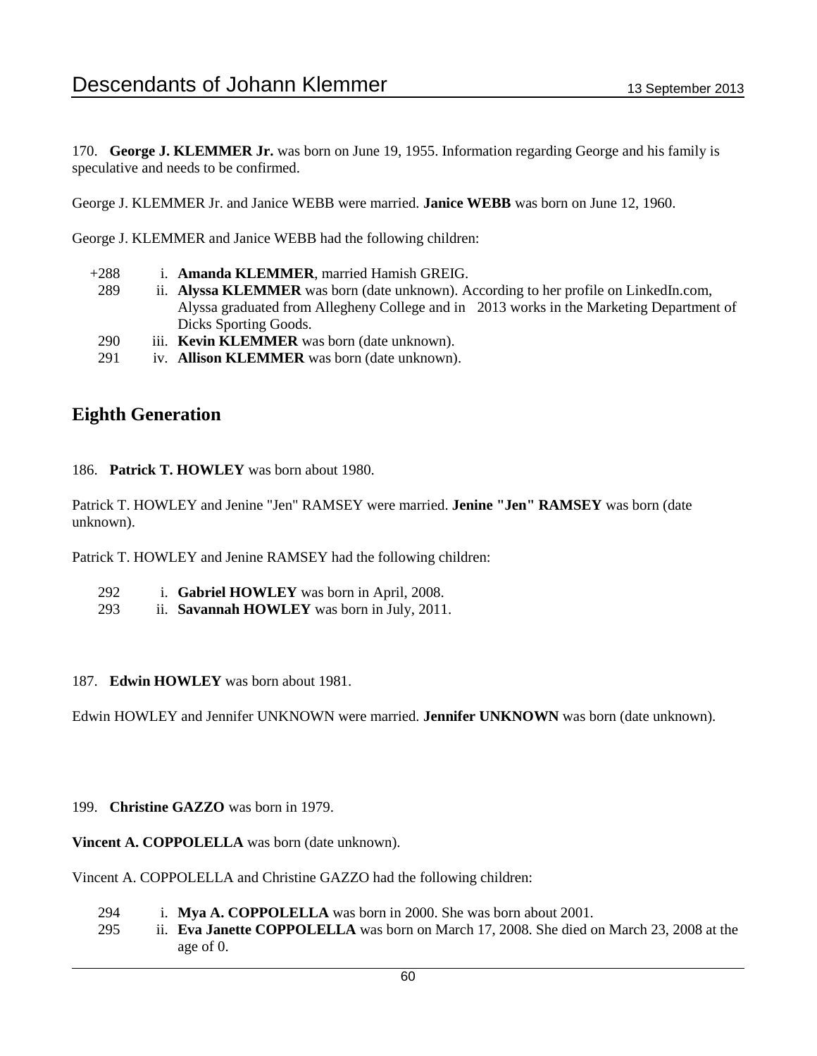170. **George J. KLEMMER Jr.** was born on June 19, 1955. Information regarding George and his family is speculative and needs to be confirmed.

George J. KLEMMER Jr. and Janice WEBB were married. **Janice WEBB** was born on June 12, 1960.

George J. KLEMMER and Janice WEBB had the following children:

- +288 i. **Amanda KLEMMER**, married Hamish GREIG.
- 289 ii. **Alyssa KLEMMER** was born (date unknown). According to her profile on LinkedIn.com, Alyssa graduated from Allegheny College and in 2013 works in the Marketing Department of Dicks Sporting Goods.
- 290 iii. **Kevin KLEMMER** was born (date unknown).
- 291 iv. **Allison KLEMMER** was born (date unknown).

## Eighth Generation

186. **Patrick T. HOWLEY** was born about 1980.

Patrick T. HOWLEY and Jenine "Jen" RAMSEY were married. **Jenine "Jen" RAMSEY** was born (date unknown).

Patrick T. HOWLEY and Jenine RAMSEY had the following children:

- 292 i. **Gabriel HOWLEY** was born in April, 2008.
- 293 ii. **Savannah HOWLEY** was born in July, 2011.

187. **Edwin HOWLEY** was born about 1981.

Edwin HOWLEY and Jennifer UNKNOWN were married. **Jennifer UNKNOWN** was born (date unknown).

199. **Christine GAZZO** was born in 1979.

**Vincent A. COPPOLELLA** was born (date unknown).

Vincent A. COPPOLELLA and Christine GAZZO had the following children:

- 294 i. **Mya A. COPPOLELLA** was born in 2000. She was born about 2001.
- 295 ii. **Eva Janette COPPOLELLA** was born on March 17, 2008. She died on March 23, 2008 at the age of 0.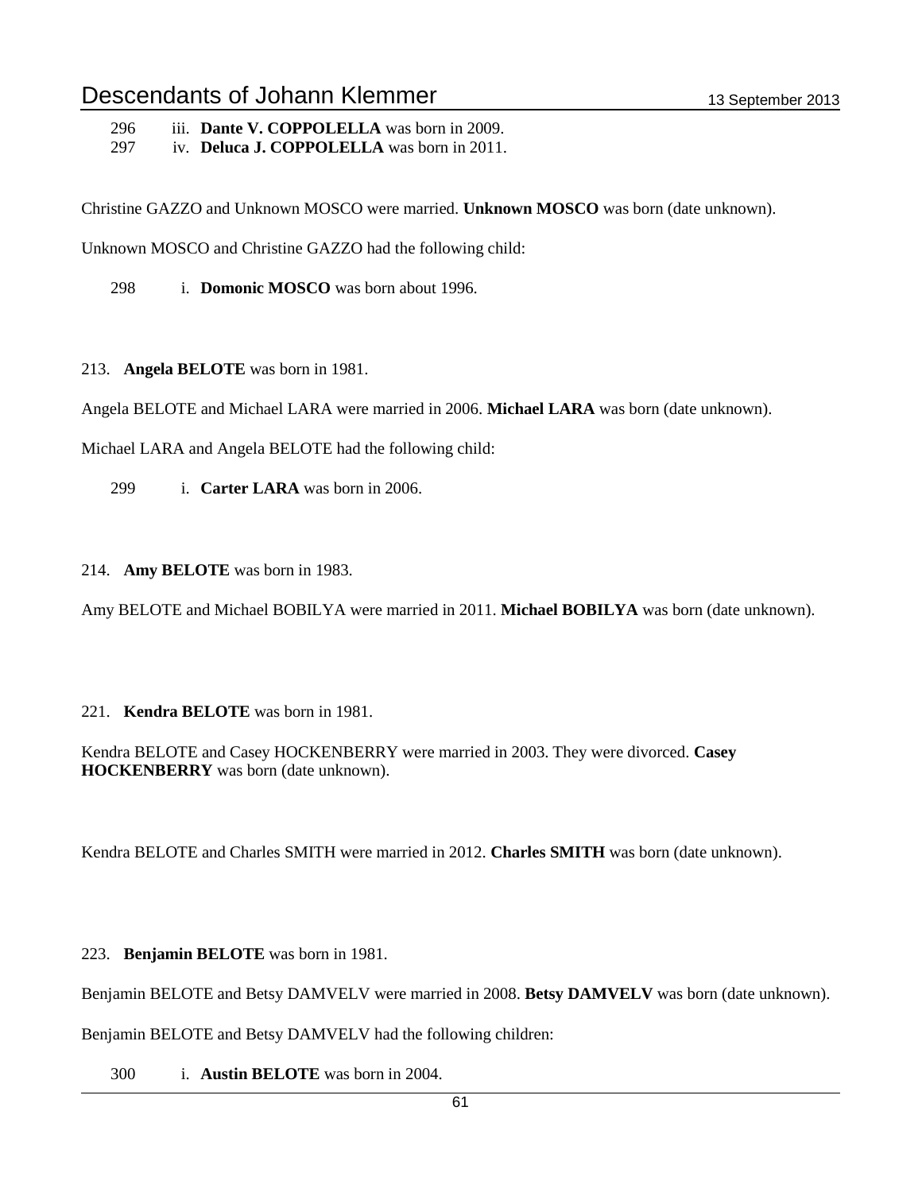296 iii. **Dante V. COPPOLELLA** was born in 2009.
297 iv. **Deluca J. COPPOLELLA** was born in 2011.

Christine GAZZO and Unknown MOSCO were married. **Unknown MOSCO** was born (date unknown).

Unknown MOSCO and Christine GAZZO had the following child:

298 i. **Domonic MOSCO** was born about 1996.

213. **Angela BELOTE** was born in 1981.

Angela BELOTE and Michael LARA were married in 2006. **Michael LARA** was born (date unknown).

Michael LARA and Angela BELOTE had the following child:

299 i. **Carter LARA** was born in 2006.

214. **Amy BELOTE** was born in 1983.

Amy BELOTE and Michael BOBILYA were married in 2011. **Michael BOBILYA** was born (date unknown).

221. **Kendra BELOTE** was born in 1981.

Kendra BELOTE and Casey HOCKENBERRY were married in 2003. They were divorced. **Casey HOCKENBERRY** was born (date unknown).

Kendra BELOTE and Charles SMITH were married in 2012. **Charles SMITH** was born (date unknown).

223. **Benjamin BELOTE** was born in 1981.

Benjamin BELOTE and Betsy DAMVELV were married in 2008. **Betsy DAMVELV** was born (date unknown).

Benjamin BELOTE and Betsy DAMVELV had the following children:

300 i. **Austin BELOTE** was born in 2004.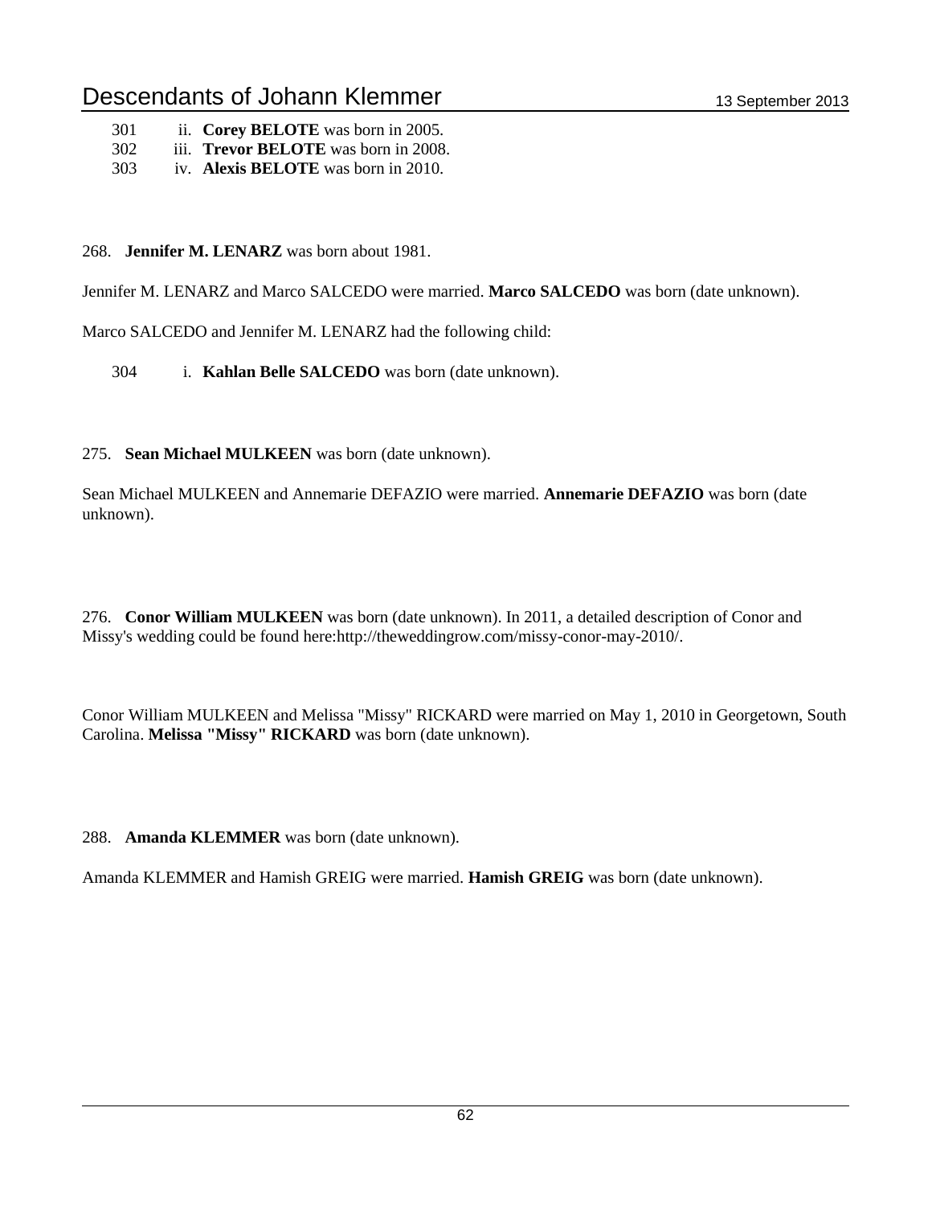301 ii. **Corey BELOTE** was born in 2005.
302 iii. **Trevor BELOTE** was born in 2008.
303 iv. **Alexis BELOTE** was born in 2010.

268. **Jennifer M. LENARZ** was born about 1981.

Jennifer M. LENARZ and Marco SALCEDO were married. **Marco SALCEDO** was born (date unknown).

Marco SALCEDO and Jennifer M. LENARZ had the following child:

304 i. **Kahlan Belle SALCEDO** was born (date unknown).

275. **Sean Michael MULKEEN** was born (date unknown).

Sean Michael MULKEEN and Annemarie DEFAZIO were married. **Annemarie DEFAZIO** was born (date unknown).

276. **Conor William MULKEEN** was born (date unknown). In 2011, a detailed description of Conor and Missy's wedding could be found here:http://theweddingrow.com/missy-conor-may-2010/.

Conor William MULKEEN and Melissa "Missy" RICKARD were married on May 1, 2010 in Georgetown, South Carolina. **Melissa "Missy" RICKARD** was born (date unknown).

288. **Amanda KLEMMER** was born (date unknown).

Amanda KLEMMER and Hamish GREIG were married. **Hamish GREIG** was born (date unknown).